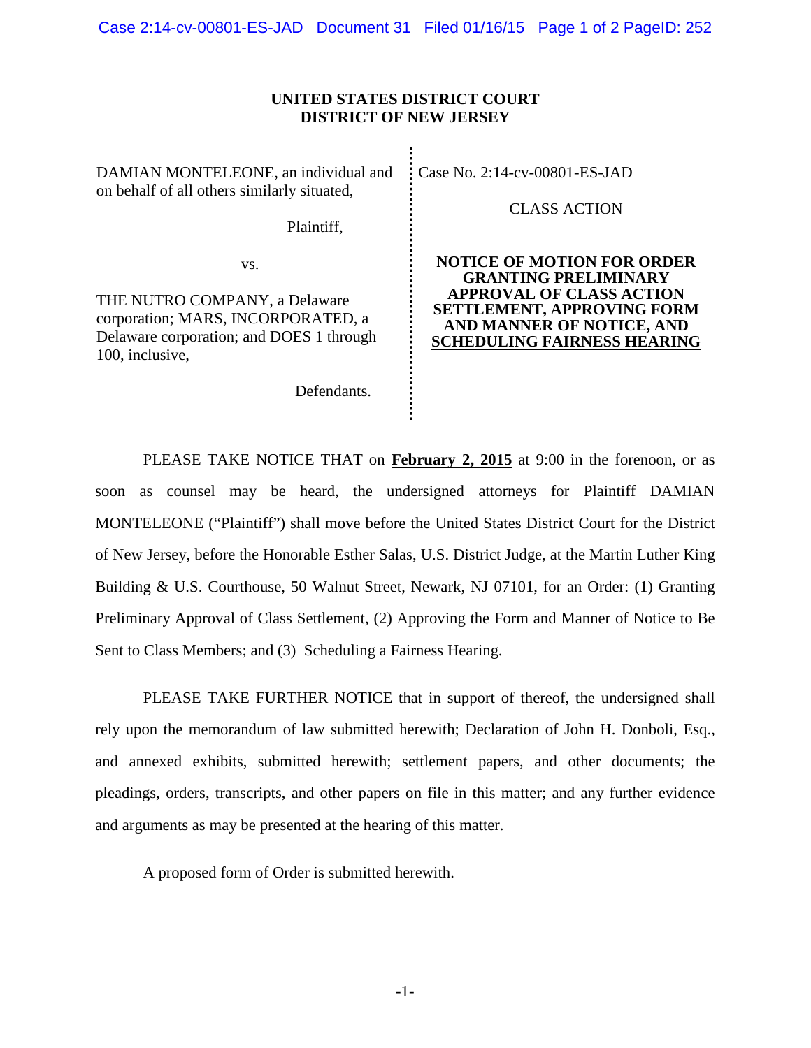**UNITED STATES DISTRICT COURT**
**DISTRICT OF NEW JERSEY**

| | |
|---|---|
| DAMIAN MONTELEONE, an individual and on behalf of all others similarly situated,<br><br>Plaintiff,<br><br>vs.<br><br>THE NUTRO COMPANY, a Delaware corporation; MARS, INCORPORATED, a Delaware corporation; and DOES 1 through 100, inclusive,<br><br>Defendants. | Case No. 2:14-cv-00801-ES-JAD<br><br>CLASS ACTION<br><br>**NOTICE OF MOTION FOR ORDER GRANTING PRELIMINARY APPROVAL OF CLASS ACTION SETTLEMENT, APPROVING FORM AND MANNER OF NOTICE, AND SCHEDULING FAIRNESS HEARING** |

PLEASE TAKE NOTICE THAT on **February 2, 2015** at 9:00 in the forenoon, or as soon as counsel may be heard, the undersigned attorneys for Plaintiff DAMIAN MONTELEONE ("Plaintiff") shall move before the United States District Court for the District of New Jersey, before the Honorable Esther Salas, U.S. District Judge, at the Martin Luther King Building & U.S. Courthouse, 50 Walnut Street, Newark, NJ 07101, for an Order: (1) Granting Preliminary Approval of Class Settlement, (2) Approving the Form and Manner of Notice to Be Sent to Class Members; and (3) Scheduling a Fairness Hearing.

PLEASE TAKE FURTHER NOTICE that in support of thereof, the undersigned shall rely upon the memorandum of law submitted herewith; Declaration of John H. Donboli, Esq., and annexed exhibits, submitted herewith; settlement papers, and other documents; the pleadings, orders, transcripts, and other papers on file in this matter; and any further evidence and arguments as may be presented at the hearing of this matter.

A proposed form of Order is submitted herewith.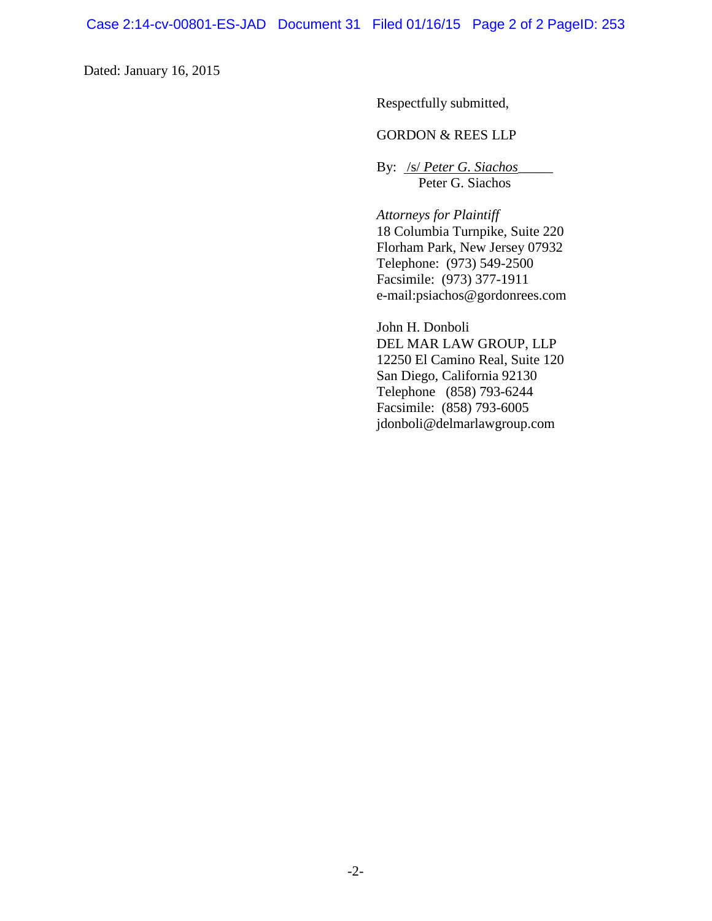Dated: January 16, 2015

Respectfully submitted,

GORDON & REES LLP

By: /s/ *Peter G. Siachos*
Peter G. Siachos

*Attorneys for Plaintiff*
18 Columbia Turnpike, Suite 220
Florham Park, New Jersey 07932
Telephone: (973) 549-2500
Facsimile: (973) 377-1911
e-mail:psiachos@gordonrees.com

John H. Donboli
DEL MAR LAW GROUP, LLP
12250 El Camino Real, Suite 120
San Diego, California 92130
Telephone (858) 793-6244
Facsimile: (858) 793-6005
jdonboli@delmarlawgroup.com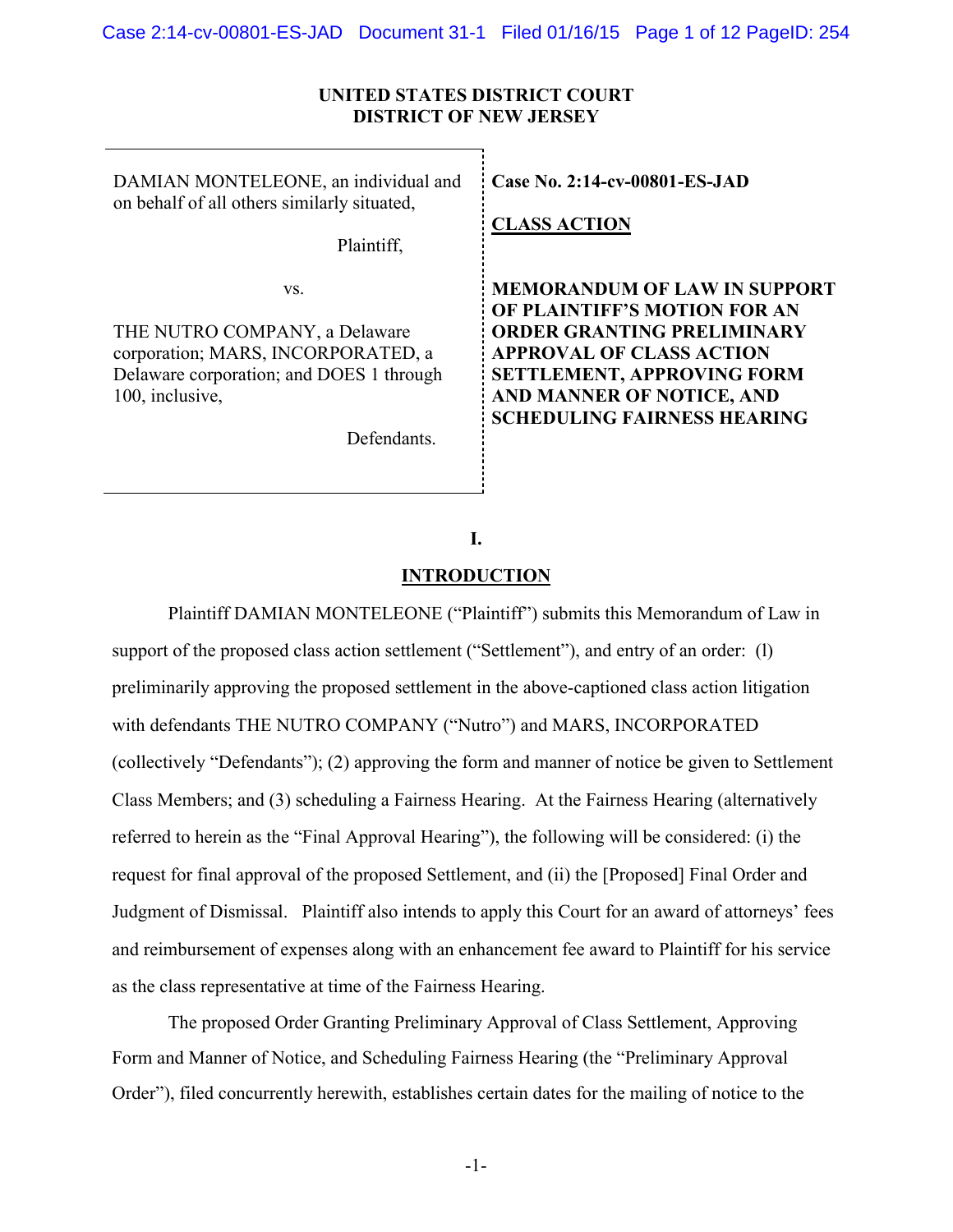**UNITED STATES DISTRICT COURT**
**DISTRICT OF NEW JERSEY**

| | |
|---|---|
| DAMIAN MONTELEONE, an individual and on behalf of all others similarly situated,<br><br>Plaintiff,<br><br>vs.<br><br>THE NUTRO COMPANY, a Delaware corporation; MARS, INCORPORATED, a Delaware corporation; and DOES 1 through 100, inclusive,<br><br>Defendants. | **Case No. 2:14-cv-00801-ES-JAD**<br><br>**CLASS ACTION**<br><br>**MEMORANDUM OF LAW IN SUPPORT OF PLAINTIFF'S MOTION FOR AN ORDER GRANTING PRELIMINARY APPROVAL OF CLASS ACTION SETTLEMENT, APPROVING FORM AND MANNER OF NOTICE, AND SCHEDULING FAIRNESS HEARING** |

## I.

## INTRODUCTION

Plaintiff DAMIAN MONTELEONE ("Plaintiff") submits this Memorandum of Law in support of the proposed class action settlement ("Settlement"), and entry of an order: (l) preliminarily approving the proposed settlement in the above-captioned class action litigation with defendants THE NUTRO COMPANY ("Nutro") and MARS, INCORPORATED (collectively "Defendants"); (2) approving the form and manner of notice be given to Settlement Class Members; and (3) scheduling a Fairness Hearing. At the Fairness Hearing (alternatively referred to herein as the "Final Approval Hearing"), the following will be considered: (i) the request for final approval of the proposed Settlement, and (ii) the [Proposed] Final Order and Judgment of Dismissal. Plaintiff also intends to apply this Court for an award of attorneys' fees and reimbursement of expenses along with an enhancement fee award to Plaintiff for his service as the class representative at time of the Fairness Hearing.

The proposed Order Granting Preliminary Approval of Class Settlement, Approving Form and Manner of Notice, and Scheduling Fairness Hearing (the "Preliminary Approval Order"), filed concurrently herewith, establishes certain dates for the mailing of notice to the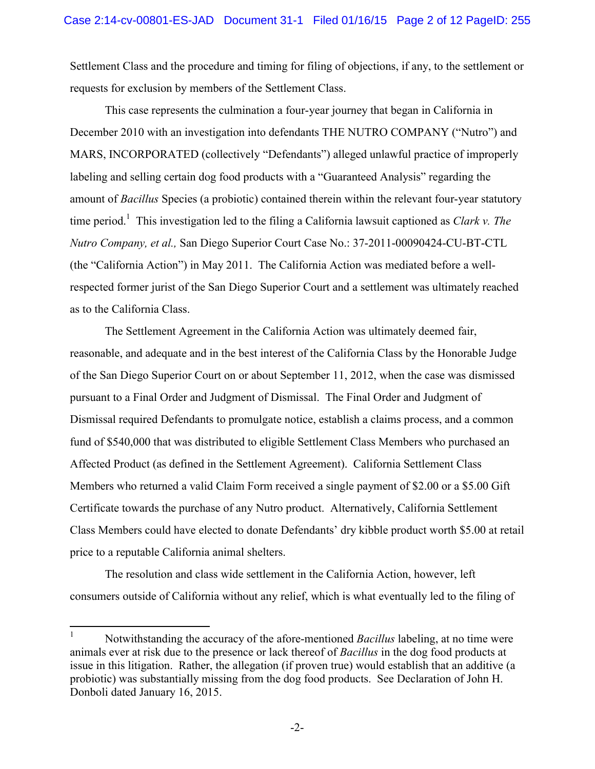Settlement Class and the procedure and timing for filing of objections, if any, to the settlement or requests for exclusion by members of the Settlement Class.

This case represents the culmination a four-year journey that began in California in December 2010 with an investigation into defendants THE NUTRO COMPANY ("Nutro") and MARS, INCORPORATED (collectively "Defendants") alleged unlawful practice of improperly labeling and selling certain dog food products with a "Guaranteed Analysis" regarding the amount of *Bacillus* Species (a probiotic) contained therein within the relevant four-year statutory time period.[1] This investigation led to the filing a California lawsuit captioned as *Clark v. The Nutro Company, et al.,* San Diego Superior Court Case No.: 37-2011-00090424-CU-BT-CTL (the "California Action") in May 2011. The California Action was mediated before a well-respected former jurist of the San Diego Superior Court and a settlement was ultimately reached as to the California Class.

The Settlement Agreement in the California Action was ultimately deemed fair, reasonable, and adequate and in the best interest of the California Class by the Honorable Judge of the San Diego Superior Court on or about September 11, 2012, when the case was dismissed pursuant to a Final Order and Judgment of Dismissal. The Final Order and Judgment of Dismissal required Defendants to promulgate notice, establish a claims process, and a common fund of $540,000 that was distributed to eligible Settlement Class Members who purchased an Affected Product (as defined in the Settlement Agreement). California Settlement Class Members who returned a valid Claim Form received a single payment of $2.00 or a $5.00 Gift Certificate towards the purchase of any Nutro product. Alternatively, California Settlement Class Members could have elected to donate Defendants' dry kibble product worth $5.00 at retail price to a reputable California animal shelters.

The resolution and class wide settlement in the California Action, however, left consumers outside of California without any relief, which is what eventually led to the filing of

---

[1] Notwithstanding the accuracy of the afore-mentioned *Bacillus* labeling, at no time were animals ever at risk due to the presence or lack thereof of *Bacillus* in the dog food products at issue in this litigation. Rather, the allegation (if proven true) would establish that an additive (a probiotic) was substantially missing from the dog food products. See Declaration of John H. Donboli dated January 16, 2015.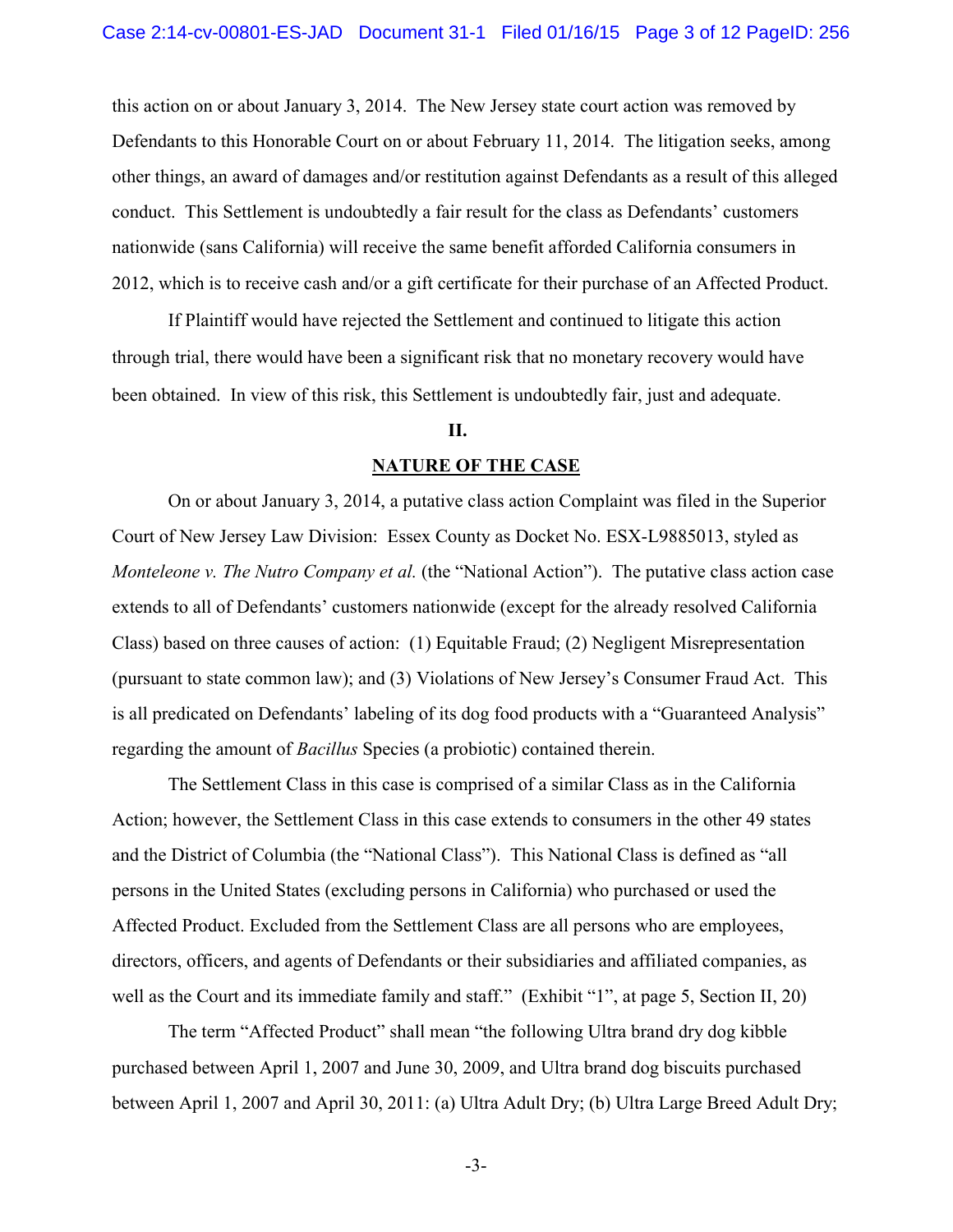this action on or about January 3, 2014. The New Jersey state court action was removed by Defendants to this Honorable Court on or about February 11, 2014. The litigation seeks, among other things, an award of damages and/or restitution against Defendants as a result of this alleged conduct. This Settlement is undoubtedly a fair result for the class as Defendants' customers nationwide (sans California) will receive the same benefit afforded California consumers in 2012, which is to receive cash and/or a gift certificate for their purchase of an Affected Product.

If Plaintiff would have rejected the Settlement and continued to litigate this action through trial, there would have been a significant risk that no monetary recovery would have been obtained. In view of this risk, this Settlement is undoubtedly fair, just and adequate.

## II.

## NATURE OF THE CASE

On or about January 3, 2014, a putative class action Complaint was filed in the Superior Court of New Jersey Law Division: Essex County as Docket No. ESX-L9885013, styled as *Monteleone v. The Nutro Company et al.* (the "National Action"). The putative class action case extends to all of Defendants' customers nationwide (except for the already resolved California Class) based on three causes of action: (1) Equitable Fraud; (2) Negligent Misrepresentation (pursuant to state common law); and (3) Violations of New Jersey's Consumer Fraud Act. This is all predicated on Defendants' labeling of its dog food products with a "Guaranteed Analysis" regarding the amount of *Bacillus* Species (a probiotic) contained therein.

The Settlement Class in this case is comprised of a similar Class as in the California Action; however, the Settlement Class in this case extends to consumers in the other 49 states and the District of Columbia (the "National Class"). This National Class is defined as "all persons in the United States (excluding persons in California) who purchased or used the Affected Product. Excluded from the Settlement Class are all persons who are employees, directors, officers, and agents of Defendants or their subsidiaries and affiliated companies, as well as the Court and its immediate family and staff." (Exhibit "1", at page 5, Section II, 20)

The term "Affected Product" shall mean "the following Ultra brand dry dog kibble purchased between April 1, 2007 and June 30, 2009, and Ultra brand dog biscuits purchased between April 1, 2007 and April 30, 2011: (a) Ultra Adult Dry; (b) Ultra Large Breed Adult Dry;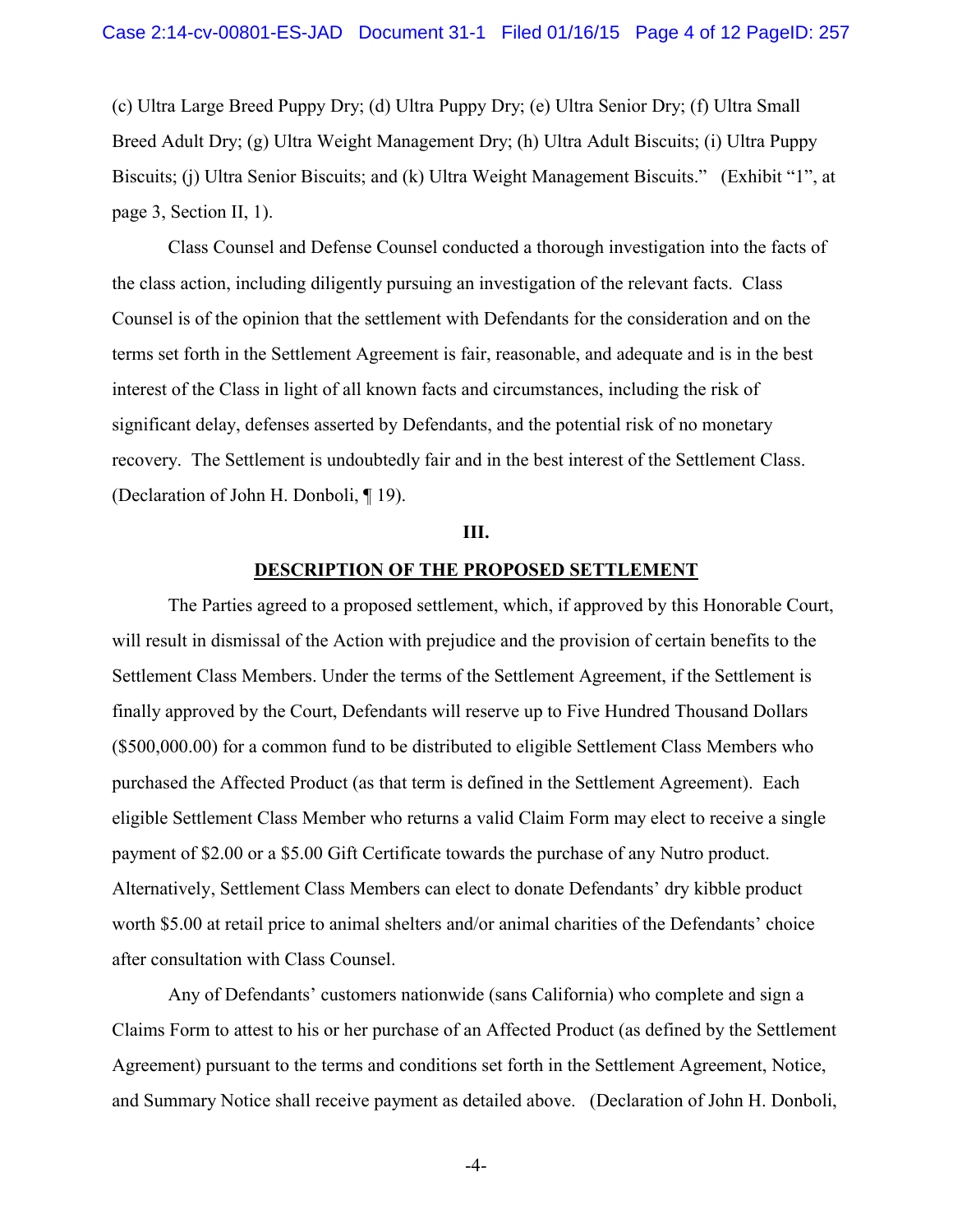(c) Ultra Large Breed Puppy Dry; (d) Ultra Puppy Dry; (e) Ultra Senior Dry; (f) Ultra Small Breed Adult Dry; (g) Ultra Weight Management Dry; (h) Ultra Adult Biscuits; (i) Ultra Puppy Biscuits; (j) Ultra Senior Biscuits; and (k) Ultra Weight Management Biscuits." (Exhibit "1", at page 3, Section II, 1).

Class Counsel and Defense Counsel conducted a thorough investigation into the facts of the class action, including diligently pursuing an investigation of the relevant facts. Class Counsel is of the opinion that the settlement with Defendants for the consideration and on the terms set forth in the Settlement Agreement is fair, reasonable, and adequate and is in the best interest of the Class in light of all known facts and circumstances, including the risk of significant delay, defenses asserted by Defendants, and the potential risk of no monetary recovery. The Settlement is undoubtedly fair and in the best interest of the Settlement Class. (Declaration of John H. Donboli, ¶ 19).

## III.

## DESCRIPTION OF THE PROPOSED SETTLEMENT

The Parties agreed to a proposed settlement, which, if approved by this Honorable Court, will result in dismissal of the Action with prejudice and the provision of certain benefits to the Settlement Class Members. Under the terms of the Settlement Agreement, if the Settlement is finally approved by the Court, Defendants will reserve up to Five Hundred Thousand Dollars ($500,000.00) for a common fund to be distributed to eligible Settlement Class Members who purchased the Affected Product (as that term is defined in the Settlement Agreement). Each eligible Settlement Class Member who returns a valid Claim Form may elect to receive a single payment of $2.00 or a $5.00 Gift Certificate towards the purchase of any Nutro product. Alternatively, Settlement Class Members can elect to donate Defendants' dry kibble product worth $5.00 at retail price to animal shelters and/or animal charities of the Defendants' choice after consultation with Class Counsel.

Any of Defendants' customers nationwide (sans California) who complete and sign a Claims Form to attest to his or her purchase of an Affected Product (as defined by the Settlement Agreement) pursuant to the terms and conditions set forth in the Settlement Agreement, Notice, and Summary Notice shall receive payment as detailed above. (Declaration of John H. Donboli,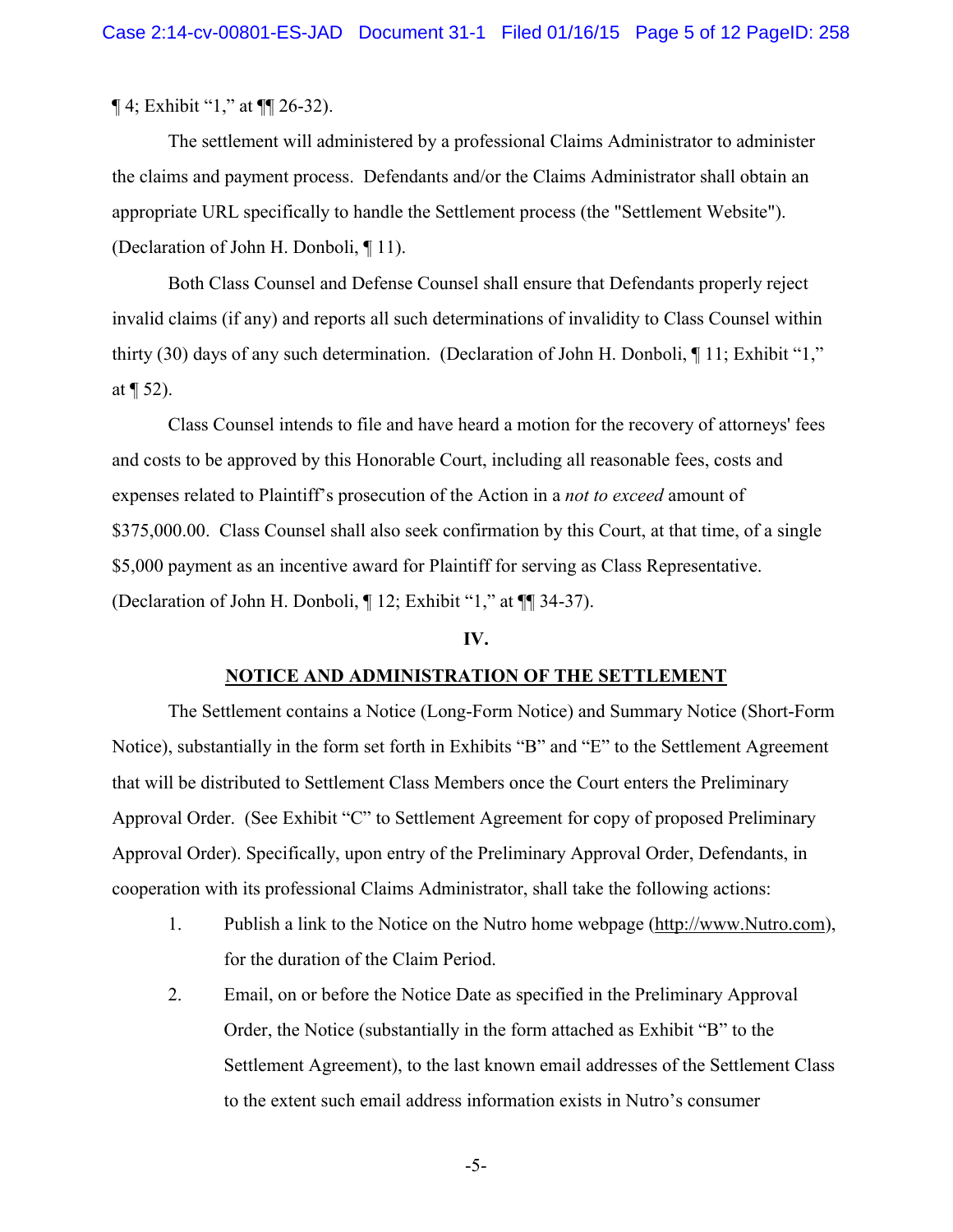¶ 4; Exhibit "1," at ¶¶ 26-32).

The settlement will administered by a professional Claims Administrator to administer the claims and payment process. Defendants and/or the Claims Administrator shall obtain an appropriate URL specifically to handle the Settlement process (the "Settlement Website"). (Declaration of John H. Donboli, ¶ 11).

Both Class Counsel and Defense Counsel shall ensure that Defendants properly reject invalid claims (if any) and reports all such determinations of invalidity to Class Counsel within thirty (30) days of any such determination. (Declaration of John H. Donboli, ¶ 11; Exhibit "1," at ¶ 52).

Class Counsel intends to file and have heard a motion for the recovery of attorneys' fees and costs to be approved by this Honorable Court, including all reasonable fees, costs and expenses related to Plaintiff's prosecution of the Action in a *not to exceed* amount of $375,000.00. Class Counsel shall also seek confirmation by this Court, at that time, of a single $5,000 payment as an incentive award for Plaintiff for serving as Class Representative. (Declaration of John H. Donboli, ¶ 12; Exhibit "1," at ¶¶ 34-37).

## IV.

## NOTICE AND ADMINISTRATION OF THE SETTLEMENT

The Settlement contains a Notice (Long-Form Notice) and Summary Notice (Short-Form Notice), substantially in the form set forth in Exhibits "B" and "E" to the Settlement Agreement that will be distributed to Settlement Class Members once the Court enters the Preliminary Approval Order. (See Exhibit "C" to Settlement Agreement for copy of proposed Preliminary Approval Order). Specifically, upon entry of the Preliminary Approval Order, Defendants, in cooperation with its professional Claims Administrator, shall take the following actions:

1. Publish a link to the Notice on the Nutro home webpage (http://www.Nutro.com), for the duration of the Claim Period.
2. Email, on or before the Notice Date as specified in the Preliminary Approval Order, the Notice (substantially in the form attached as Exhibit "B" to the Settlement Agreement), to the last known email addresses of the Settlement Class to the extent such email address information exists in Nutro's consumer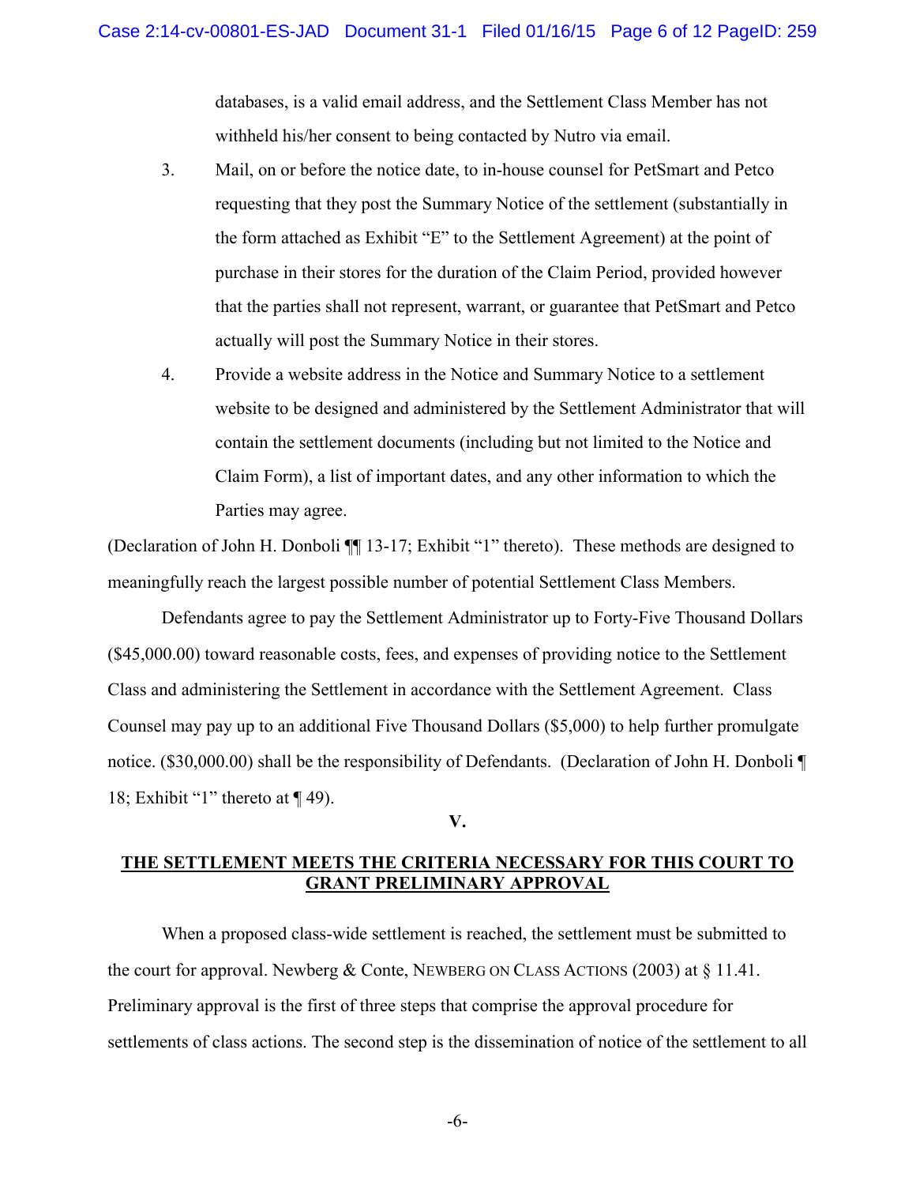databases, is a valid email address, and the Settlement Class Member has not withheld his/her consent to being contacted by Nutro via email.

3. Mail, on or before the notice date, to in-house counsel for PetSmart and Petco requesting that they post the Summary Notice of the settlement (substantially in the form attached as Exhibit "E" to the Settlement Agreement) at the point of purchase in their stores for the duration of the Claim Period, provided however that the parties shall not represent, warrant, or guarantee that PetSmart and Petco actually will post the Summary Notice in their stores.

4. Provide a website address in the Notice and Summary Notice to a settlement website to be designed and administered by the Settlement Administrator that will contain the settlement documents (including but not limited to the Notice and Claim Form), a list of important dates, and any other information to which the Parties may agree.

(Declaration of John H. Donboli ¶¶ 13-17; Exhibit "1" thereto). These methods are designed to meaningfully reach the largest possible number of potential Settlement Class Members.

Defendants agree to pay the Settlement Administrator up to Forty-Five Thousand Dollars ($45,000.00) toward reasonable costs, fees, and expenses of providing notice to the Settlement Class and administering the Settlement in accordance with the Settlement Agreement. Class Counsel may pay up to an additional Five Thousand Dollars ($5,000) to help further promulgate notice. ($30,000.00) shall be the responsibility of Defendants. (Declaration of John H. Donboli ¶ 18; Exhibit "1" thereto at ¶ 49).

## V.

## THE SETTLEMENT MEETS THE CRITERIA NECESSARY FOR THIS COURT TO GRANT PRELIMINARY APPROVAL

When a proposed class-wide settlement is reached, the settlement must be submitted to the court for approval. Newberg & Conte, NEWBERG ON CLASS ACTIONS (2003) at § 11.41. Preliminary approval is the first of three steps that comprise the approval procedure for settlements of class actions. The second step is the dissemination of notice of the settlement to all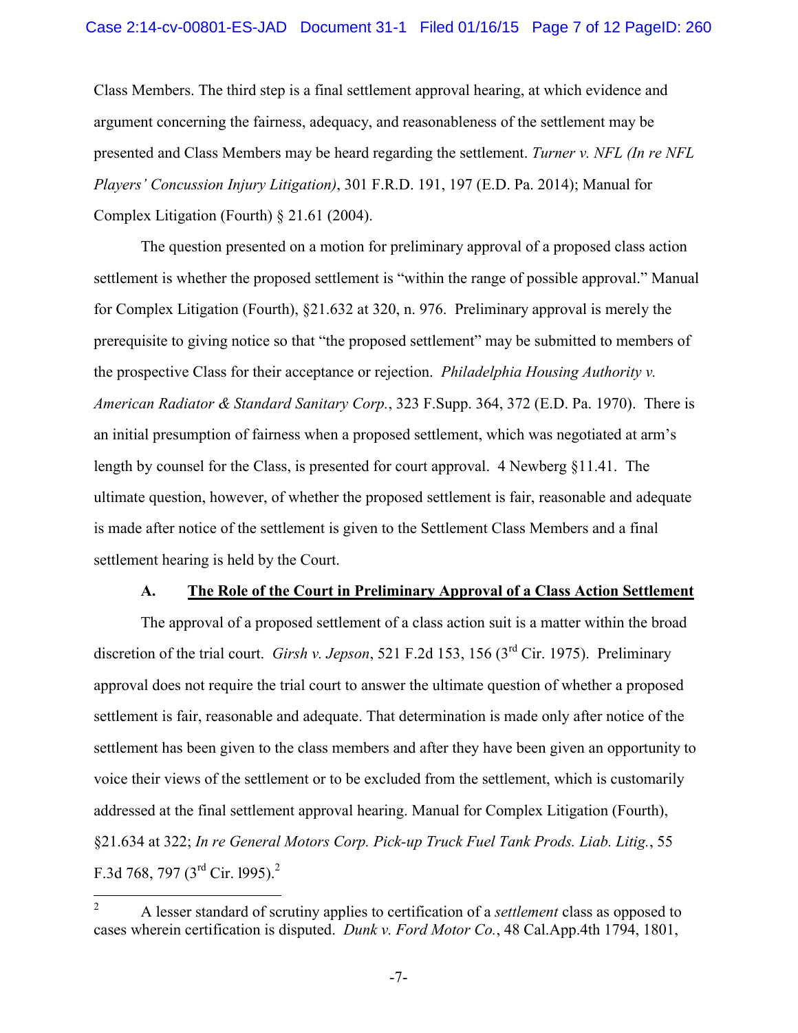Class Members. The third step is a final settlement approval hearing, at which evidence and argument concerning the fairness, adequacy, and reasonableness of the settlement may be presented and Class Members may be heard regarding the settlement. *Turner v. NFL (In re NFL Players' Concussion Injury Litigation)*, 301 F.R.D. 191, 197 (E.D. Pa. 2014); Manual for Complex Litigation (Fourth) § 21.61 (2004).

The question presented on a motion for preliminary approval of a proposed class action settlement is whether the proposed settlement is "within the range of possible approval." Manual for Complex Litigation (Fourth), §21.632 at 320, n. 976. Preliminary approval is merely the prerequisite to giving notice so that "the proposed settlement" may be submitted to members of the prospective Class for their acceptance or rejection. *Philadelphia Housing Authority v. American Radiator & Standard Sanitary Corp.*, 323 F.Supp. 364, 372 (E.D. Pa. 1970). There is an initial presumption of fairness when a proposed settlement, which was negotiated at arm's length by counsel for the Class, is presented for court approval. 4 Newberg §11.41. The ultimate question, however, of whether the proposed settlement is fair, reasonable and adequate is made after notice of the settlement is given to the Settlement Class Members and a final settlement hearing is held by the Court.

### A. The Role of the Court in Preliminary Approval of a Class Action Settlement

The approval of a proposed settlement of a class action suit is a matter within the broad discretion of the trial court. *Girsh v. Jepson*, 521 F.2d 153, 156 (3rd Cir. 1975). Preliminary approval does not require the trial court to answer the ultimate question of whether a proposed settlement is fair, reasonable and adequate. That determination is made only after notice of the settlement has been given to the class members and after they have been given an opportunity to voice their views of the settlement or to be excluded from the settlement, which is customarily addressed at the final settlement approval hearing. Manual for Complex Litigation (Fourth), §21.634 at 322; *In re General Motors Corp. Pick-up Truck Fuel Tank Prods. Liab. Litig.*, 55 F.3d 768, 797 (3rd Cir. l995).[2]

[2] A lesser standard of scrutiny applies to certification of a *settlement* class as opposed to cases wherein certification is disputed. *Dunk v. Ford Motor Co.*, 48 Cal.App.4th 1794, 1801,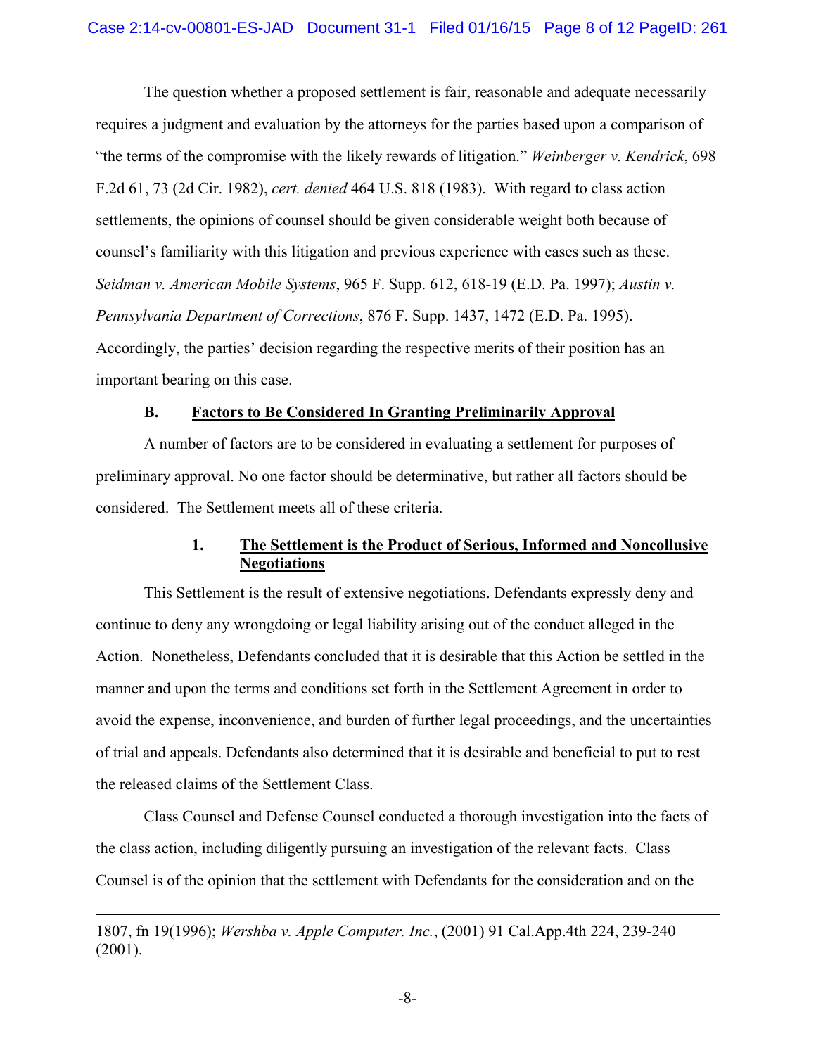The question whether a proposed settlement is fair, reasonable and adequate necessarily requires a judgment and evaluation by the attorneys for the parties based upon a comparison of "the terms of the compromise with the likely rewards of litigation." *Weinberger v. Kendrick*, 698 F.2d 61, 73 (2d Cir. 1982), *cert. denied* 464 U.S. 818 (1983). With regard to class action settlements, the opinions of counsel should be given considerable weight both because of counsel's familiarity with this litigation and previous experience with cases such as these. *Seidman v. American Mobile Systems*, 965 F. Supp. 612, 618-19 (E.D. Pa. 1997); *Austin v. Pennsylvania Department of Corrections*, 876 F. Supp. 1437, 1472 (E.D. Pa. 1995). Accordingly, the parties' decision regarding the respective merits of their position has an important bearing on this case.

### B. Factors to Be Considered In Granting Preliminarily Approval

A number of factors are to be considered in evaluating a settlement for purposes of preliminary approval. No one factor should be determinative, but rather all factors should be considered. The Settlement meets all of these criteria.

#### 1. The Settlement is the Product of Serious, Informed and Noncollusive Negotiations

This Settlement is the result of extensive negotiations. Defendants expressly deny and continue to deny any wrongdoing or legal liability arising out of the conduct alleged in the Action. Nonetheless, Defendants concluded that it is desirable that this Action be settled in the manner and upon the terms and conditions set forth in the Settlement Agreement in order to avoid the expense, inconvenience, and burden of further legal proceedings, and the uncertainties of trial and appeals. Defendants also determined that it is desirable and beneficial to put to rest the released claims of the Settlement Class.

Class Counsel and Defense Counsel conducted a thorough investigation into the facts of the class action, including diligently pursuing an investigation of the relevant facts. Class Counsel is of the opinion that the settlement with Defendants for the consideration and on the

---

1807, fn 19(1996); *Wershba v. Apple Computer. Inc.*, (2001) 91 Cal.App.4th 224, 239-240 (2001).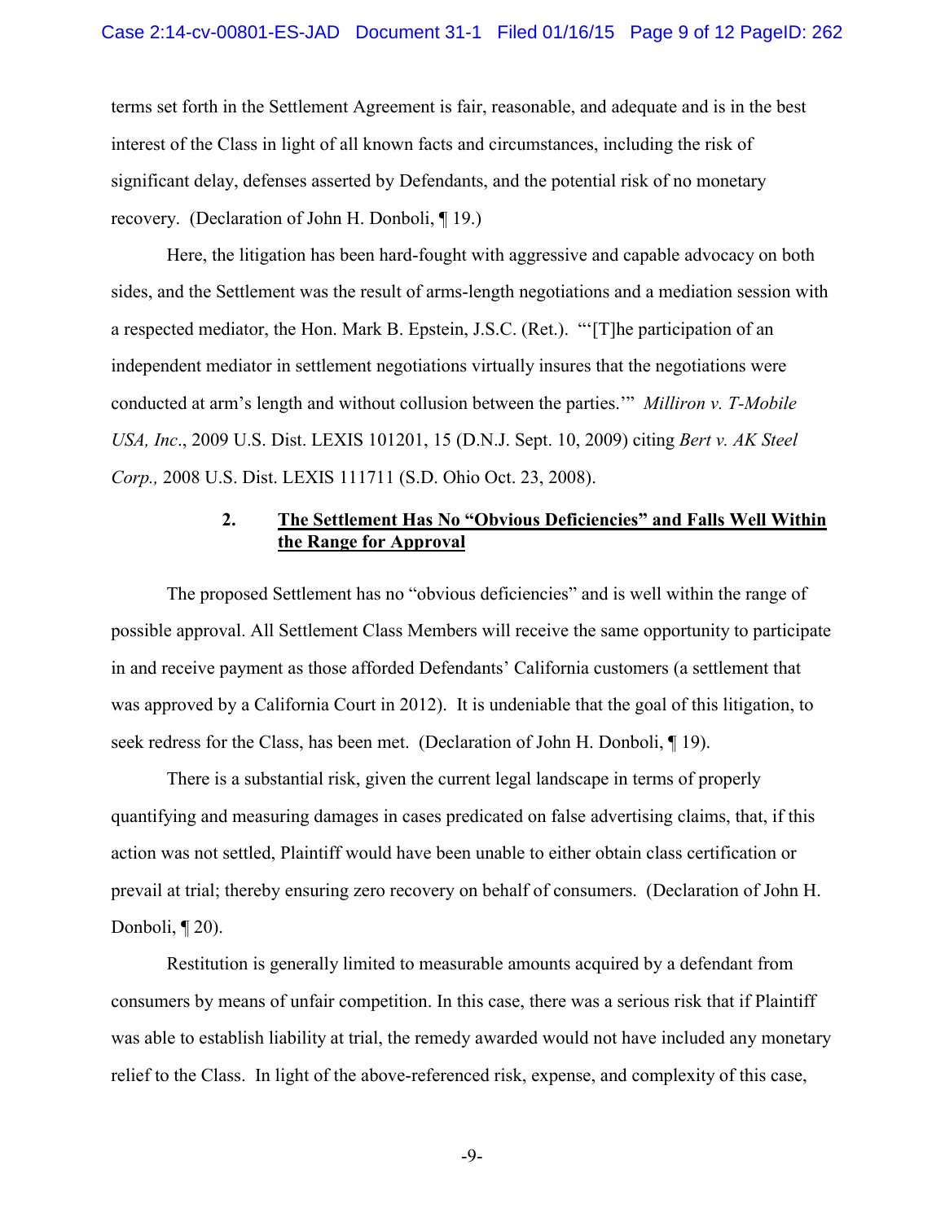terms set forth in the Settlement Agreement is fair, reasonable, and adequate and is in the best interest of the Class in light of all known facts and circumstances, including the risk of significant delay, defenses asserted by Defendants, and the potential risk of no monetary recovery. (Declaration of John H. Donboli, ¶ 19.)

Here, the litigation has been hard-fought with aggressive and capable advocacy on both sides, and the Settlement was the result of arms-length negotiations and a mediation session with a respected mediator, the Hon. Mark B. Epstein, J.S.C. (Ret.). "'[T]he participation of an independent mediator in settlement negotiations virtually insures that the negotiations were conducted at arm's length and without collusion between the parties.'" *Milliron v. T-Mobile USA, Inc*., 2009 U.S. Dist. LEXIS 101201, 15 (D.N.J. Sept. 10, 2009) citing *Bert v. AK Steel Corp.,* 2008 U.S. Dist. LEXIS 111711 (S.D. Ohio Oct. 23, 2008).

#### 2. <u>The Settlement Has No "Obvious Deficiencies" and Falls Well Within the Range for Approval</u>

The proposed Settlement has no "obvious deficiencies" and is well within the range of possible approval. All Settlement Class Members will receive the same opportunity to participate in and receive payment as those afforded Defendants' California customers (a settlement that was approved by a California Court in 2012). It is undeniable that the goal of this litigation, to seek redress for the Class, has been met. (Declaration of John H. Donboli, ¶ 19).

There is a substantial risk, given the current legal landscape in terms of properly quantifying and measuring damages in cases predicated on false advertising claims, that, if this action was not settled, Plaintiff would have been unable to either obtain class certification or prevail at trial; thereby ensuring zero recovery on behalf of consumers. (Declaration of John H. Donboli, ¶ 20).

Restitution is generally limited to measurable amounts acquired by a defendant from consumers by means of unfair competition. In this case, there was a serious risk that if Plaintiff was able to establish liability at trial, the remedy awarded would not have included any monetary relief to the Class. In light of the above-referenced risk, expense, and complexity of this case,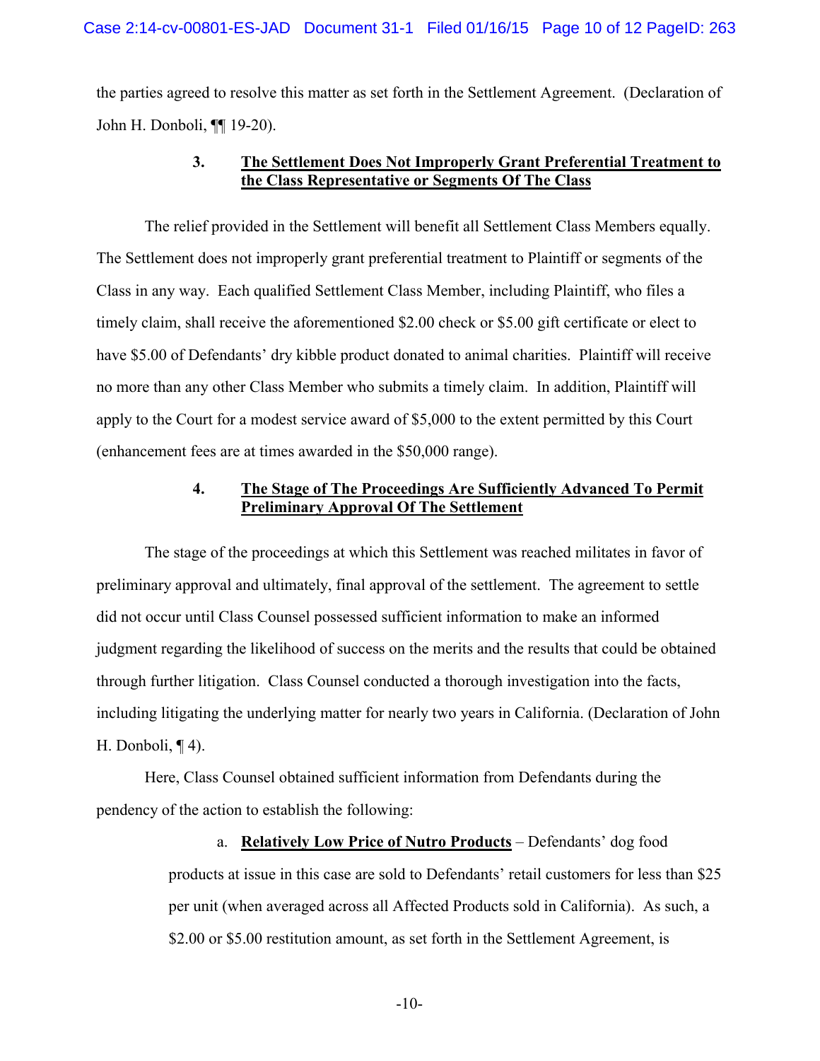the parties agreed to resolve this matter as set forth in the Settlement Agreement. (Declaration of John H. Donboli, ¶¶ 19-20).

### 3. <u>The Settlement Does Not Improperly Grant Preferential Treatment to the Class Representative or Segments Of The Class</u>

The relief provided in the Settlement will benefit all Settlement Class Members equally. The Settlement does not improperly grant preferential treatment to Plaintiff or segments of the Class in any way. Each qualified Settlement Class Member, including Plaintiff, who files a timely claim, shall receive the aforementioned \$2.00 check or \$5.00 gift certificate or elect to have \$5.00 of Defendants' dry kibble product donated to animal charities. Plaintiff will receive no more than any other Class Member who submits a timely claim. In addition, Plaintiff will apply to the Court for a modest service award of \$5,000 to the extent permitted by this Court (enhancement fees are at times awarded in the \$50,000 range).

### 4. <u>The Stage of The Proceedings Are Sufficiently Advanced To Permit Preliminary Approval Of The Settlement</u>

The stage of the proceedings at which this Settlement was reached militates in favor of preliminary approval and ultimately, final approval of the settlement. The agreement to settle did not occur until Class Counsel possessed sufficient information to make an informed judgment regarding the likelihood of success on the merits and the results that could be obtained through further litigation. Class Counsel conducted a thorough investigation into the facts, including litigating the underlying matter for nearly two years in California. (Declaration of John H. Donboli, ¶ 4).

Here, Class Counsel obtained sufficient information from Defendants during the pendency of the action to establish the following:

a. **<u>Relatively Low Price of Nutro Products</u>** – Defendants' dog food products at issue in this case are sold to Defendants' retail customers for less than \$25 per unit (when averaged across all Affected Products sold in California). As such, a \$2.00 or \$5.00 restitution amount, as set forth in the Settlement Agreement, is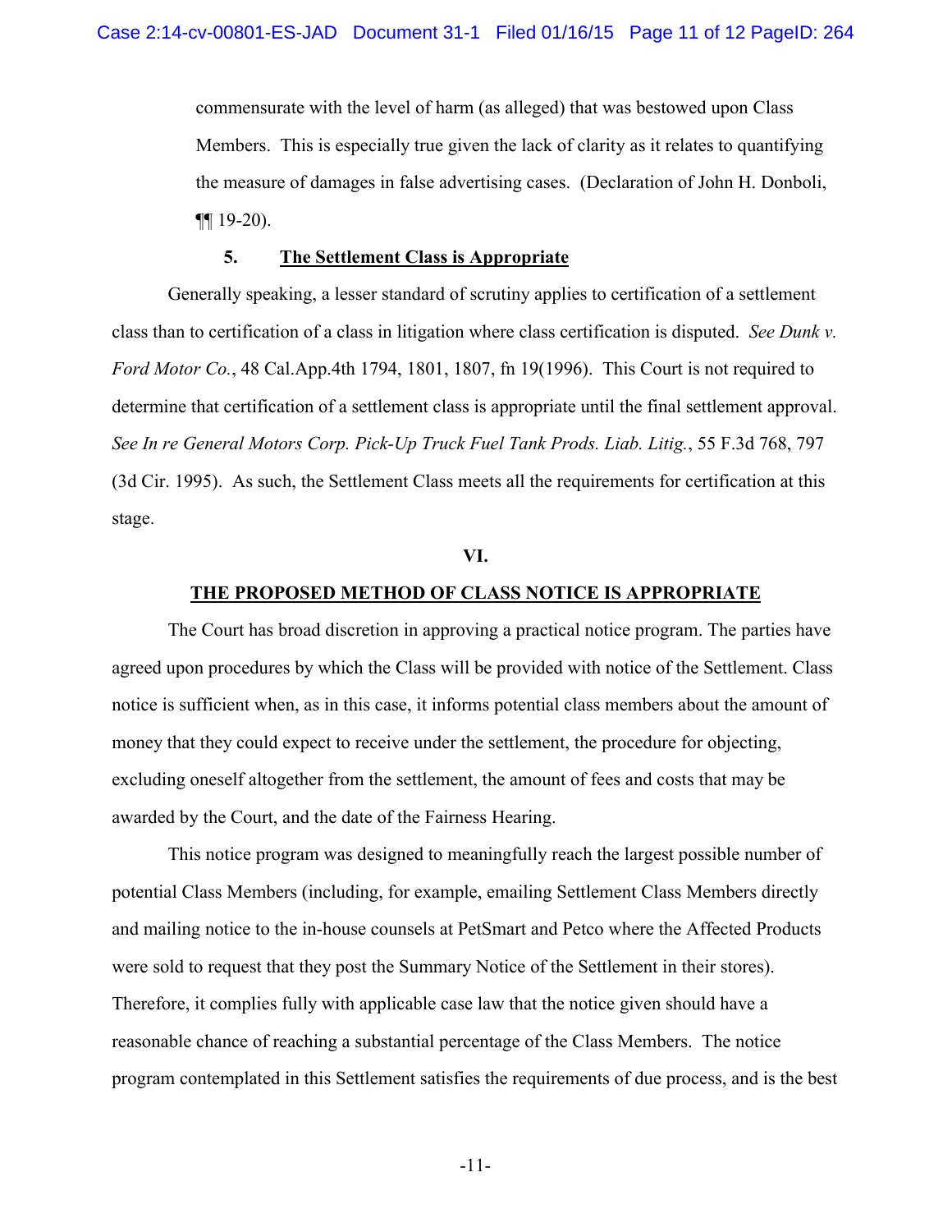commensurate with the level of harm (as alleged) that was bestowed upon Class Members. This is especially true given the lack of clarity as it relates to quantifying the measure of damages in false advertising cases. (Declaration of John H. Donboli, ¶¶ 19-20).

### 5. The Settlement Class is Appropriate

Generally speaking, a lesser standard of scrutiny applies to certification of a settlement class than to certification of a class in litigation where class certification is disputed. *See Dunk v. Ford Motor Co.*, 48 Cal.App.4th 1794, 1801, 1807, fn 19(1996). This Court is not required to determine that certification of a settlement class is appropriate until the final settlement approval. *See In re General Motors Corp. Pick-Up Truck Fuel Tank Prods. Liab. Litig.*, 55 F.3d 768, 797 (3d Cir. 1995). As such, the Settlement Class meets all the requirements for certification at this stage.

## VI.

## THE PROPOSED METHOD OF CLASS NOTICE IS APPROPRIATE

The Court has broad discretion in approving a practical notice program. The parties have agreed upon procedures by which the Class will be provided with notice of the Settlement. Class notice is sufficient when, as in this case, it informs potential class members about the amount of money that they could expect to receive under the settlement, the procedure for objecting, excluding oneself altogether from the settlement, the amount of fees and costs that may be awarded by the Court, and the date of the Fairness Hearing.

This notice program was designed to meaningfully reach the largest possible number of potential Class Members (including, for example, emailing Settlement Class Members directly and mailing notice to the in-house counsels at PetSmart and Petco where the Affected Products were sold to request that they post the Summary Notice of the Settlement in their stores). Therefore, it complies fully with applicable case law that the notice given should have a reasonable chance of reaching a substantial percentage of the Class Members. The notice program contemplated in this Settlement satisfies the requirements of due process, and is the best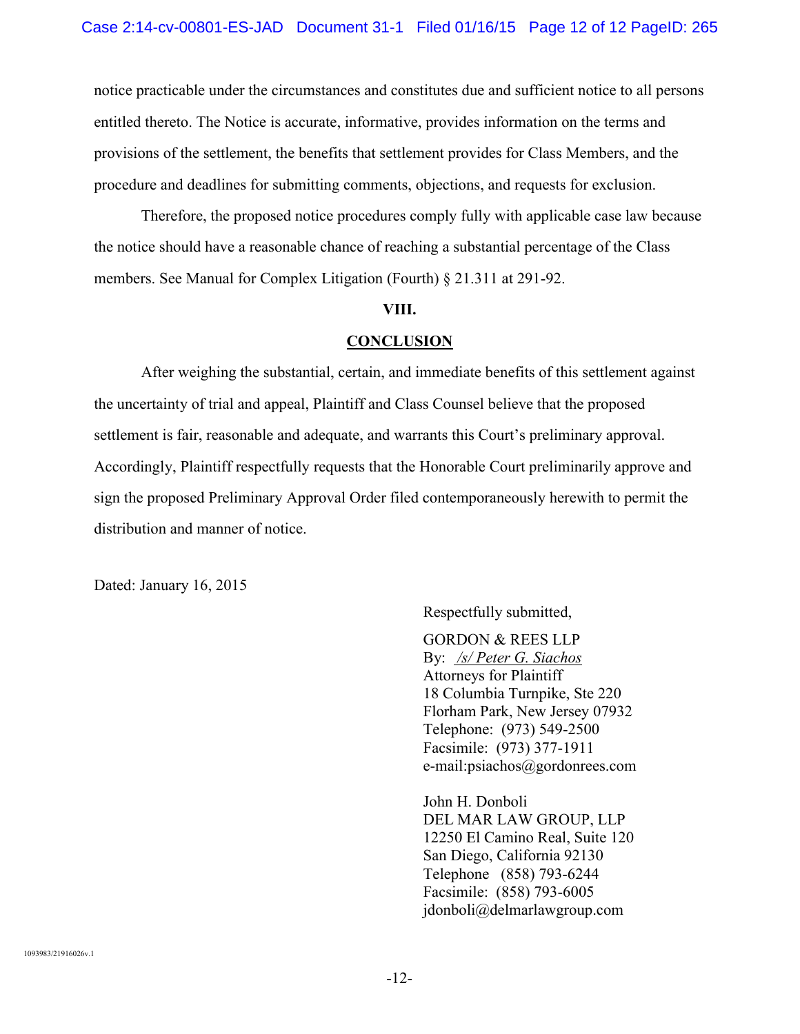notice practicable under the circumstances and constitutes due and sufficient notice to all persons entitled thereto. The Notice is accurate, informative, provides information on the terms and provisions of the settlement, the benefits that settlement provides for Class Members, and the procedure and deadlines for submitting comments, objections, and requests for exclusion.

Therefore, the proposed notice procedures comply fully with applicable case law because the notice should have a reasonable chance of reaching a substantial percentage of the Class members. See Manual for Complex Litigation (Fourth) § 21.311 at 291-92.

## VIII.

## CONCLUSION

After weighing the substantial, certain, and immediate benefits of this settlement against the uncertainty of trial and appeal, Plaintiff and Class Counsel believe that the proposed settlement is fair, reasonable and adequate, and warrants this Court's preliminary approval. Accordingly, Plaintiff respectfully requests that the Honorable Court preliminarily approve and sign the proposed Preliminary Approval Order filed contemporaneously herewith to permit the distribution and manner of notice.

Dated: January 16, 2015

Respectfully submitted,

GORDON & REES LLP
By: */s/ Peter G. Siachos*
Attorneys for Plaintiff
18 Columbia Turnpike, Ste 220
Florham Park, New Jersey 07932
Telephone: (973) 549-2500
Facsimile: (973) 377-1911
e-mail:psiachos@gordonrees.com

John H. Donboli
DEL MAR LAW GROUP, LLP
12250 El Camino Real, Suite 120
San Diego, California 92130
Telephone (858) 793-6244
Facsimile: (858) 793-6005
jdonboli@delmarlawgroup.com

1093983/21916026v.1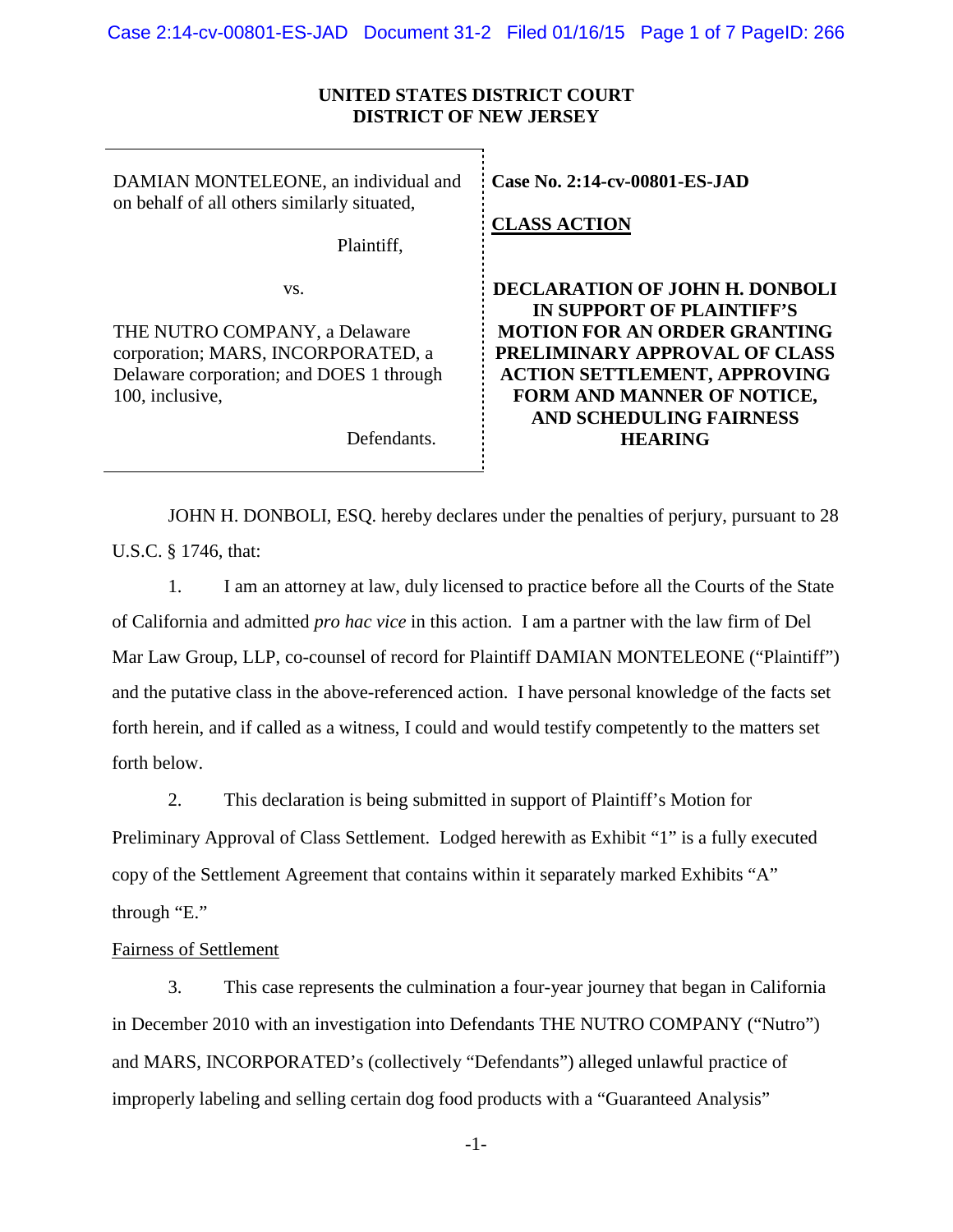**UNITED STATES DISTRICT COURT**
**DISTRICT OF NEW JERSEY**

| | |
|---|---|
| DAMIAN MONTELEONE, an individual and on behalf of all others similarly situated,<br><br>Plaintiff,<br><br>vs.<br><br>THE NUTRO COMPANY, a Delaware corporation; MARS, INCORPORATED, a Delaware corporation; and DOES 1 through 100, inclusive,<br><br>Defendants. | **Case No. 2:14-cv-00801-ES-JAD**<br><br>**CLASS ACTION**<br><br>**DECLARATION OF JOHN H. DONBOLI IN SUPPORT OF PLAINTIFF'S MOTION FOR AN ORDER GRANTING PRELIMINARY APPROVAL OF CLASS ACTION SETTLEMENT, APPROVING FORM AND MANNER OF NOTICE, AND SCHEDULING FAIRNESS HEARING** |

JOHN H. DONBOLI, ESQ. hereby declares under the penalties of perjury, pursuant to 28 U.S.C. § 1746, that:

1. I am an attorney at law, duly licensed to practice before all the Courts of the State of California and admitted *pro hac vice* in this action. I am a partner with the law firm of Del Mar Law Group, LLP, co-counsel of record for Plaintiff DAMIAN MONTELEONE ("Plaintiff") and the putative class in the above-referenced action. I have personal knowledge of the facts set forth herein, and if called as a witness, I could and would testify competently to the matters set forth below.

2. This declaration is being submitted in support of Plaintiff's Motion for Preliminary Approval of Class Settlement. Lodged herewith as Exhibit "1" is a fully executed copy of the Settlement Agreement that contains within it separately marked Exhibits "A" through "E."

Fairness of Settlement

3. This case represents the culmination a four-year journey that began in California in December 2010 with an investigation into Defendants THE NUTRO COMPANY ("Nutro") and MARS, INCORPORATED's (collectively "Defendants") alleged unlawful practice of improperly labeling and selling certain dog food products with a "Guaranteed Analysis"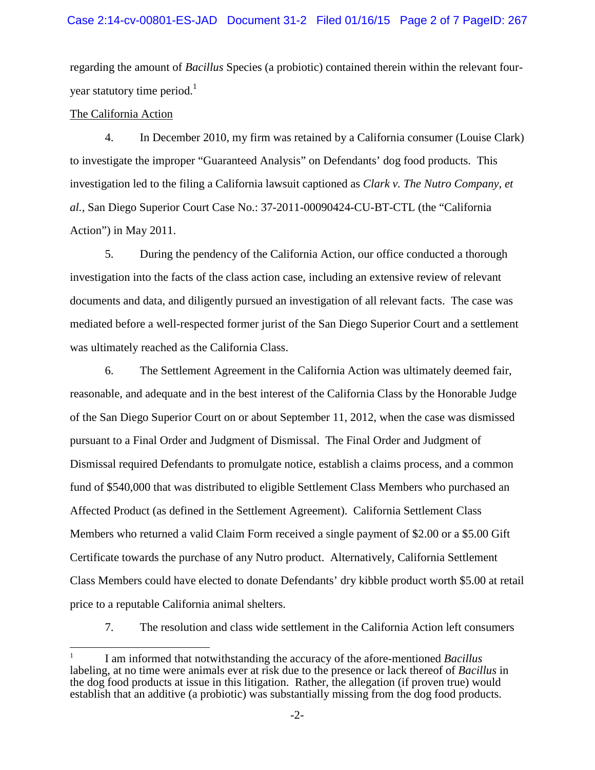regarding the amount of *Bacillus* Species (a probiotic) contained therein within the relevant four-year statutory time period.[1]

<u>The California Action</u>

4. In December 2010, my firm was retained by a California consumer (Louise Clark) to investigate the improper "Guaranteed Analysis" on Defendants' dog food products. This investigation led to the filing a California lawsuit captioned as *Clark v. The Nutro Company, et al.*, San Diego Superior Court Case No.: 37-2011-00090424-CU-BT-CTL (the "California Action") in May 2011.

5. During the pendency of the California Action, our office conducted a thorough investigation into the facts of the class action case, including an extensive review of relevant documents and data, and diligently pursued an investigation of all relevant facts. The case was mediated before a well-respected former jurist of the San Diego Superior Court and a settlement was ultimately reached as the California Class.

6. The Settlement Agreement in the California Action was ultimately deemed fair, reasonable, and adequate and in the best interest of the California Class by the Honorable Judge of the San Diego Superior Court on or about September 11, 2012, when the case was dismissed pursuant to a Final Order and Judgment of Dismissal. The Final Order and Judgment of Dismissal required Defendants to promulgate notice, establish a claims process, and a common fund of $540,000 that was distributed to eligible Settlement Class Members who purchased an Affected Product (as defined in the Settlement Agreement). California Settlement Class Members who returned a valid Claim Form received a single payment of $2.00 or a $5.00 Gift Certificate towards the purchase of any Nutro product. Alternatively, California Settlement Class Members could have elected to donate Defendants' dry kibble product worth $5.00 at retail price to a reputable California animal shelters.

7. The resolution and class wide settlement in the California Action left consumers

---

[1] I am informed that notwithstanding the accuracy of the afore-mentioned *Bacillus* labeling, at no time were animals ever at risk due to the presence or lack thereof of *Bacillus* in the dog food products at issue in this litigation. Rather, the allegation (if proven true) would establish that an additive (a probiotic) was substantially missing from the dog food products.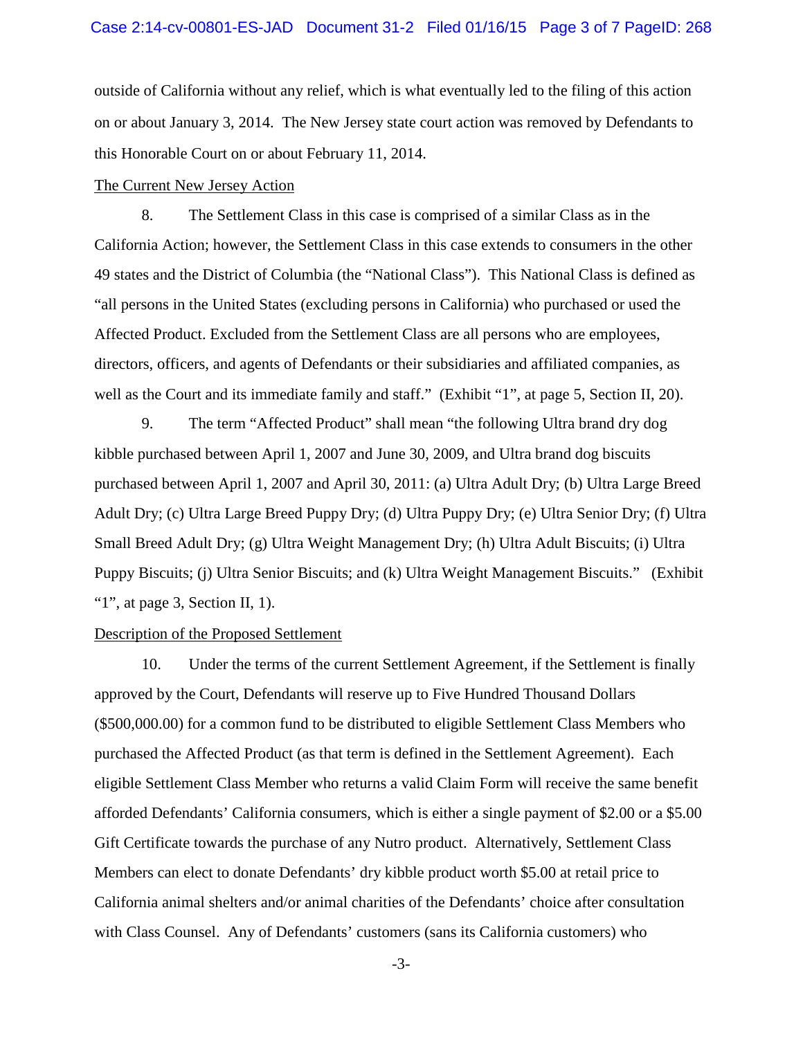outside of California without any relief, which is what eventually led to the filing of this action on or about January 3, 2014. The New Jersey state court action was removed by Defendants to this Honorable Court on or about February 11, 2014.

The Current New Jersey Action

8. The Settlement Class in this case is comprised of a similar Class as in the California Action; however, the Settlement Class in this case extends to consumers in the other 49 states and the District of Columbia (the "National Class"). This National Class is defined as "all persons in the United States (excluding persons in California) who purchased or used the Affected Product. Excluded from the Settlement Class are all persons who are employees, directors, officers, and agents of Defendants or their subsidiaries and affiliated companies, as well as the Court and its immediate family and staff." (Exhibit "1", at page 5, Section II, 20).

9. The term "Affected Product" shall mean "the following Ultra brand dry dog kibble purchased between April 1, 2007 and June 30, 2009, and Ultra brand dog biscuits purchased between April 1, 2007 and April 30, 2011: (a) Ultra Adult Dry; (b) Ultra Large Breed Adult Dry; (c) Ultra Large Breed Puppy Dry; (d) Ultra Puppy Dry; (e) Ultra Senior Dry; (f) Ultra Small Breed Adult Dry; (g) Ultra Weight Management Dry; (h) Ultra Adult Biscuits; (i) Ultra Puppy Biscuits; (j) Ultra Senior Biscuits; and (k) Ultra Weight Management Biscuits." (Exhibit "1", at page 3, Section II, 1).

Description of the Proposed Settlement

10. Under the terms of the current Settlement Agreement, if the Settlement is finally approved by the Court, Defendants will reserve up to Five Hundred Thousand Dollars ($500,000.00) for a common fund to be distributed to eligible Settlement Class Members who purchased the Affected Product (as that term is defined in the Settlement Agreement). Each eligible Settlement Class Member who returns a valid Claim Form will receive the same benefit afforded Defendants' California consumers, which is either a single payment of $2.00 or a $5.00 Gift Certificate towards the purchase of any Nutro product. Alternatively, Settlement Class Members can elect to donate Defendants' dry kibble product worth $5.00 at retail price to California animal shelters and/or animal charities of the Defendants' choice after consultation with Class Counsel. Any of Defendants' customers (sans its California customers) who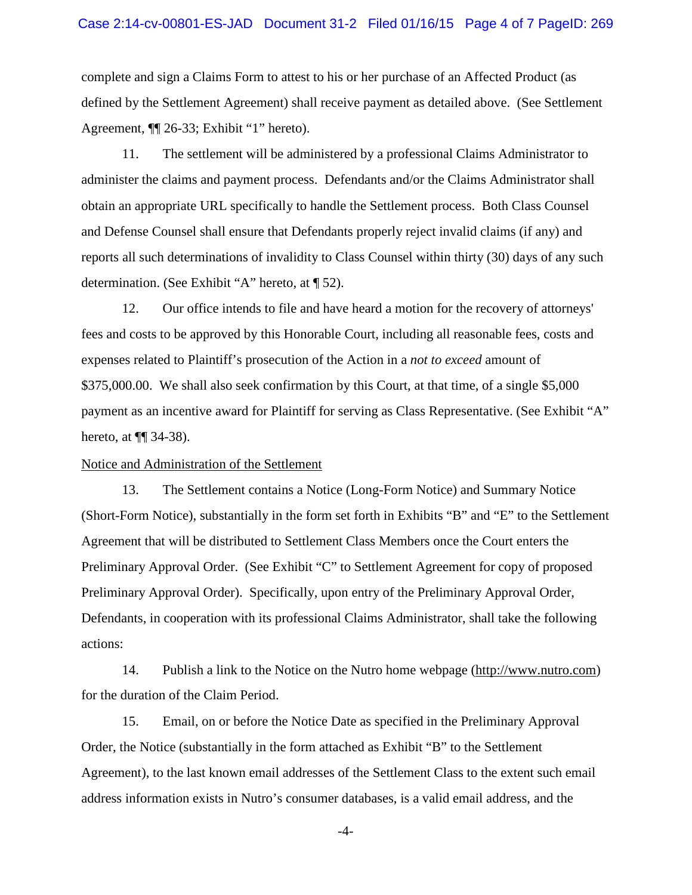complete and sign a Claims Form to attest to his or her purchase of an Affected Product (as defined by the Settlement Agreement) shall receive payment as detailed above. (See Settlement Agreement, ¶¶ 26-33; Exhibit "1" hereto).

11. The settlement will be administered by a professional Claims Administrator to administer the claims and payment process. Defendants and/or the Claims Administrator shall obtain an appropriate URL specifically to handle the Settlement process. Both Class Counsel and Defense Counsel shall ensure that Defendants properly reject invalid claims (if any) and reports all such determinations of invalidity to Class Counsel within thirty (30) days of any such determination. (See Exhibit "A" hereto, at ¶ 52).

12. Our office intends to file and have heard a motion for the recovery of attorneys' fees and costs to be approved by this Honorable Court, including all reasonable fees, costs and expenses related to Plaintiff's prosecution of the Action in a *not to exceed* amount of $375,000.00. We shall also seek confirmation by this Court, at that time, of a single $5,000 payment as an incentive award for Plaintiff for serving as Class Representative. (See Exhibit "A" hereto, at ¶¶ 34-38).

<u>Notice and Administration of the Settlement</u>

13. The Settlement contains a Notice (Long-Form Notice) and Summary Notice (Short-Form Notice), substantially in the form set forth in Exhibits "B" and "E" to the Settlement Agreement that will be distributed to Settlement Class Members once the Court enters the Preliminary Approval Order. (See Exhibit "C" to Settlement Agreement for copy of proposed Preliminary Approval Order). Specifically, upon entry of the Preliminary Approval Order, Defendants, in cooperation with its professional Claims Administrator, shall take the following actions:

14. Publish a link to the Notice on the Nutro home webpage (http://www.nutro.com) for the duration of the Claim Period.

15. Email, on or before the Notice Date as specified in the Preliminary Approval Order, the Notice (substantially in the form attached as Exhibit "B" to the Settlement Agreement), to the last known email addresses of the Settlement Class to the extent such email address information exists in Nutro's consumer databases, is a valid email address, and the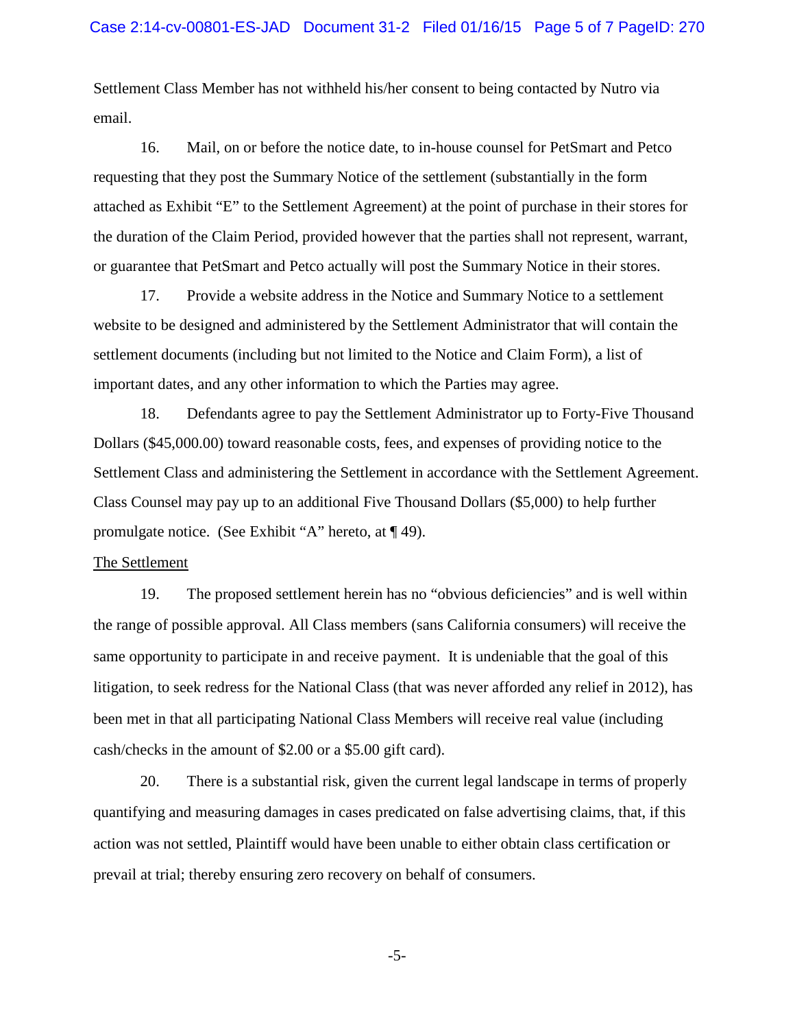Settlement Class Member has not withheld his/her consent to being contacted by Nutro via email.

16. Mail, on or before the notice date, to in-house counsel for PetSmart and Petco requesting that they post the Summary Notice of the settlement (substantially in the form attached as Exhibit "E" to the Settlement Agreement) at the point of purchase in their stores for the duration of the Claim Period, provided however that the parties shall not represent, warrant, or guarantee that PetSmart and Petco actually will post the Summary Notice in their stores.

17. Provide a website address in the Notice and Summary Notice to a settlement website to be designed and administered by the Settlement Administrator that will contain the settlement documents (including but not limited to the Notice and Claim Form), a list of important dates, and any other information to which the Parties may agree.

18. Defendants agree to pay the Settlement Administrator up to Forty-Five Thousand Dollars ($45,000.00) toward reasonable costs, fees, and expenses of providing notice to the Settlement Class and administering the Settlement in accordance with the Settlement Agreement. Class Counsel may pay up to an additional Five Thousand Dollars ($5,000) to help further promulgate notice. (See Exhibit "A" hereto, at ¶ 49).

<u>The Settlement</u>

19. The proposed settlement herein has no "obvious deficiencies" and is well within the range of possible approval. All Class members (sans California consumers) will receive the same opportunity to participate in and receive payment. It is undeniable that the goal of this litigation, to seek redress for the National Class (that was never afforded any relief in 2012), has been met in that all participating National Class Members will receive real value (including cash/checks in the amount of $2.00 or a $5.00 gift card).

20. There is a substantial risk, given the current legal landscape in terms of properly quantifying and measuring damages in cases predicated on false advertising claims, that, if this action was not settled, Plaintiff would have been unable to either obtain class certification or prevail at trial; thereby ensuring zero recovery on behalf of consumers.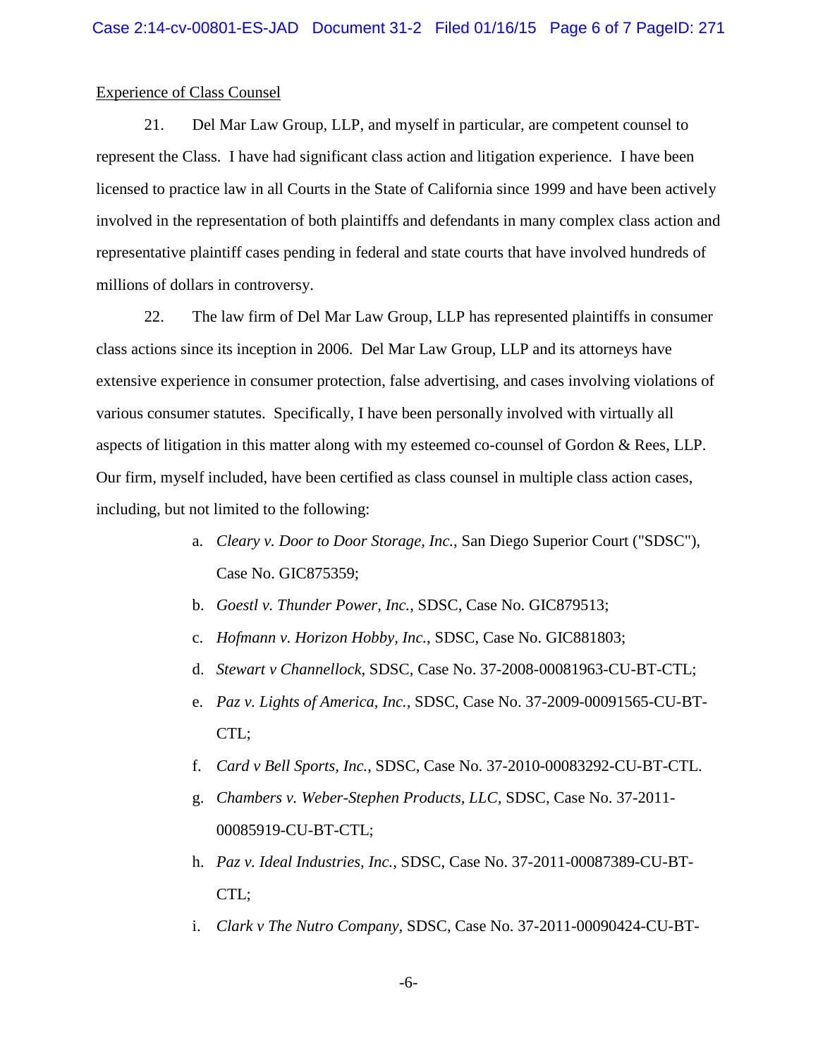<u>Experience of Class Counsel</u>

21. Del Mar Law Group, LLP, and myself in particular, are competent counsel to represent the Class. I have had significant class action and litigation experience. I have been licensed to practice law in all Courts in the State of California since 1999 and have been actively involved in the representation of both plaintiffs and defendants in many complex class action and representative plaintiff cases pending in federal and state courts that have involved hundreds of millions of dollars in controversy.

22. The law firm of Del Mar Law Group, LLP has represented plaintiffs in consumer class actions since its inception in 2006. Del Mar Law Group, LLP and its attorneys have extensive experience in consumer protection, false advertising, and cases involving violations of various consumer statutes. Specifically, I have been personally involved with virtually all aspects of litigation in this matter along with my esteemed co-counsel of Gordon & Rees, LLP. Our firm, myself included, have been certified as class counsel in multiple class action cases, including, but not limited to the following:

a. *Cleary v. Door to Door Storage, Inc.*, San Diego Superior Court ("SDSC"), Case No. GIC875359;

b. *Goestl v. Thunder Power, Inc.*, SDSC, Case No. GIC879513;

c. *Hofmann v. Horizon Hobby, Inc.*, SDSC, Case No. GIC881803;

d. *Stewart v Channellock*, SDSC, Case No. 37-2008-00081963-CU-BT-CTL;

e. *Paz v. Lights of America, Inc.*, SDSC, Case No. 37-2009-00091565-CU-BT-CTL;

f. *Card v Bell Sports, Inc.*, SDSC, Case No. 37-2010-00083292-CU-BT-CTL.

g. *Chambers v. Weber-Stephen Products, LLC*, SDSC, Case No. 37-2011-00085919-CU-BT-CTL;

h. *Paz v. Ideal Industries, Inc.*, SDSC, Case No. 37-2011-00087389-CU-BT-CTL;

i. *Clark v The Nutro Company*, SDSC, Case No. 37-2011-00090424-CU-BT-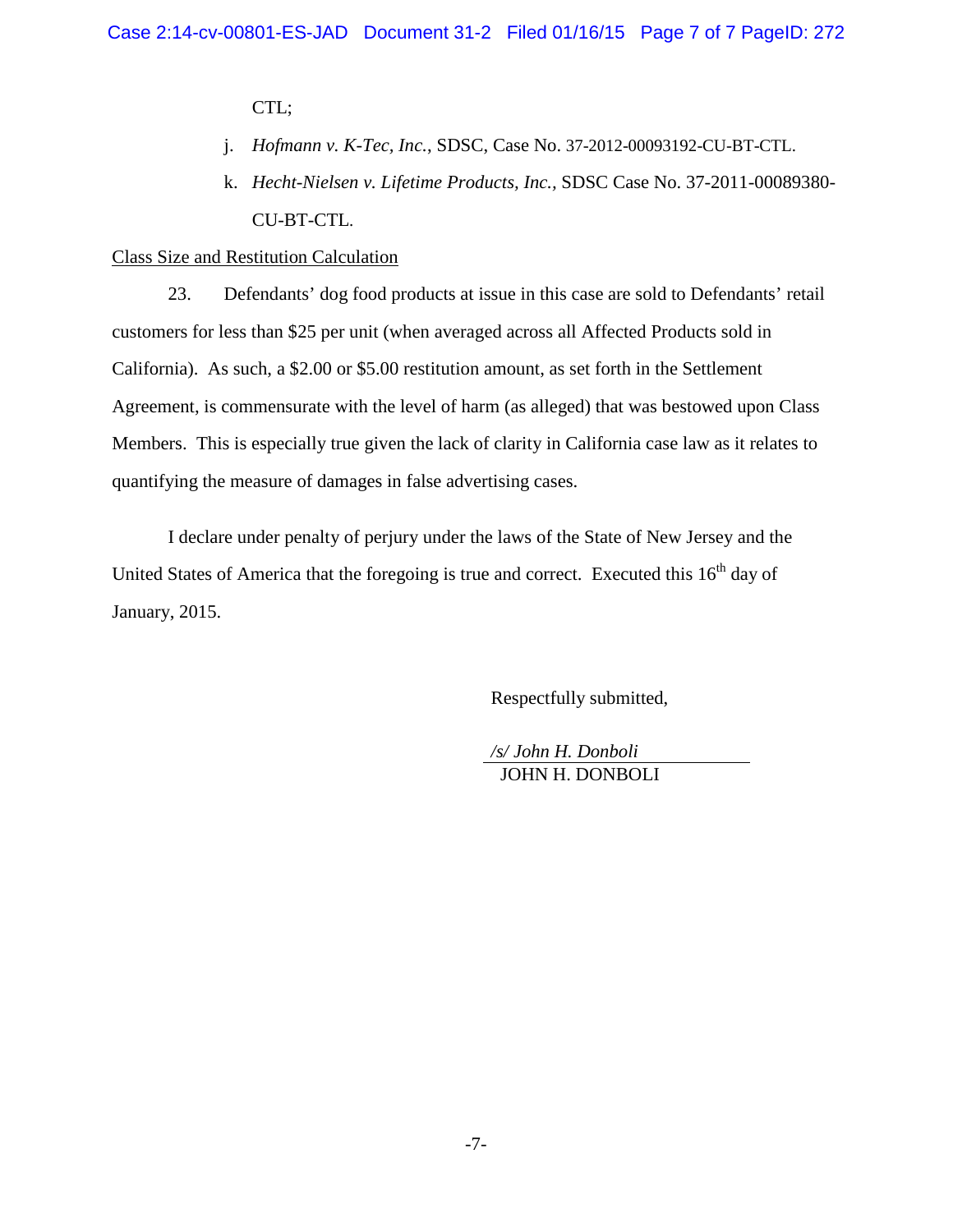CTL;

j. *Hofmann v. K-Tec, Inc.*, SDSC, Case No. 37-2012-00093192-CU-BT-CTL.

k. *Hecht-Nielsen v. Lifetime Products, Inc.*, SDSC Case No. 37-2011-00089380-CU-BT-CTL.

<u>Class Size and Restitution Calculation</u>

23. Defendants' dog food products at issue in this case are sold to Defendants' retail customers for less than $25 per unit (when averaged across all Affected Products sold in California). As such, a $2.00 or $5.00 restitution amount, as set forth in the Settlement Agreement, is commensurate with the level of harm (as alleged) that was bestowed upon Class Members. This is especially true given the lack of clarity in California case law as it relates to quantifying the measure of damages in false advertising cases.

I declare under penalty of perjury under the laws of the State of New Jersey and the United States of America that the foregoing is true and correct. Executed this 16th day of January, 2015.

Respectfully submitted,

*/s/ John H. Donboli*
JOHN H. DONBOLI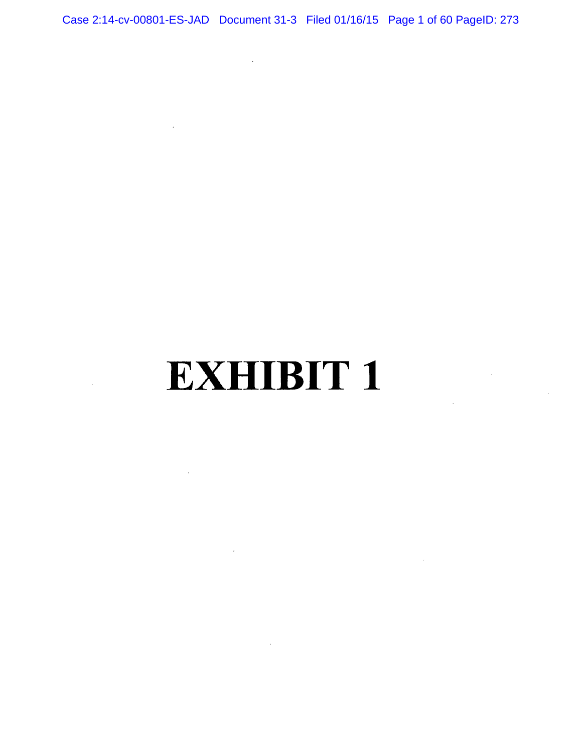# EXHIBIT 1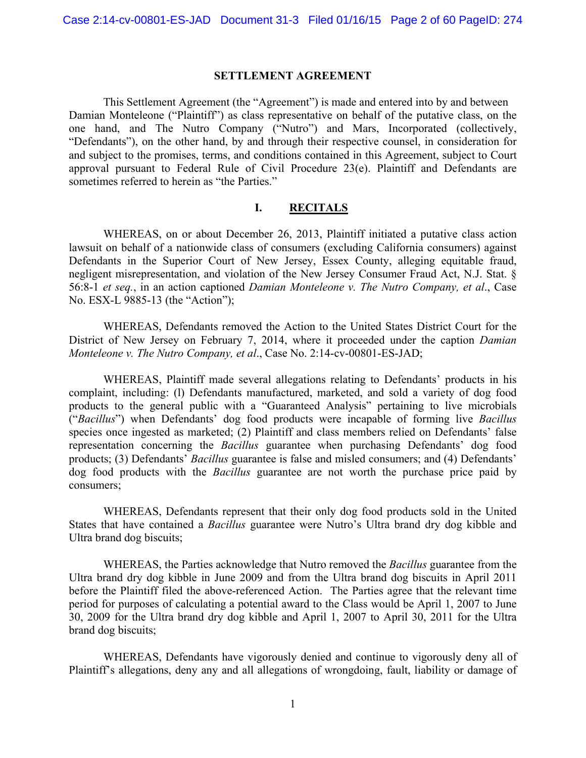## SETTLEMENT AGREEMENT

This Settlement Agreement (the "Agreement") is made and entered into by and between Damian Monteleone ("Plaintiff") as class representative on behalf of the putative class, on the one hand, and The Nutro Company ("Nutro") and Mars, Incorporated (collectively, "Defendants"), on the other hand, by and through their respective counsel, in consideration for and subject to the promises, terms, and conditions contained in this Agreement, subject to Court approval pursuant to Federal Rule of Civil Procedure 23(e). Plaintiff and Defendants are sometimes referred to herein as "the Parties."

### I. RECITALS

WHEREAS, on or about December 26, 2013, Plaintiff initiated a putative class action lawsuit on behalf of a nationwide class of consumers (excluding California consumers) against Defendants in the Superior Court of New Jersey, Essex County, alleging equitable fraud, negligent misrepresentation, and violation of the New Jersey Consumer Fraud Act, N.J. Stat. § 56:8-1 *et seq.*, in an action captioned *Damian Monteleone v. The Nutro Company, et al*., Case No. ESX-L 9885-13 (the "Action");

WHEREAS, Defendants removed the Action to the United States District Court for the District of New Jersey on February 7, 2014, where it proceeded under the caption *Damian Monteleone v. The Nutro Company, et al*., Case No. 2:14-cv-00801-ES-JAD;

WHEREAS, Plaintiff made several allegations relating to Defendants' products in his complaint, including: (l) Defendants manufactured, marketed, and sold a variety of dog food products to the general public with a "Guaranteed Analysis" pertaining to live microbials ("*Bacillus*") when Defendants' dog food products were incapable of forming live *Bacillus* species once ingested as marketed; (2) Plaintiff and class members relied on Defendants' false representation concerning the *Bacillus* guarantee when purchasing Defendants' dog food products; (3) Defendants' *Bacillus* guarantee is false and misled consumers; and (4) Defendants' dog food products with the *Bacillus* guarantee are not worth the purchase price paid by consumers;

WHEREAS, Defendants represent that their only dog food products sold in the United States that have contained a *Bacillus* guarantee were Nutro's Ultra brand dry dog kibble and Ultra brand dog biscuits;

WHEREAS, the Parties acknowledge that Nutro removed the *Bacillus* guarantee from the Ultra brand dry dog kibble in June 2009 and from the Ultra brand dog biscuits in April 2011 before the Plaintiff filed the above-referenced Action. The Parties agree that the relevant time period for purposes of calculating a potential award to the Class would be April 1, 2007 to June 30, 2009 for the Ultra brand dry dog kibble and April 1, 2007 to April 30, 2011 for the Ultra brand dog biscuits;

WHEREAS, Defendants have vigorously denied and continue to vigorously deny all of Plaintiff's allegations, deny any and all allegations of wrongdoing, fault, liability or damage of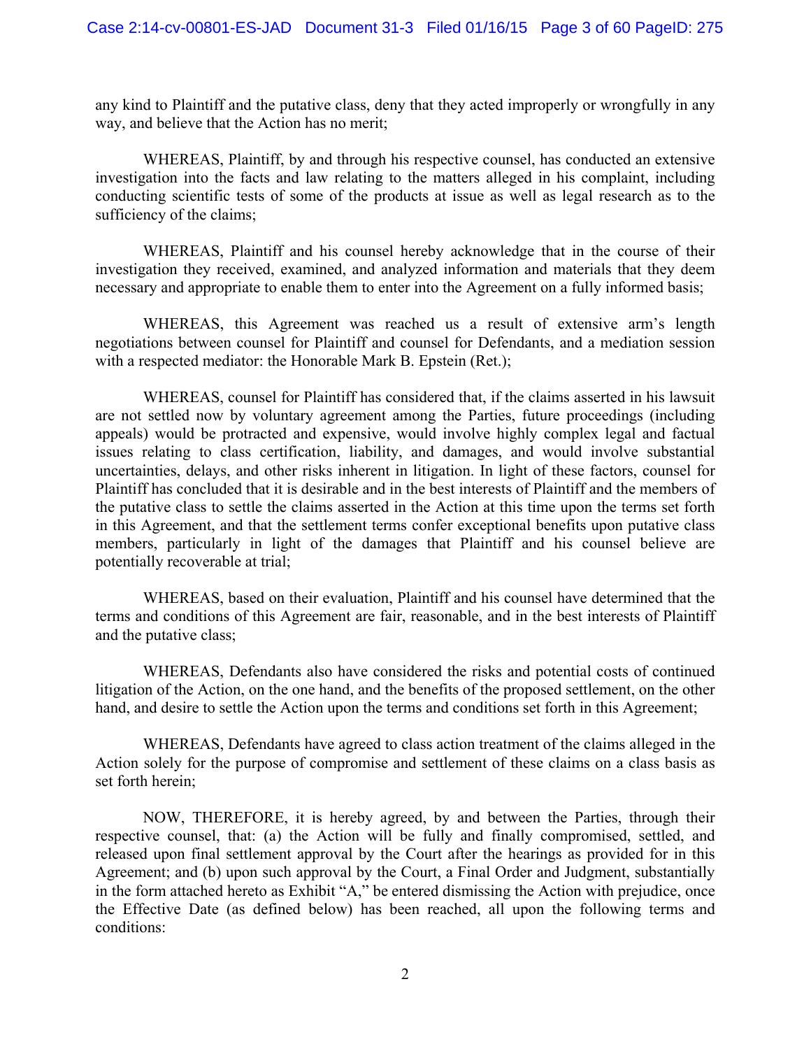any kind to Plaintiff and the putative class, deny that they acted improperly or wrongfully in any way, and believe that the Action has no merit;

WHEREAS, Plaintiff, by and through his respective counsel, has conducted an extensive investigation into the facts and law relating to the matters alleged in his complaint, including conducting scientific tests of some of the products at issue as well as legal research as to the sufficiency of the claims;

WHEREAS, Plaintiff and his counsel hereby acknowledge that in the course of their investigation they received, examined, and analyzed information and materials that they deem necessary and appropriate to enable them to enter into the Agreement on a fully informed basis;

WHEREAS, this Agreement was reached us a result of extensive arm's length negotiations between counsel for Plaintiff and counsel for Defendants, and a mediation session with a respected mediator: the Honorable Mark B. Epstein (Ret.);

WHEREAS, counsel for Plaintiff has considered that, if the claims asserted in his lawsuit are not settled now by voluntary agreement among the Parties, future proceedings (including appeals) would be protracted and expensive, would involve highly complex legal and factual issues relating to class certification, liability, and damages, and would involve substantial uncertainties, delays, and other risks inherent in litigation. In light of these factors, counsel for Plaintiff has concluded that it is desirable and in the best interests of Plaintiff and the members of the putative class to settle the claims asserted in the Action at this time upon the terms set forth in this Agreement, and that the settlement terms confer exceptional benefits upon putative class members, particularly in light of the damages that Plaintiff and his counsel believe are potentially recoverable at trial;

WHEREAS, based on their evaluation, Plaintiff and his counsel have determined that the terms and conditions of this Agreement are fair, reasonable, and in the best interests of Plaintiff and the putative class;

WHEREAS, Defendants also have considered the risks and potential costs of continued litigation of the Action, on the one hand, and the benefits of the proposed settlement, on the other hand, and desire to settle the Action upon the terms and conditions set forth in this Agreement;

WHEREAS, Defendants have agreed to class action treatment of the claims alleged in the Action solely for the purpose of compromise and settlement of these claims on a class basis as set forth herein;

NOW, THEREFORE, it is hereby agreed, by and between the Parties, through their respective counsel, that: (a) the Action will be fully and finally compromised, settled, and released upon final settlement approval by the Court after the hearings as provided for in this Agreement; and (b) upon such approval by the Court, a Final Order and Judgment, substantially in the form attached hereto as Exhibit "A," be entered dismissing the Action with prejudice, once the Effective Date (as defined below) has been reached, all upon the following terms and conditions: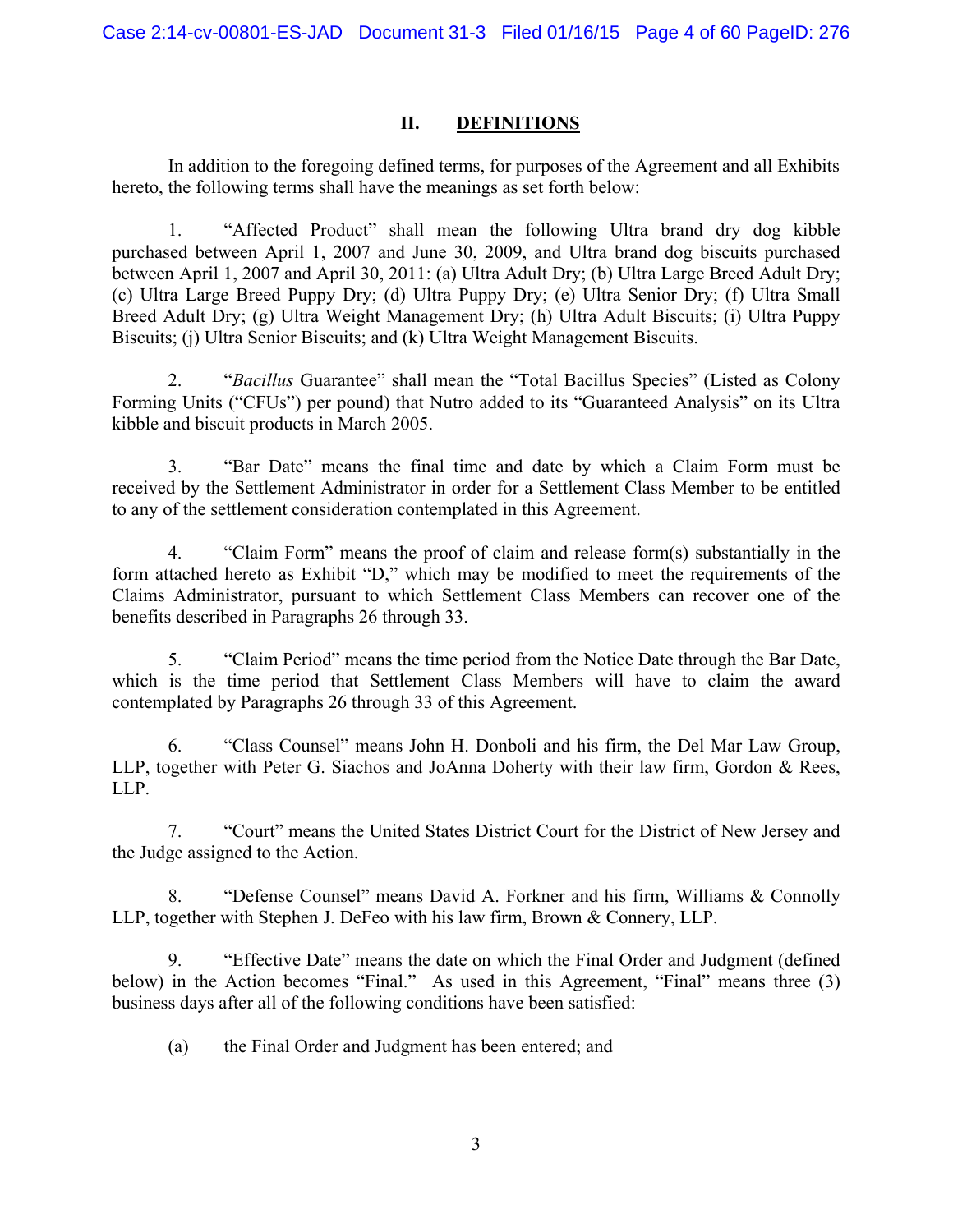## II. DEFINITIONS

In addition to the foregoing defined terms, for purposes of the Agreement and all Exhibits hereto, the following terms shall have the meanings as set forth below:

1. "Affected Product" shall mean the following Ultra brand dry dog kibble purchased between April 1, 2007 and June 30, 2009, and Ultra brand dog biscuits purchased between April 1, 2007 and April 30, 2011: (a) Ultra Adult Dry; (b) Ultra Large Breed Adult Dry; (c) Ultra Large Breed Puppy Dry; (d) Ultra Puppy Dry; (e) Ultra Senior Dry; (f) Ultra Small Breed Adult Dry; (g) Ultra Weight Management Dry; (h) Ultra Adult Biscuits; (i) Ultra Puppy Biscuits; (j) Ultra Senior Biscuits; and (k) Ultra Weight Management Biscuits.

2. "*Bacillus* Guarantee" shall mean the "Total Bacillus Species" (Listed as Colony Forming Units ("CFUs") per pound) that Nutro added to its "Guaranteed Analysis" on its Ultra kibble and biscuit products in March 2005.

3. "Bar Date" means the final time and date by which a Claim Form must be received by the Settlement Administrator in order for a Settlement Class Member to be entitled to any of the settlement consideration contemplated in this Agreement.

4. "Claim Form" means the proof of claim and release form(s) substantially in the form attached hereto as Exhibit "D," which may be modified to meet the requirements of the Claims Administrator, pursuant to which Settlement Class Members can recover one of the benefits described in Paragraphs 26 through 33.

5. "Claim Period" means the time period from the Notice Date through the Bar Date, which is the time period that Settlement Class Members will have to claim the award contemplated by Paragraphs 26 through 33 of this Agreement.

6. "Class Counsel" means John H. Donboli and his firm, the Del Mar Law Group, LLP, together with Peter G. Siachos and JoAnna Doherty with their law firm, Gordon & Rees, LLP.

7. "Court" means the United States District Court for the District of New Jersey and the Judge assigned to the Action.

8. "Defense Counsel" means David A. Forkner and his firm, Williams & Connolly LLP, together with Stephen J. DeFeo with his law firm, Brown & Connery, LLP.

9. "Effective Date" means the date on which the Final Order and Judgment (defined below) in the Action becomes "Final." As used in this Agreement, "Final" means three (3) business days after all of the following conditions have been satisfied:

(a) the Final Order and Judgment has been entered; and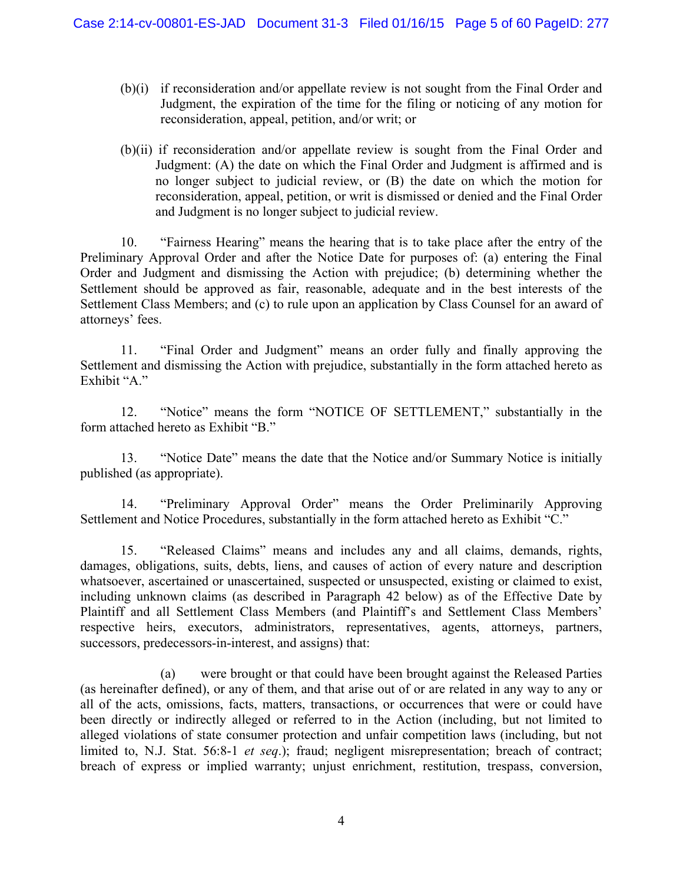(b)(i) if reconsideration and/or appellate review is not sought from the Final Order and Judgment, the expiration of the time for the filing or noticing of any motion for reconsideration, appeal, petition, and/or writ; or

(b)(ii) if reconsideration and/or appellate review is sought from the Final Order and Judgment: (A) the date on which the Final Order and Judgment is affirmed and is no longer subject to judicial review, or (B) the date on which the motion for reconsideration, appeal, petition, or writ is dismissed or denied and the Final Order and Judgment is no longer subject to judicial review.

10. "Fairness Hearing" means the hearing that is to take place after the entry of the Preliminary Approval Order and after the Notice Date for purposes of: (a) entering the Final Order and Judgment and dismissing the Action with prejudice; (b) determining whether the Settlement should be approved as fair, reasonable, adequate and in the best interests of the Settlement Class Members; and (c) to rule upon an application by Class Counsel for an award of attorneys' fees.

11. "Final Order and Judgment" means an order fully and finally approving the Settlement and dismissing the Action with prejudice, substantially in the form attached hereto as Exhibit "A."

12. "Notice" means the form "NOTICE OF SETTLEMENT," substantially in the form attached hereto as Exhibit "B."

13. "Notice Date" means the date that the Notice and/or Summary Notice is initially published (as appropriate).

14. "Preliminary Approval Order" means the Order Preliminarily Approving Settlement and Notice Procedures, substantially in the form attached hereto as Exhibit "C."

15. "Released Claims" means and includes any and all claims, demands, rights, damages, obligations, suits, debts, liens, and causes of action of every nature and description whatsoever, ascertained or unascertained, suspected or unsuspected, existing or claimed to exist, including unknown claims (as described in Paragraph 42 below) as of the Effective Date by Plaintiff and all Settlement Class Members (and Plaintiff's and Settlement Class Members' respective heirs, executors, administrators, representatives, agents, attorneys, partners, successors, predecessors-in-interest, and assigns) that:

(a) were brought or that could have been brought against the Released Parties (as hereinafter defined), or any of them, and that arise out of or are related in any way to any or all of the acts, omissions, facts, matters, transactions, or occurrences that were or could have been directly or indirectly alleged or referred to in the Action (including, but not limited to alleged violations of state consumer protection and unfair competition laws (including, but not limited to, N.J. Stat. 56:8-1 *et seq.*); fraud; negligent misrepresentation; breach of contract; breach of express or implied warranty; unjust enrichment, restitution, trespass, conversion,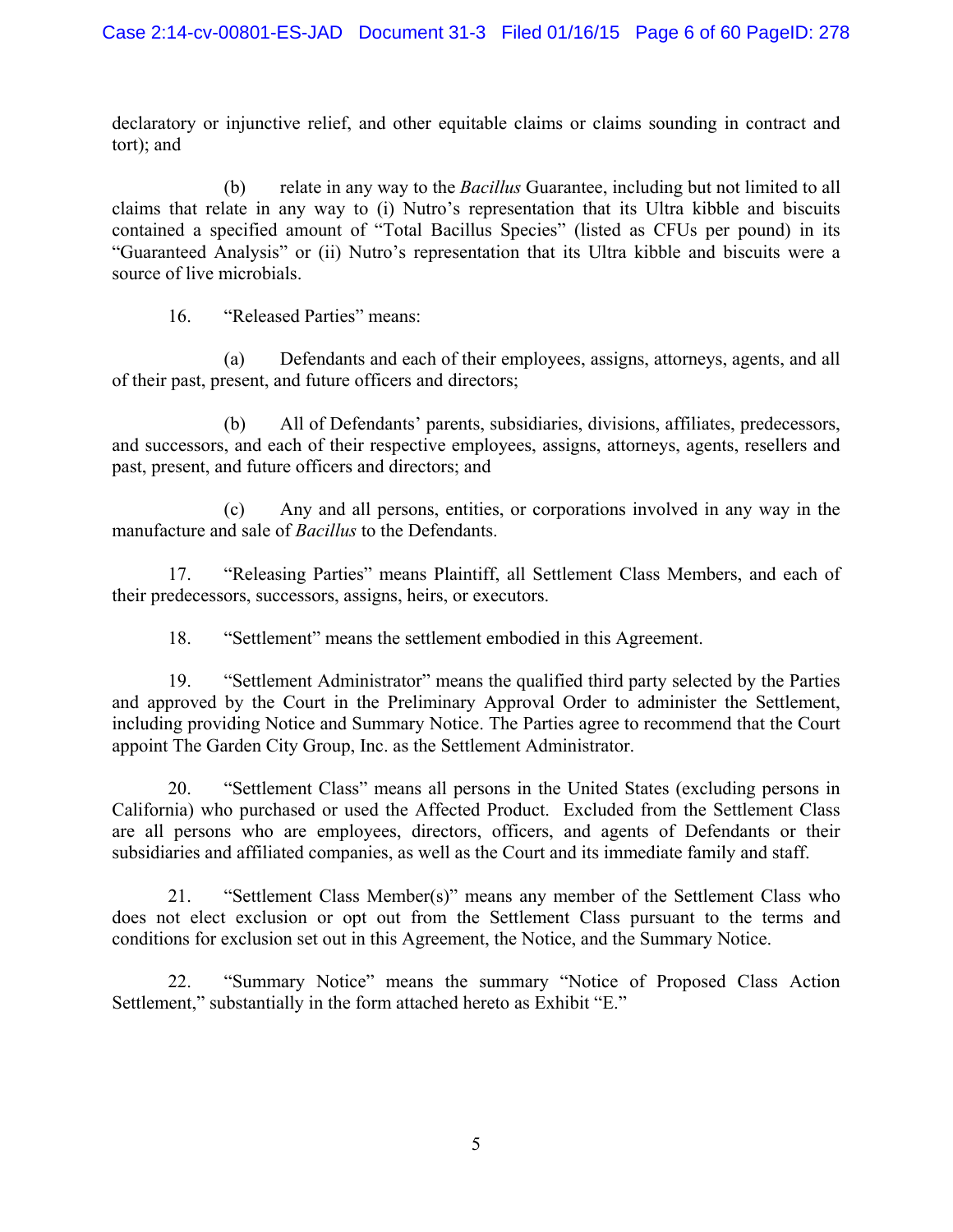declaratory or injunctive relief, and other equitable claims or claims sounding in contract and tort); and

(b) relate in any way to the *Bacillus* Guarantee, including but not limited to all claims that relate in any way to (i) Nutro's representation that its Ultra kibble and biscuits contained a specified amount of "Total Bacillus Species" (listed as CFUs per pound) in its "Guaranteed Analysis" or (ii) Nutro's representation that its Ultra kibble and biscuits were a source of live microbials.

16. "Released Parties" means:

(a) Defendants and each of their employees, assigns, attorneys, agents, and all of their past, present, and future officers and directors;

(b) All of Defendants' parents, subsidiaries, divisions, affiliates, predecessors, and successors, and each of their respective employees, assigns, attorneys, agents, resellers and past, present, and future officers and directors; and

(c) Any and all persons, entities, or corporations involved in any way in the manufacture and sale of *Bacillus* to the Defendants.

17. "Releasing Parties" means Plaintiff, all Settlement Class Members, and each of their predecessors, successors, assigns, heirs, or executors.

18. "Settlement" means the settlement embodied in this Agreement.

19. "Settlement Administrator" means the qualified third party selected by the Parties and approved by the Court in the Preliminary Approval Order to administer the Settlement, including providing Notice and Summary Notice. The Parties agree to recommend that the Court appoint The Garden City Group, Inc. as the Settlement Administrator.

20. "Settlement Class" means all persons in the United States (excluding persons in California) who purchased or used the Affected Product. Excluded from the Settlement Class are all persons who are employees, directors, officers, and agents of Defendants or their subsidiaries and affiliated companies, as well as the Court and its immediate family and staff.

21. "Settlement Class Member(s)" means any member of the Settlement Class who does not elect exclusion or opt out from the Settlement Class pursuant to the terms and conditions for exclusion set out in this Agreement, the Notice, and the Summary Notice.

22. "Summary Notice" means the summary "Notice of Proposed Class Action Settlement," substantially in the form attached hereto as Exhibit "E."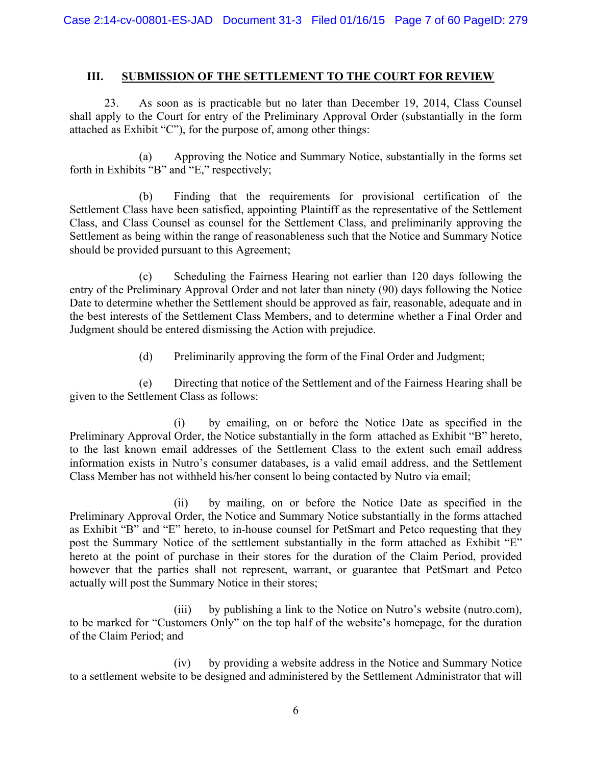## III. SUBMISSION OF THE SETTLEMENT TO THE COURT FOR REVIEW

23. As soon as is practicable but no later than December 19, 2014, Class Counsel shall apply to the Court for entry of the Preliminary Approval Order (substantially in the form attached as Exhibit "C"), for the purpose of, among other things:

(a) Approving the Notice and Summary Notice, substantially in the forms set forth in Exhibits "B" and "E," respectively;

(b) Finding that the requirements for provisional certification of the Settlement Class have been satisfied, appointing Plaintiff as the representative of the Settlement Class, and Class Counsel as counsel for the Settlement Class, and preliminarily approving the Settlement as being within the range of reasonableness such that the Notice and Summary Notice should be provided pursuant to this Agreement;

(c) Scheduling the Fairness Hearing not earlier than 120 days following the entry of the Preliminary Approval Order and not later than ninety (90) days following the Notice Date to determine whether the Settlement should be approved as fair, reasonable, adequate and in the best interests of the Settlement Class Members, and to determine whether a Final Order and Judgment should be entered dismissing the Action with prejudice.

(d) Preliminarily approving the form of the Final Order and Judgment;

(e) Directing that notice of the Settlement and of the Fairness Hearing shall be given to the Settlement Class as follows:

(i) by emailing, on or before the Notice Date as specified in the Preliminary Approval Order, the Notice substantially in the form attached as Exhibit "B" hereto, to the last known email addresses of the Settlement Class to the extent such email address information exists in Nutro's consumer databases, is a valid email address, and the Settlement Class Member has not withheld his/her consent lo being contacted by Nutro via email;

(ii) by mailing, on or before the Notice Date as specified in the Preliminary Approval Order, the Notice and Summary Notice substantially in the forms attached as Exhibit "B" and "E" hereto, to in-house counsel for PetSmart and Petco requesting that they post the Summary Notice of the settlement substantially in the form attached as Exhibit "E" hereto at the point of purchase in their stores for the duration of the Claim Period, provided however that the parties shall not represent, warrant, or guarantee that PetSmart and Petco actually will post the Summary Notice in their stores;

(iii) by publishing a link to the Notice on Nutro's website (nutro.com), to be marked for "Customers Only" on the top half of the website's homepage, for the duration of the Claim Period; and

(iv) by providing a website address in the Notice and Summary Notice to a settlement website to be designed and administered by the Settlement Administrator that will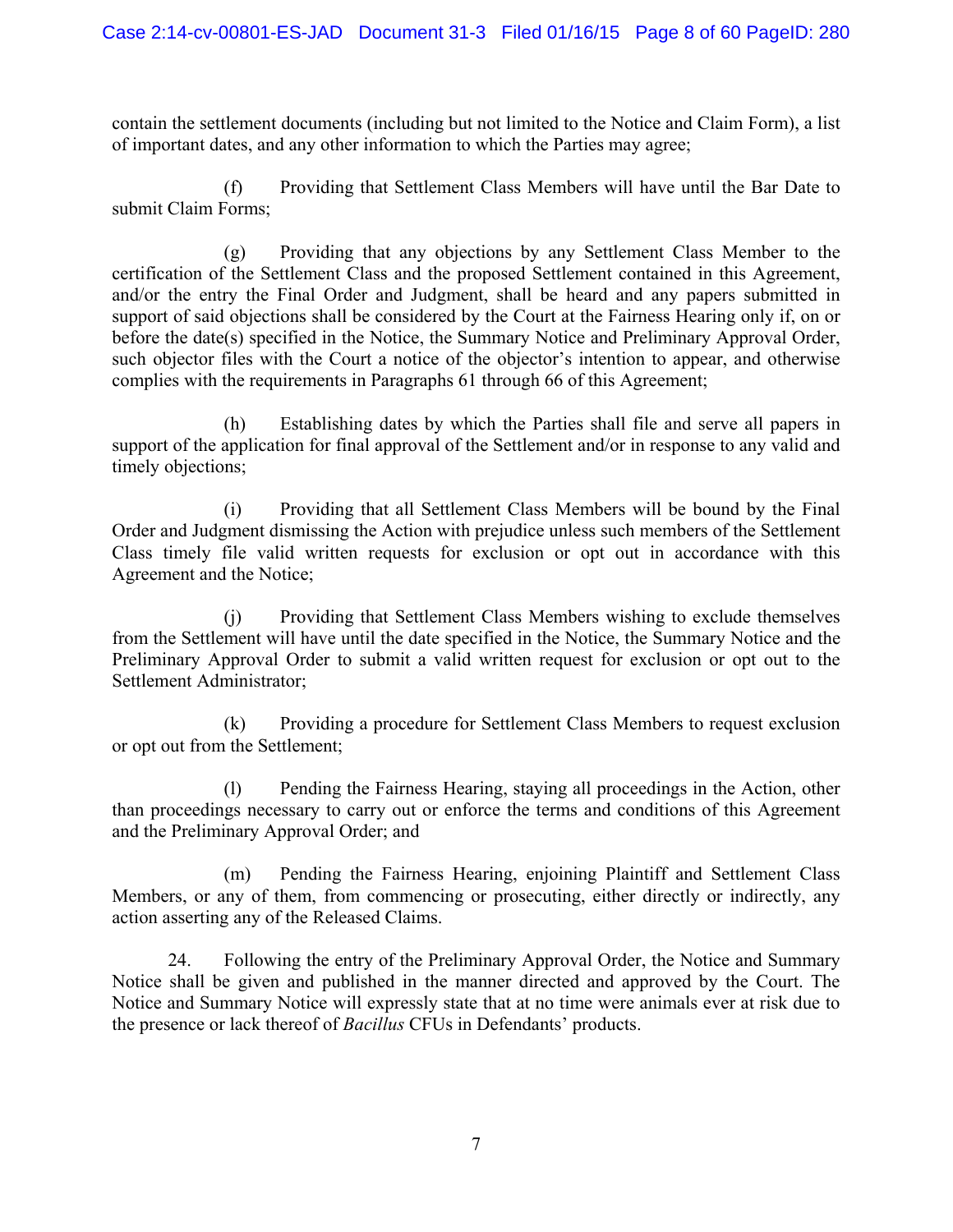contain the settlement documents (including but not limited to the Notice and Claim Form), a list of important dates, and any other information to which the Parties may agree;

(f) Providing that Settlement Class Members will have until the Bar Date to submit Claim Forms;

(g) Providing that any objections by any Settlement Class Member to the certification of the Settlement Class and the proposed Settlement contained in this Agreement, and/or the entry the Final Order and Judgment, shall be heard and any papers submitted in support of said objections shall be considered by the Court at the Fairness Hearing only if, on or before the date(s) specified in the Notice, the Summary Notice and Preliminary Approval Order, such objector files with the Court a notice of the objector's intention to appear, and otherwise complies with the requirements in Paragraphs 61 through 66 of this Agreement;

(h) Establishing dates by which the Parties shall file and serve all papers in support of the application for final approval of the Settlement and/or in response to any valid and timely objections;

(i) Providing that all Settlement Class Members will be bound by the Final Order and Judgment dismissing the Action with prejudice unless such members of the Settlement Class timely file valid written requests for exclusion or opt out in accordance with this Agreement and the Notice;

(j) Providing that Settlement Class Members wishing to exclude themselves from the Settlement will have until the date specified in the Notice, the Summary Notice and the Preliminary Approval Order to submit a valid written request for exclusion or opt out to the Settlement Administrator;

(k) Providing a procedure for Settlement Class Members to request exclusion or opt out from the Settlement;

(l) Pending the Fairness Hearing, staying all proceedings in the Action, other than proceedings necessary to carry out or enforce the terms and conditions of this Agreement and the Preliminary Approval Order; and

(m) Pending the Fairness Hearing, enjoining Plaintiff and Settlement Class Members, or any of them, from commencing or prosecuting, either directly or indirectly, any action asserting any of the Released Claims.

24. Following the entry of the Preliminary Approval Order, the Notice and Summary Notice shall be given and published in the manner directed and approved by the Court. The Notice and Summary Notice will expressly state that at no time were animals ever at risk due to the presence or lack thereof of *Bacillus* CFUs in Defendants' products.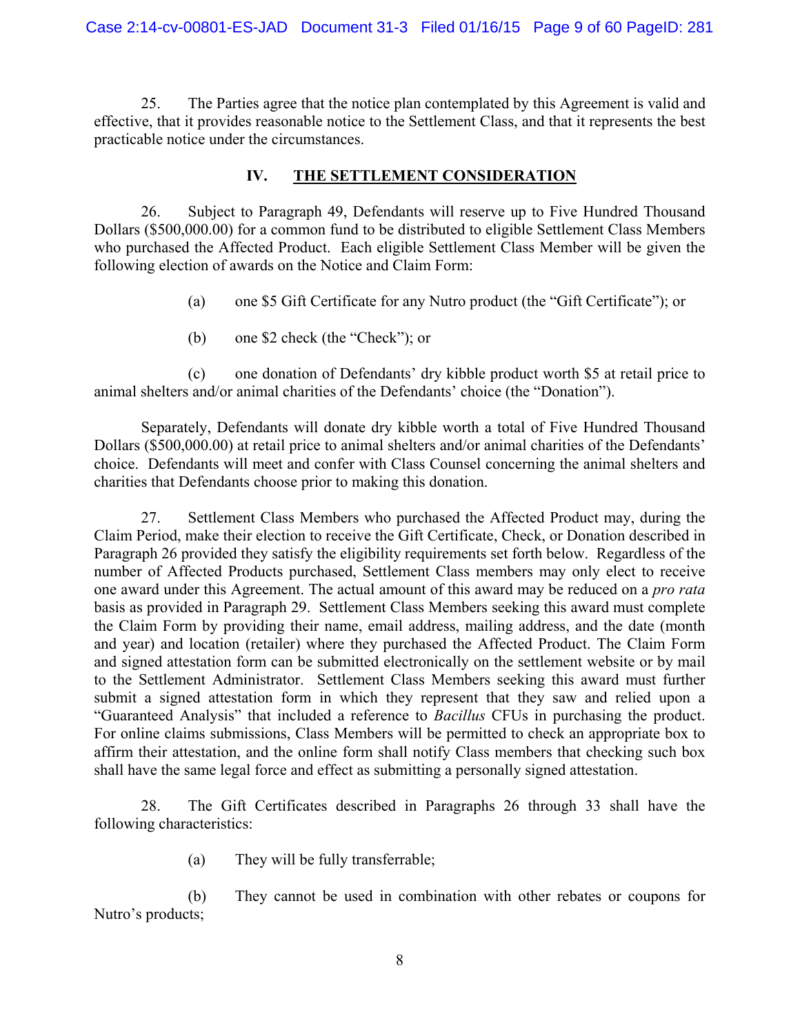25. The Parties agree that the notice plan contemplated by this Agreement is valid and effective, that it provides reasonable notice to the Settlement Class, and that it represents the best practicable notice under the circumstances.

## IV. THE SETTLEMENT CONSIDERATION

26. Subject to Paragraph 49, Defendants will reserve up to Five Hundred Thousand Dollars ($500,000.00) for a common fund to be distributed to eligible Settlement Class Members who purchased the Affected Product. Each eligible Settlement Class Member will be given the following election of awards on the Notice and Claim Form:

(a) one $5 Gift Certificate for any Nutro product (the "Gift Certificate"); or

(b) one $2 check (the "Check"); or

(c) one donation of Defendants' dry kibble product worth $5 at retail price to animal shelters and/or animal charities of the Defendants' choice (the "Donation").

Separately, Defendants will donate dry kibble worth a total of Five Hundred Thousand Dollars ($500,000.00) at retail price to animal shelters and/or animal charities of the Defendants' choice. Defendants will meet and confer with Class Counsel concerning the animal shelters and charities that Defendants choose prior to making this donation.

27. Settlement Class Members who purchased the Affected Product may, during the Claim Period, make their election to receive the Gift Certificate, Check, or Donation described in Paragraph 26 provided they satisfy the eligibility requirements set forth below. Regardless of the number of Affected Products purchased, Settlement Class members may only elect to receive one award under this Agreement. The actual amount of this award may be reduced on a *pro rata* basis as provided in Paragraph 29. Settlement Class Members seeking this award must complete the Claim Form by providing their name, email address, mailing address, and the date (month and year) and location (retailer) where they purchased the Affected Product. The Claim Form and signed attestation form can be submitted electronically on the settlement website or by mail to the Settlement Administrator. Settlement Class Members seeking this award must further submit a signed attestation form in which they represent that they saw and relied upon a "Guaranteed Analysis" that included a reference to *Bacillus* CFUs in purchasing the product. For online claims submissions, Class Members will be permitted to check an appropriate box to affirm their attestation, and the online form shall notify Class members that checking such box shall have the same legal force and effect as submitting a personally signed attestation.

28. The Gift Certificates described in Paragraphs 26 through 33 shall have the following characteristics:

(a) They will be fully transferrable;

(b) They cannot be used in combination with other rebates or coupons for Nutro's products;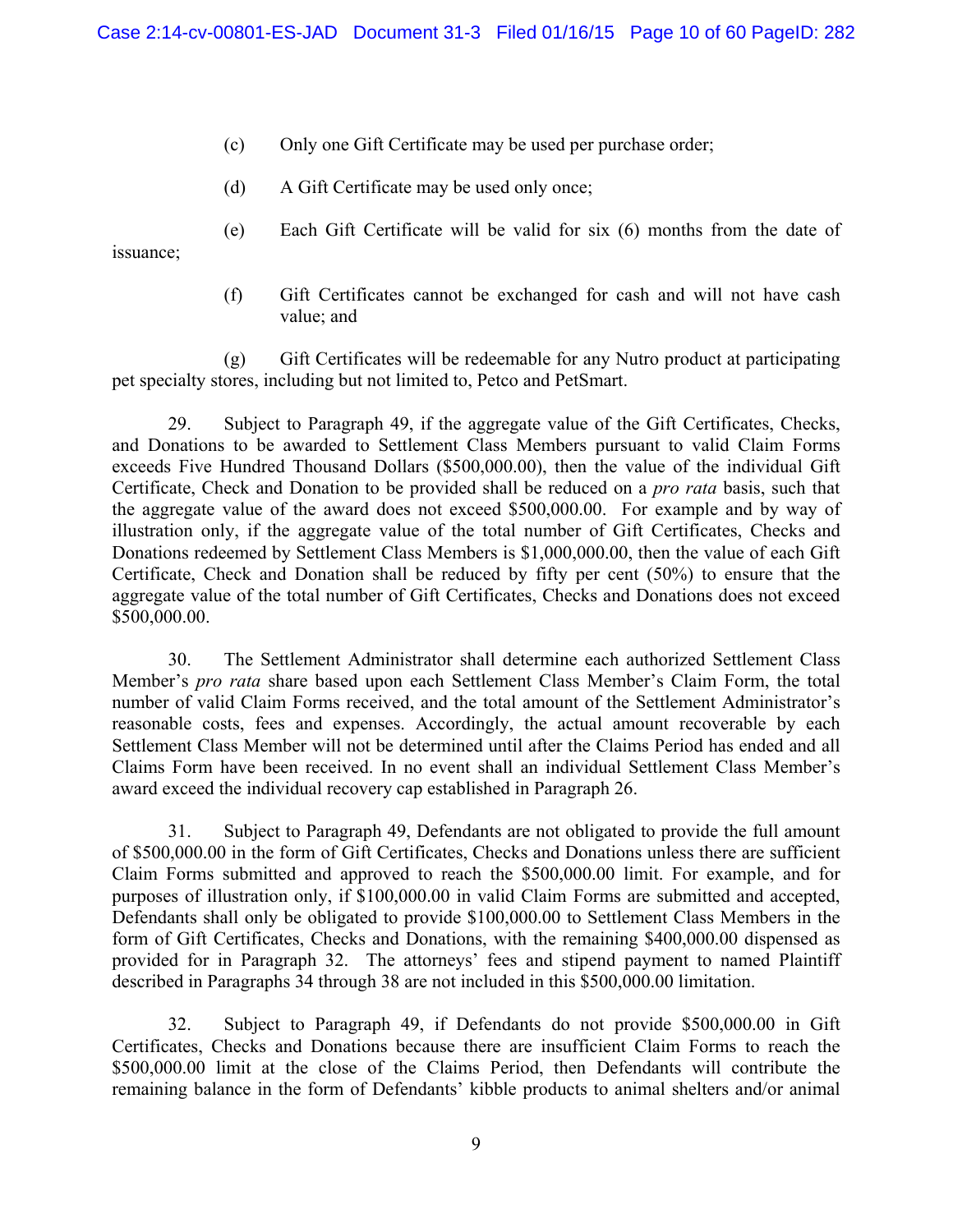(c) Only one Gift Certificate may be used per purchase order;

(d) A Gift Certificate may be used only once;

(e) Each Gift Certificate will be valid for six (6) months from the date of issuance;

(f) Gift Certificates cannot be exchanged for cash and will not have cash value; and

(g) Gift Certificates will be redeemable for any Nutro product at participating pet specialty stores, including but not limited to, Petco and PetSmart.

29. Subject to Paragraph 49, if the aggregate value of the Gift Certificates, Checks, and Donations to be awarded to Settlement Class Members pursuant to valid Claim Forms exceeds Five Hundred Thousand Dollars ($500,000.00), then the value of the individual Gift Certificate, Check and Donation to be provided shall be reduced on a *pro rata* basis, such that the aggregate value of the award does not exceed $500,000.00. For example and by way of illustration only, if the aggregate value of the total number of Gift Certificates, Checks and Donations redeemed by Settlement Class Members is $1,000,000.00, then the value of each Gift Certificate, Check and Donation shall be reduced by fifty per cent (50%) to ensure that the aggregate value of the total number of Gift Certificates, Checks and Donations does not exceed $500,000.00.

30. The Settlement Administrator shall determine each authorized Settlement Class Member's *pro rata* share based upon each Settlement Class Member's Claim Form, the total number of valid Claim Forms received, and the total amount of the Settlement Administrator's reasonable costs, fees and expenses. Accordingly, the actual amount recoverable by each Settlement Class Member will not be determined until after the Claims Period has ended and all Claims Form have been received. In no event shall an individual Settlement Class Member's award exceed the individual recovery cap established in Paragraph 26.

31. Subject to Paragraph 49, Defendants are not obligated to provide the full amount of $500,000.00 in the form of Gift Certificates, Checks and Donations unless there are sufficient Claim Forms submitted and approved to reach the $500,000.00 limit. For example, and for purposes of illustration only, if $100,000.00 in valid Claim Forms are submitted and accepted, Defendants shall only be obligated to provide $100,000.00 to Settlement Class Members in the form of Gift Certificates, Checks and Donations, with the remaining $400,000.00 dispensed as provided for in Paragraph 32. The attorneys' fees and stipend payment to named Plaintiff described in Paragraphs 34 through 38 are not included in this $500,000.00 limitation.

32. Subject to Paragraph 49, if Defendants do not provide $500,000.00 in Gift Certificates, Checks and Donations because there are insufficient Claim Forms to reach the $500,000.00 limit at the close of the Claims Period, then Defendants will contribute the remaining balance in the form of Defendants' kibble products to animal shelters and/or animal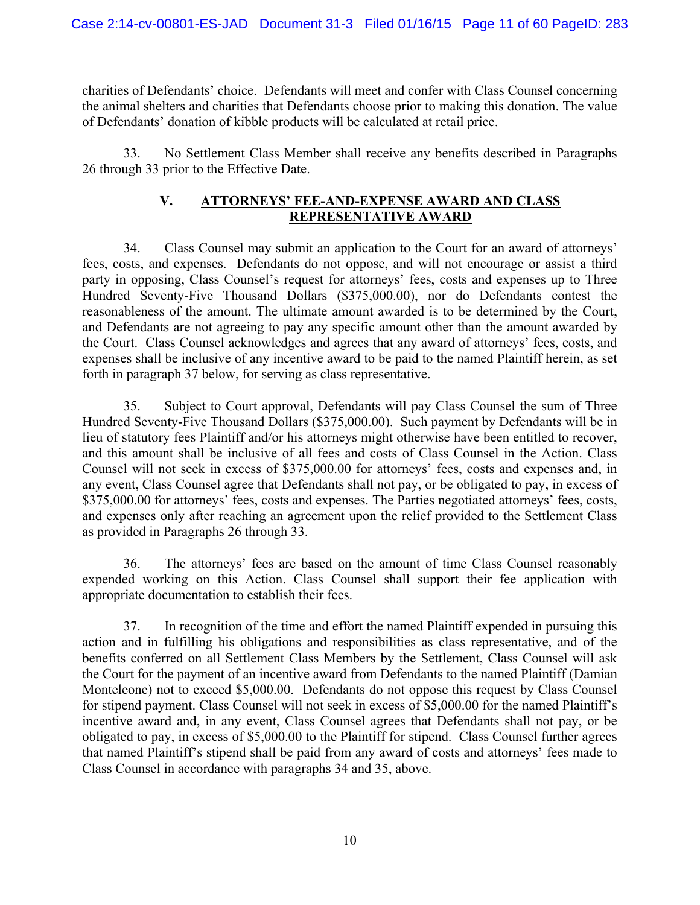charities of Defendants' choice. Defendants will meet and confer with Class Counsel concerning the animal shelters and charities that Defendants choose prior to making this donation. The value of Defendants' donation of kibble products will be calculated at retail price.

33. No Settlement Class Member shall receive any benefits described in Paragraphs 26 through 33 prior to the Effective Date.

## V. ATTORNEYS' FEE-AND-EXPENSE AWARD AND CLASS REPRESENTATIVE AWARD

34. Class Counsel may submit an application to the Court for an award of attorneys' fees, costs, and expenses. Defendants do not oppose, and will not encourage or assist a third party in opposing, Class Counsel's request for attorneys' fees, costs and expenses up to Three Hundred Seventy-Five Thousand Dollars ($375,000.00), nor do Defendants contest the reasonableness of the amount. The ultimate amount awarded is to be determined by the Court, and Defendants are not agreeing to pay any specific amount other than the amount awarded by the Court. Class Counsel acknowledges and agrees that any award of attorneys' fees, costs, and expenses shall be inclusive of any incentive award to be paid to the named Plaintiff herein, as set forth in paragraph 37 below, for serving as class representative.

35. Subject to Court approval, Defendants will pay Class Counsel the sum of Three Hundred Seventy-Five Thousand Dollars ($375,000.00). Such payment by Defendants will be in lieu of statutory fees Plaintiff and/or his attorneys might otherwise have been entitled to recover, and this amount shall be inclusive of all fees and costs of Class Counsel in the Action. Class Counsel will not seek in excess of $375,000.00 for attorneys' fees, costs and expenses and, in any event, Class Counsel agree that Defendants shall not pay, or be obligated to pay, in excess of $375,000.00 for attorneys' fees, costs and expenses. The Parties negotiated attorneys' fees, costs, and expenses only after reaching an agreement upon the relief provided to the Settlement Class as provided in Paragraphs 26 through 33.

36. The attorneys' fees are based on the amount of time Class Counsel reasonably expended working on this Action. Class Counsel shall support their fee application with appropriate documentation to establish their fees.

37. In recognition of the time and effort the named Plaintiff expended in pursuing this action and in fulfilling his obligations and responsibilities as class representative, and of the benefits conferred on all Settlement Class Members by the Settlement, Class Counsel will ask the Court for the payment of an incentive award from Defendants to the named Plaintiff (Damian Monteleone) not to exceed $5,000.00. Defendants do not oppose this request by Class Counsel for stipend payment. Class Counsel will not seek in excess of $5,000.00 for the named Plaintiff's incentive award and, in any event, Class Counsel agrees that Defendants shall not pay, or be obligated to pay, in excess of $5,000.00 to the Plaintiff for stipend. Class Counsel further agrees that named Plaintiff's stipend shall be paid from any award of costs and attorneys' fees made to Class Counsel in accordance with paragraphs 34 and 35, above.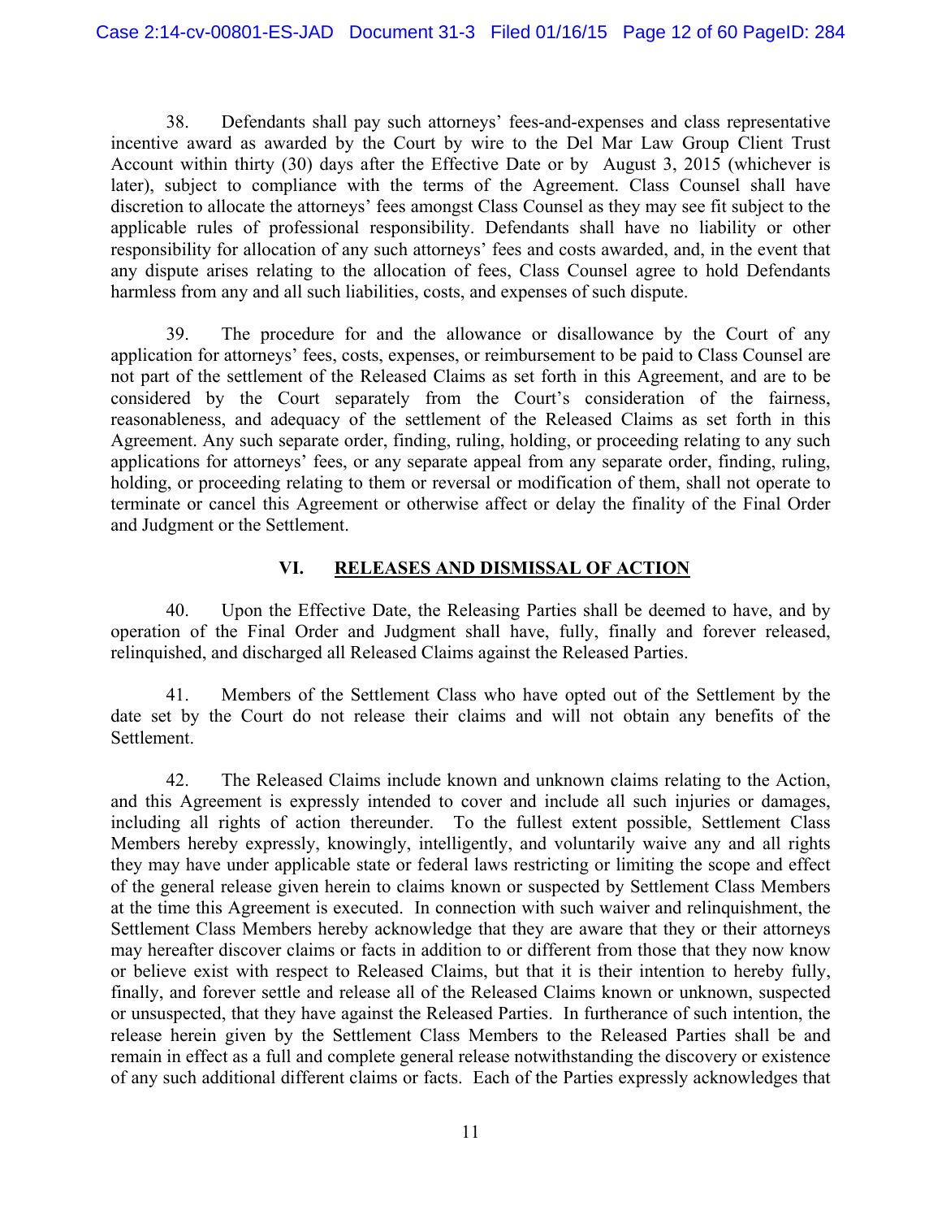38. Defendants shall pay such attorneys' fees-and-expenses and class representative incentive award as awarded by the Court by wire to the Del Mar Law Group Client Trust Account within thirty (30) days after the Effective Date or by August 3, 2015 (whichever is later), subject to compliance with the terms of the Agreement. Class Counsel shall have discretion to allocate the attorneys' fees amongst Class Counsel as they may see fit subject to the applicable rules of professional responsibility. Defendants shall have no liability or other responsibility for allocation of any such attorneys' fees and costs awarded, and, in the event that any dispute arises relating to the allocation of fees, Class Counsel agree to hold Defendants harmless from any and all such liabilities, costs, and expenses of such dispute.

39. The procedure for and the allowance or disallowance by the Court of any application for attorneys' fees, costs, expenses, or reimbursement to be paid to Class Counsel are not part of the settlement of the Released Claims as set forth in this Agreement, and are to be considered by the Court separately from the Court's consideration of the fairness, reasonableness, and adequacy of the settlement of the Released Claims as set forth in this Agreement. Any such separate order, finding, ruling, holding, or proceeding relating to any such applications for attorneys' fees, or any separate appeal from any separate order, finding, ruling, holding, or proceeding relating to them or reversal or modification of them, shall not operate to terminate or cancel this Agreement or otherwise affect or delay the finality of the Final Order and Judgment or the Settlement.

## VI. RELEASES AND DISMISSAL OF ACTION

40. Upon the Effective Date, the Releasing Parties shall be deemed to have, and by operation of the Final Order and Judgment shall have, fully, finally and forever released, relinquished, and discharged all Released Claims against the Released Parties.

41. Members of the Settlement Class who have opted out of the Settlement by the date set by the Court do not release their claims and will not obtain any benefits of the Settlement.

42. The Released Claims include known and unknown claims relating to the Action, and this Agreement is expressly intended to cover and include all such injuries or damages, including all rights of action thereunder. To the fullest extent possible, Settlement Class Members hereby expressly, knowingly, intelligently, and voluntarily waive any and all rights they may have under applicable state or federal laws restricting or limiting the scope and effect of the general release given herein to claims known or suspected by Settlement Class Members at the time this Agreement is executed. In connection with such waiver and relinquishment, the Settlement Class Members hereby acknowledge that they are aware that they or their attorneys may hereafter discover claims or facts in addition to or different from those that they now know or believe exist with respect to Released Claims, but that it is their intention to hereby fully, finally, and forever settle and release all of the Released Claims known or unknown, suspected or unsuspected, that they have against the Released Parties. In furtherance of such intention, the release herein given by the Settlement Class Members to the Released Parties shall be and remain in effect as a full and complete general release notwithstanding the discovery or existence of any such additional different claims or facts. Each of the Parties expressly acknowledges that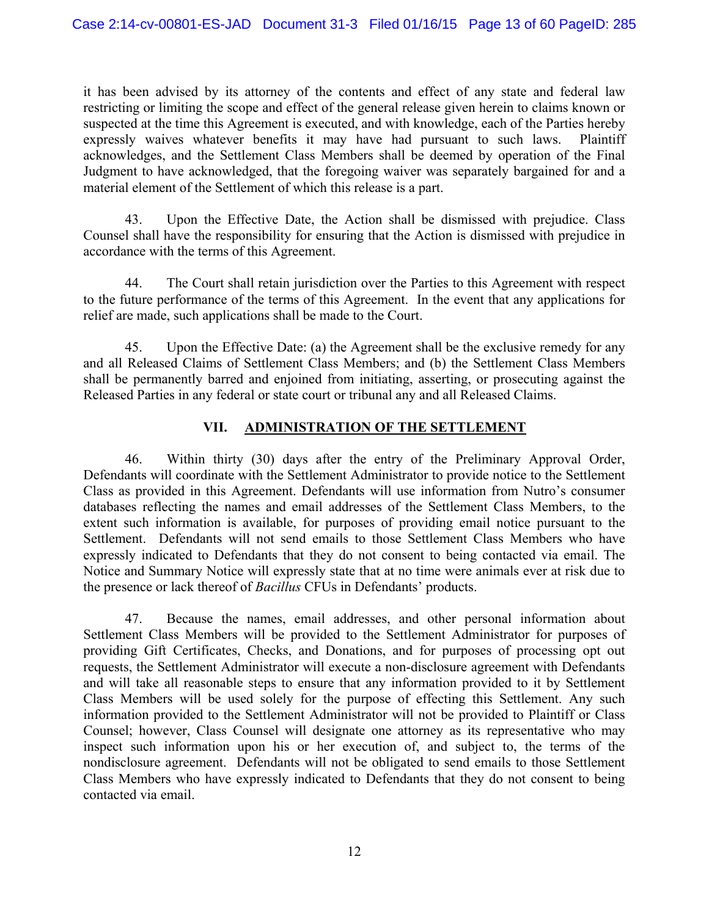it has been advised by its attorney of the contents and effect of any state and federal law restricting or limiting the scope and effect of the general release given herein to claims known or suspected at the time this Agreement is executed, and with knowledge, each of the Parties hereby expressly waives whatever benefits it may have had pursuant to such laws. Plaintiff acknowledges, and the Settlement Class Members shall be deemed by operation of the Final Judgment to have acknowledged, that the foregoing waiver was separately bargained for and a material element of the Settlement of which this release is a part.

43. Upon the Effective Date, the Action shall be dismissed with prejudice. Class Counsel shall have the responsibility for ensuring that the Action is dismissed with prejudice in accordance with the terms of this Agreement.

44. The Court shall retain jurisdiction over the Parties to this Agreement with respect to the future performance of the terms of this Agreement. In the event that any applications for relief are made, such applications shall be made to the Court.

45. Upon the Effective Date: (a) the Agreement shall be the exclusive remedy for any and all Released Claims of Settlement Class Members; and (b) the Settlement Class Members shall be permanently barred and enjoined from initiating, asserting, or prosecuting against the Released Parties in any federal or state court or tribunal any and all Released Claims.

## VII. ADMINISTRATION OF THE SETTLEMENT

46. Within thirty (30) days after the entry of the Preliminary Approval Order, Defendants will coordinate with the Settlement Administrator to provide notice to the Settlement Class as provided in this Agreement. Defendants will use information from Nutro's consumer databases reflecting the names and email addresses of the Settlement Class Members, to the extent such information is available, for purposes of providing email notice pursuant to the Settlement. Defendants will not send emails to those Settlement Class Members who have expressly indicated to Defendants that they do not consent to being contacted via email. The Notice and Summary Notice will expressly state that at no time were animals ever at risk due to the presence or lack thereof of *Bacillus* CFUs in Defendants' products.

47. Because the names, email addresses, and other personal information about Settlement Class Members will be provided to the Settlement Administrator for purposes of providing Gift Certificates, Checks, and Donations, and for purposes of processing opt out requests, the Settlement Administrator will execute a non-disclosure agreement with Defendants and will take all reasonable steps to ensure that any information provided to it by Settlement Class Members will be used solely for the purpose of effecting this Settlement. Any such information provided to the Settlement Administrator will not be provided to Plaintiff or Class Counsel; however, Class Counsel will designate one attorney as its representative who may inspect such information upon his or her execution of, and subject to, the terms of the nondisclosure agreement. Defendants will not be obligated to send emails to those Settlement Class Members who have expressly indicated to Defendants that they do not consent to being contacted via email.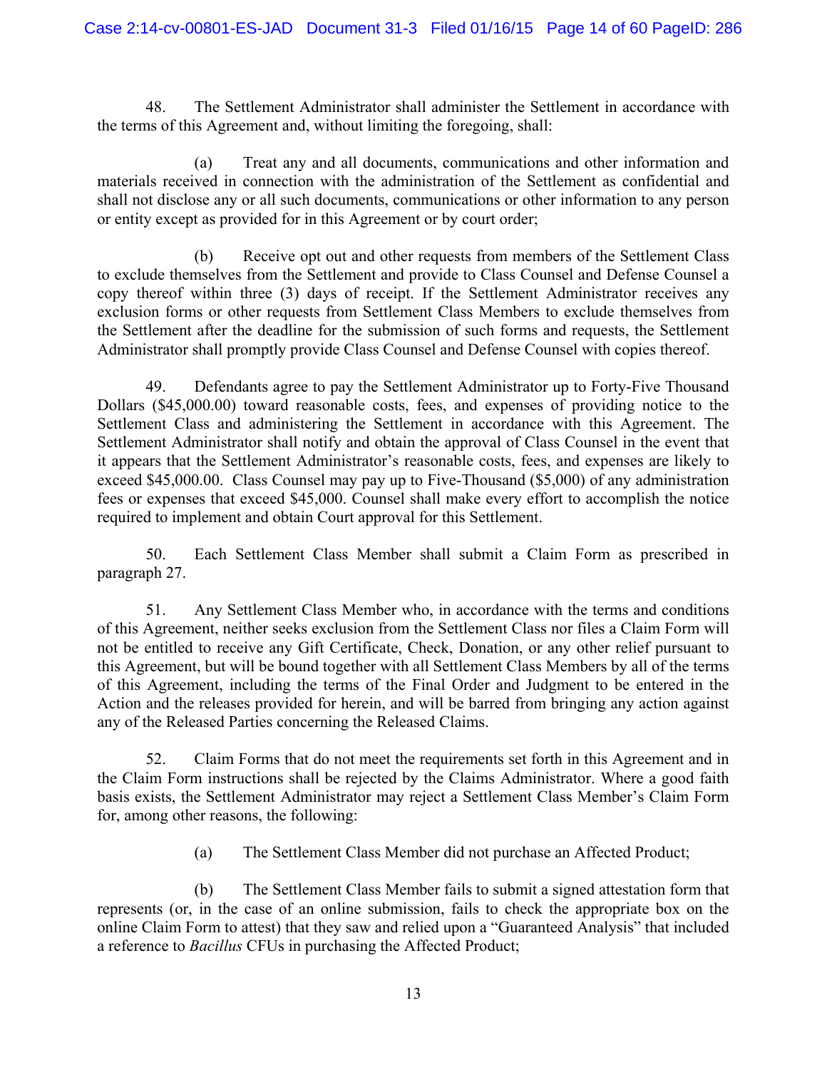48. The Settlement Administrator shall administer the Settlement in accordance with the terms of this Agreement and, without limiting the foregoing, shall:

(a) Treat any and all documents, communications and other information and materials received in connection with the administration of the Settlement as confidential and shall not disclose any or all such documents, communications or other information to any person or entity except as provided for in this Agreement or by court order;

(b) Receive opt out and other requests from members of the Settlement Class to exclude themselves from the Settlement and provide to Class Counsel and Defense Counsel a copy thereof within three (3) days of receipt. If the Settlement Administrator receives any exclusion forms or other requests from Settlement Class Members to exclude themselves from the Settlement after the deadline for the submission of such forms and requests, the Settlement Administrator shall promptly provide Class Counsel and Defense Counsel with copies thereof.

49. Defendants agree to pay the Settlement Administrator up to Forty-Five Thousand Dollars ($45,000.00) toward reasonable costs, fees, and expenses of providing notice to the Settlement Class and administering the Settlement in accordance with this Agreement. The Settlement Administrator shall notify and obtain the approval of Class Counsel in the event that it appears that the Settlement Administrator's reasonable costs, fees, and expenses are likely to exceed $45,000.00. Class Counsel may pay up to Five-Thousand ($5,000) of any administration fees or expenses that exceed $45,000. Counsel shall make every effort to accomplish the notice required to implement and obtain Court approval for this Settlement.

50. Each Settlement Class Member shall submit a Claim Form as prescribed in paragraph 27.

51. Any Settlement Class Member who, in accordance with the terms and conditions of this Agreement, neither seeks exclusion from the Settlement Class nor files a Claim Form will not be entitled to receive any Gift Certificate, Check, Donation, or any other relief pursuant to this Agreement, but will be bound together with all Settlement Class Members by all of the terms of this Agreement, including the terms of the Final Order and Judgment to be entered in the Action and the releases provided for herein, and will be barred from bringing any action against any of the Released Parties concerning the Released Claims.

52. Claim Forms that do not meet the requirements set forth in this Agreement and in the Claim Form instructions shall be rejected by the Claims Administrator. Where a good faith basis exists, the Settlement Administrator may reject a Settlement Class Member's Claim Form for, among other reasons, the following:

(a) The Settlement Class Member did not purchase an Affected Product;

(b) The Settlement Class Member fails to submit a signed attestation form that represents (or, in the case of an online submission, fails to check the appropriate box on the online Claim Form to attest) that they saw and relied upon a "Guaranteed Analysis" that included a reference to *Bacillus* CFUs in purchasing the Affected Product;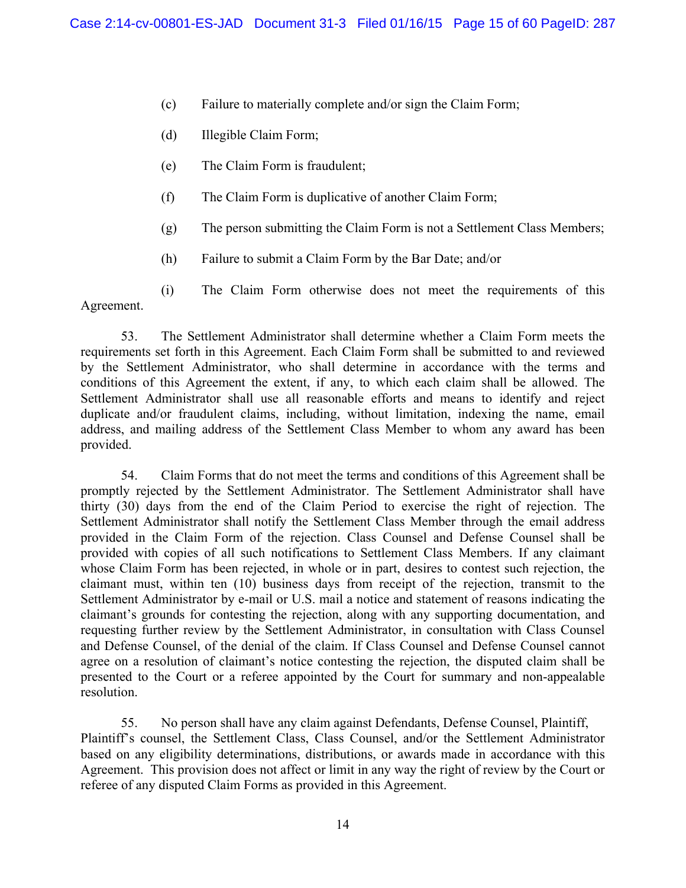(c) Failure to materially complete and/or sign the Claim Form;

(d) Illegible Claim Form;

(e) The Claim Form is fraudulent;

(f) The Claim Form is duplicative of another Claim Form;

(g) The person submitting the Claim Form is not a Settlement Class Members;

(h) Failure to submit a Claim Form by the Bar Date; and/or

(i) The Claim Form otherwise does not meet the requirements of this Agreement.

53. The Settlement Administrator shall determine whether a Claim Form meets the requirements set forth in this Agreement. Each Claim Form shall be submitted to and reviewed by the Settlement Administrator, who shall determine in accordance with the terms and conditions of this Agreement the extent, if any, to which each claim shall be allowed. The Settlement Administrator shall use all reasonable efforts and means to identify and reject duplicate and/or fraudulent claims, including, without limitation, indexing the name, email address, and mailing address of the Settlement Class Member to whom any award has been provided.

54. Claim Forms that do not meet the terms and conditions of this Agreement shall be promptly rejected by the Settlement Administrator. The Settlement Administrator shall have thirty (30) days from the end of the Claim Period to exercise the right of rejection. The Settlement Administrator shall notify the Settlement Class Member through the email address provided in the Claim Form of the rejection. Class Counsel and Defense Counsel shall be provided with copies of all such notifications to Settlement Class Members. If any claimant whose Claim Form has been rejected, in whole or in part, desires to contest such rejection, the claimant must, within ten (10) business days from receipt of the rejection, transmit to the Settlement Administrator by e-mail or U.S. mail a notice and statement of reasons indicating the claimant's grounds for contesting the rejection, along with any supporting documentation, and requesting further review by the Settlement Administrator, in consultation with Class Counsel and Defense Counsel, of the denial of the claim. If Class Counsel and Defense Counsel cannot agree on a resolution of claimant's notice contesting the rejection, the disputed claim shall be presented to the Court or a referee appointed by the Court for summary and non-appealable resolution.

55. No person shall have any claim against Defendants, Defense Counsel, Plaintiff, Plaintiff's counsel, the Settlement Class, Class Counsel, and/or the Settlement Administrator based on any eligibility determinations, distributions, or awards made in accordance with this Agreement. This provision does not affect or limit in any way the right of review by the Court or referee of any disputed Claim Forms as provided in this Agreement.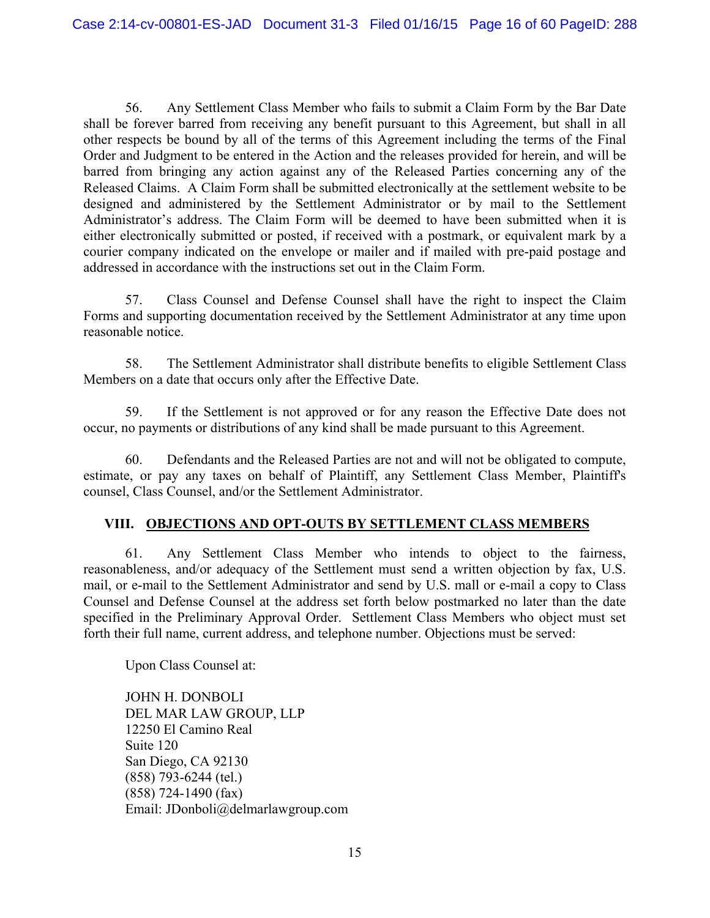56. Any Settlement Class Member who fails to submit a Claim Form by the Bar Date shall be forever barred from receiving any benefit pursuant to this Agreement, but shall in all other respects be bound by all of the terms of this Agreement including the terms of the Final Order and Judgment to be entered in the Action and the releases provided for herein, and will be barred from bringing any action against any of the Released Parties concerning any of the Released Claims. A Claim Form shall be submitted electronically at the settlement website to be designed and administered by the Settlement Administrator or by mail to the Settlement Administrator's address. The Claim Form will be deemed to have been submitted when it is either electronically submitted or posted, if received with a postmark, or equivalent mark by a courier company indicated on the envelope or mailer and if mailed with pre-paid postage and addressed in accordance with the instructions set out in the Claim Form.

57. Class Counsel and Defense Counsel shall have the right to inspect the Claim Forms and supporting documentation received by the Settlement Administrator at any time upon reasonable notice.

58. The Settlement Administrator shall distribute benefits to eligible Settlement Class Members on a date that occurs only after the Effective Date.

59. If the Settlement is not approved or for any reason the Effective Date does not occur, no payments or distributions of any kind shall be made pursuant to this Agreement.

60. Defendants and the Released Parties are not and will not be obligated to compute, estimate, or pay any taxes on behalf of Plaintiff, any Settlement Class Member, Plaintiff's counsel, Class Counsel, and/or the Settlement Administrator.

## VIII. OBJECTIONS AND OPT-OUTS BY SETTLEMENT CLASS MEMBERS

61. Any Settlement Class Member who intends to object to the fairness, reasonableness, and/or adequacy of the Settlement must send a written objection by fax, U.S. mail, or e-mail to the Settlement Administrator and send by U.S. mall or e-mail a copy to Class Counsel and Defense Counsel at the address set forth below postmarked no later than the date specified in the Preliminary Approval Order. Settlement Class Members who object must set forth their full name, current address, and telephone number. Objections must be served:

Upon Class Counsel at:

JOHN H. DONBOLI
DEL MAR LAW GROUP, LLP
12250 El Camino Real
Suite 120
San Diego, CA 92130
(858) 793-6244 (tel.)
(858) 724-1490 (fax)
Email: JDonboli@delmarlawgroup.com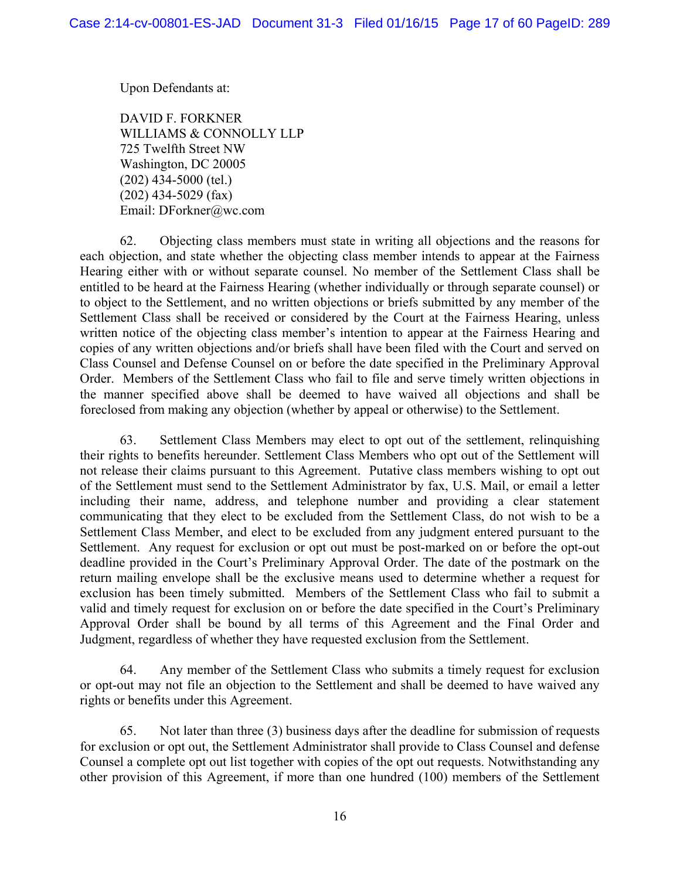Upon Defendants at:

DAVID F. FORKNER
WILLIAMS & CONNOLLY LLP
725 Twelfth Street NW
Washington, DC 20005
(202) 434-5000 (tel.)
(202) 434-5029 (fax)
Email: DForkner@wc.com

62. Objecting class members must state in writing all objections and the reasons for each objection, and state whether the objecting class member intends to appear at the Fairness Hearing either with or without separate counsel. No member of the Settlement Class shall be entitled to be heard at the Fairness Hearing (whether individually or through separate counsel) or to object to the Settlement, and no written objections or briefs submitted by any member of the Settlement Class shall be received or considered by the Court at the Fairness Hearing, unless written notice of the objecting class member's intention to appear at the Fairness Hearing and copies of any written objections and/or briefs shall have been filed with the Court and served on Class Counsel and Defense Counsel on or before the date specified in the Preliminary Approval Order. Members of the Settlement Class who fail to file and serve timely written objections in the manner specified above shall be deemed to have waived all objections and shall be foreclosed from making any objection (whether by appeal or otherwise) to the Settlement.

63. Settlement Class Members may elect to opt out of the settlement, relinquishing their rights to benefits hereunder. Settlement Class Members who opt out of the Settlement will not release their claims pursuant to this Agreement. Putative class members wishing to opt out of the Settlement must send to the Settlement Administrator by fax, U.S. Mail, or email a letter including their name, address, and telephone number and providing a clear statement communicating that they elect to be excluded from the Settlement Class, do not wish to be a Settlement Class Member, and elect to be excluded from any judgment entered pursuant to the Settlement. Any request for exclusion or opt out must be post-marked on or before the opt-out deadline provided in the Court's Preliminary Approval Order. The date of the postmark on the return mailing envelope shall be the exclusive means used to determine whether a request for exclusion has been timely submitted. Members of the Settlement Class who fail to submit a valid and timely request for exclusion on or before the date specified in the Court's Preliminary Approval Order shall be bound by all terms of this Agreement and the Final Order and Judgment, regardless of whether they have requested exclusion from the Settlement.

64. Any member of the Settlement Class who submits a timely request for exclusion or opt-out may not file an objection to the Settlement and shall be deemed to have waived any rights or benefits under this Agreement.

65. Not later than three (3) business days after the deadline for submission of requests for exclusion or opt out, the Settlement Administrator shall provide to Class Counsel and defense Counsel a complete opt out list together with copies of the opt out requests. Notwithstanding any other provision of this Agreement, if more than one hundred (100) members of the Settlement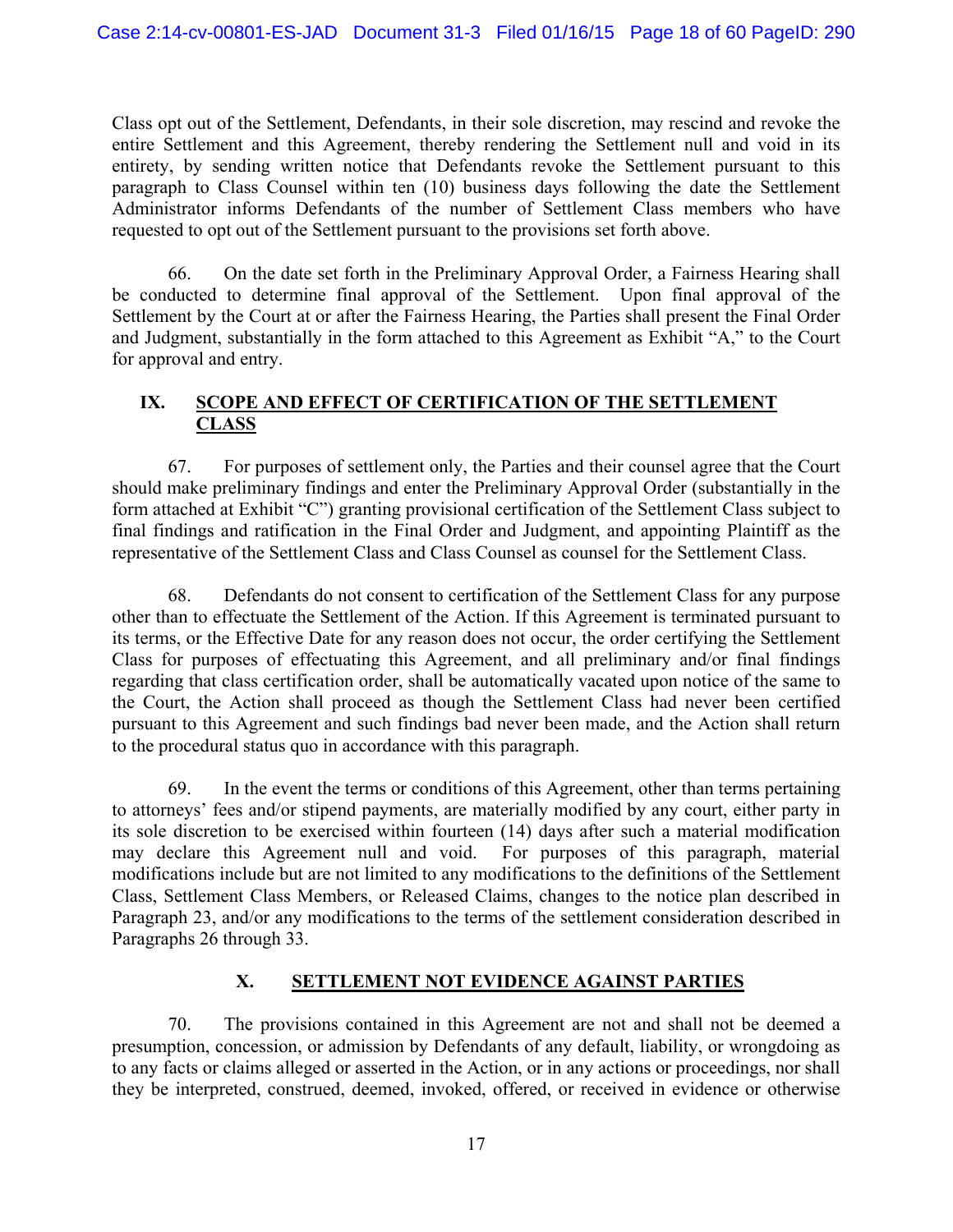Class opt out of the Settlement, Defendants, in their sole discretion, may rescind and revoke the entire Settlement and this Agreement, thereby rendering the Settlement null and void in its entirety, by sending written notice that Defendants revoke the Settlement pursuant to this paragraph to Class Counsel within ten (10) business days following the date the Settlement Administrator informs Defendants of the number of Settlement Class members who have requested to opt out of the Settlement pursuant to the provisions set forth above.

66. On the date set forth in the Preliminary Approval Order, a Fairness Hearing shall be conducted to determine final approval of the Settlement. Upon final approval of the Settlement by the Court at or after the Fairness Hearing, the Parties shall present the Final Order and Judgment, substantially in the form attached to this Agreement as Exhibit "A," to the Court for approval and entry.

## IX. SCOPE AND EFFECT OF CERTIFICATION OF THE SETTLEMENT CLASS

67. For purposes of settlement only, the Parties and their counsel agree that the Court should make preliminary findings and enter the Preliminary Approval Order (substantially in the form attached at Exhibit "C") granting provisional certification of the Settlement Class subject to final findings and ratification in the Final Order and Judgment, and appointing Plaintiff as the representative of the Settlement Class and Class Counsel as counsel for the Settlement Class.

68. Defendants do not consent to certification of the Settlement Class for any purpose other than to effectuate the Settlement of the Action. If this Agreement is terminated pursuant to its terms, or the Effective Date for any reason does not occur, the order certifying the Settlement Class for purposes of effectuating this Agreement, and all preliminary and/or final findings regarding that class certification order, shall be automatically vacated upon notice of the same to the Court, the Action shall proceed as though the Settlement Class had never been certified pursuant to this Agreement and such findings bad never been made, and the Action shall return to the procedural status quo in accordance with this paragraph.

69. In the event the terms or conditions of this Agreement, other than terms pertaining to attorneys' fees and/or stipend payments, are materially modified by any court, either party in its sole discretion to be exercised within fourteen (14) days after such a material modification may declare this Agreement null and void. For purposes of this paragraph, material modifications include but are not limited to any modifications to the definitions of the Settlement Class, Settlement Class Members, or Released Claims, changes to the notice plan described in Paragraph 23, and/or any modifications to the terms of the settlement consideration described in Paragraphs 26 through 33.

## X. SETTLEMENT NOT EVIDENCE AGAINST PARTIES

70. The provisions contained in this Agreement are not and shall not be deemed a presumption, concession, or admission by Defendants of any default, liability, or wrongdoing as to any facts or claims alleged or asserted in the Action, or in any actions or proceedings, nor shall they be interpreted, construed, deemed, invoked, offered, or received in evidence or otherwise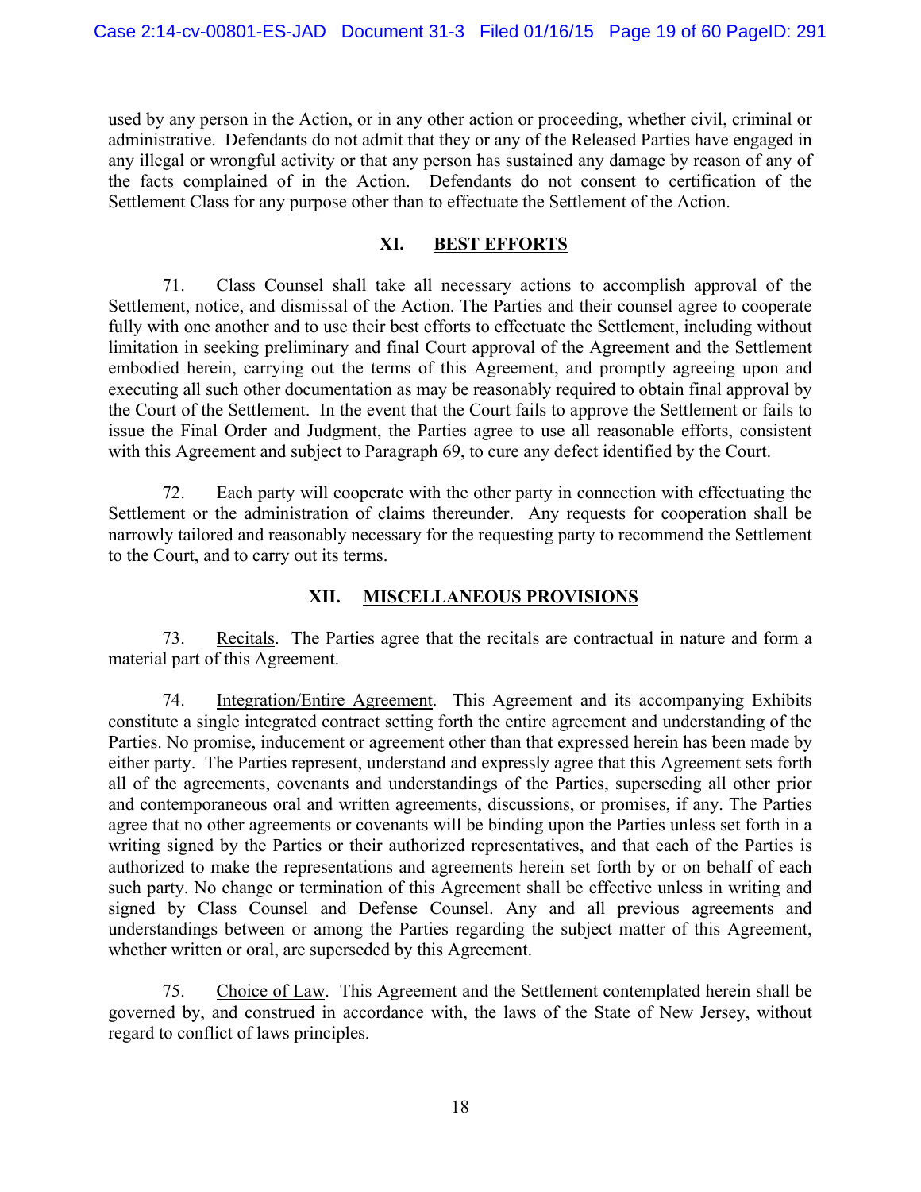used by any person in the Action, or in any other action or proceeding, whether civil, criminal or administrative. Defendants do not admit that they or any of the Released Parties have engaged in any illegal or wrongful activity or that any person has sustained any damage by reason of any of the facts complained of in the Action. Defendants do not consent to certification of the Settlement Class for any purpose other than to effectuate the Settlement of the Action.

## XI. BEST EFFORTS

71. Class Counsel shall take all necessary actions to accomplish approval of the Settlement, notice, and dismissal of the Action. The Parties and their counsel agree to cooperate fully with one another and to use their best efforts to effectuate the Settlement, including without limitation in seeking preliminary and final Court approval of the Agreement and the Settlement embodied herein, carrying out the terms of this Agreement, and promptly agreeing upon and executing all such other documentation as may be reasonably required to obtain final approval by the Court of the Settlement. In the event that the Court fails to approve the Settlement or fails to issue the Final Order and Judgment, the Parties agree to use all reasonable efforts, consistent with this Agreement and subject to Paragraph 69, to cure any defect identified by the Court.

72. Each party will cooperate with the other party in connection with effectuating the Settlement or the administration of claims thereunder. Any requests for cooperation shall be narrowly tailored and reasonably necessary for the requesting party to recommend the Settlement to the Court, and to carry out its terms.

## XII. MISCELLANEOUS PROVISIONS

73. Recitals. The Parties agree that the recitals are contractual in nature and form a material part of this Agreement.

74. Integration/Entire Agreement. This Agreement and its accompanying Exhibits constitute a single integrated contract setting forth the entire agreement and understanding of the Parties. No promise, inducement or agreement other than that expressed herein has been made by either party. The Parties represent, understand and expressly agree that this Agreement sets forth all of the agreements, covenants and understandings of the Parties, superseding all other prior and contemporaneous oral and written agreements, discussions, or promises, if any. The Parties agree that no other agreements or covenants will be binding upon the Parties unless set forth in a writing signed by the Parties or their authorized representatives, and that each of the Parties is authorized to make the representations and agreements herein set forth by or on behalf of each such party. No change or termination of this Agreement shall be effective unless in writing and signed by Class Counsel and Defense Counsel. Any and all previous agreements and understandings between or among the Parties regarding the subject matter of this Agreement, whether written or oral, are superseded by this Agreement.

75. Choice of Law. This Agreement and the Settlement contemplated herein shall be governed by, and construed in accordance with, the laws of the State of New Jersey, without regard to conflict of laws principles.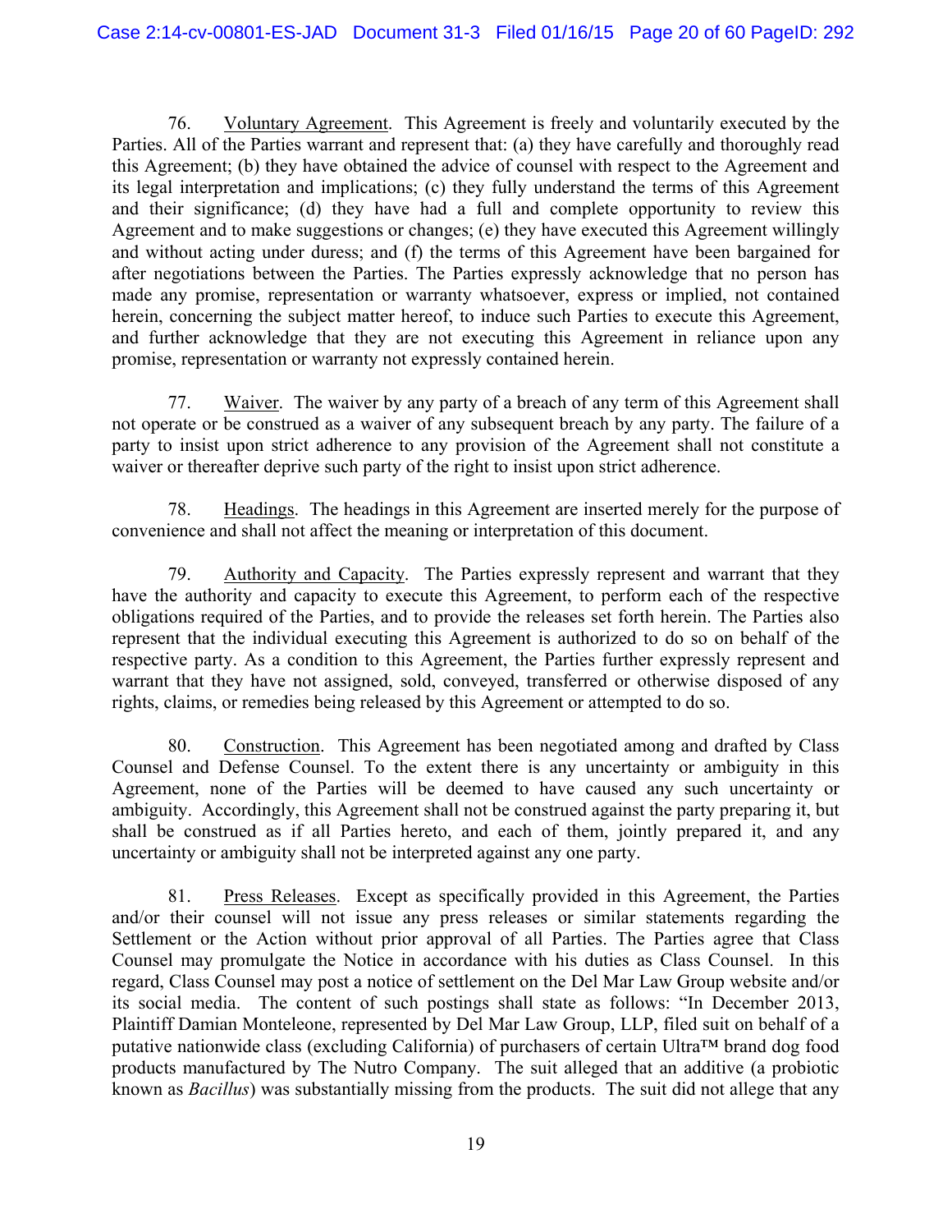76. Voluntary Agreement. This Agreement is freely and voluntarily executed by the Parties. All of the Parties warrant and represent that: (a) they have carefully and thoroughly read this Agreement; (b) they have obtained the advice of counsel with respect to the Agreement and its legal interpretation and implications; (c) they fully understand the terms of this Agreement and their significance; (d) they have had a full and complete opportunity to review this Agreement and to make suggestions or changes; (e) they have executed this Agreement willingly and without acting under duress; and (f) the terms of this Agreement have been bargained for after negotiations between the Parties. The Parties expressly acknowledge that no person has made any promise, representation or warranty whatsoever, express or implied, not contained herein, concerning the subject matter hereof, to induce such Parties to execute this Agreement, and further acknowledge that they are not executing this Agreement in reliance upon any promise, representation or warranty not expressly contained herein.

77. Waiver. The waiver by any party of a breach of any term of this Agreement shall not operate or be construed as a waiver of any subsequent breach by any party. The failure of a party to insist upon strict adherence to any provision of the Agreement shall not constitute a waiver or thereafter deprive such party of the right to insist upon strict adherence.

78. Headings. The headings in this Agreement are inserted merely for the purpose of convenience and shall not affect the meaning or interpretation of this document.

79. Authority and Capacity. The Parties expressly represent and warrant that they have the authority and capacity to execute this Agreement, to perform each of the respective obligations required of the Parties, and to provide the releases set forth herein. The Parties also represent that the individual executing this Agreement is authorized to do so on behalf of the respective party. As a condition to this Agreement, the Parties further expressly represent and warrant that they have not assigned, sold, conveyed, transferred or otherwise disposed of any rights, claims, or remedies being released by this Agreement or attempted to do so.

80. Construction. This Agreement has been negotiated among and drafted by Class Counsel and Defense Counsel. To the extent there is any uncertainty or ambiguity in this Agreement, none of the Parties will be deemed to have caused any such uncertainty or ambiguity. Accordingly, this Agreement shall not be construed against the party preparing it, but shall be construed as if all Parties hereto, and each of them, jointly prepared it, and any uncertainty or ambiguity shall not be interpreted against any one party.

81. Press Releases. Except as specifically provided in this Agreement, the Parties and/or their counsel will not issue any press releases or similar statements regarding the Settlement or the Action without prior approval of all Parties. The Parties agree that Class Counsel may promulgate the Notice in accordance with his duties as Class Counsel. In this regard, Class Counsel may post a notice of settlement on the Del Mar Law Group website and/or its social media. The content of such postings shall state as follows: "In December 2013, Plaintiff Damian Monteleone, represented by Del Mar Law Group, LLP, filed suit on behalf of a putative nationwide class (excluding California) of purchasers of certain Ultra™ brand dog food products manufactured by The Nutro Company. The suit alleged that an additive (a probiotic known as *Bacillus*) was substantially missing from the products. The suit did not allege that any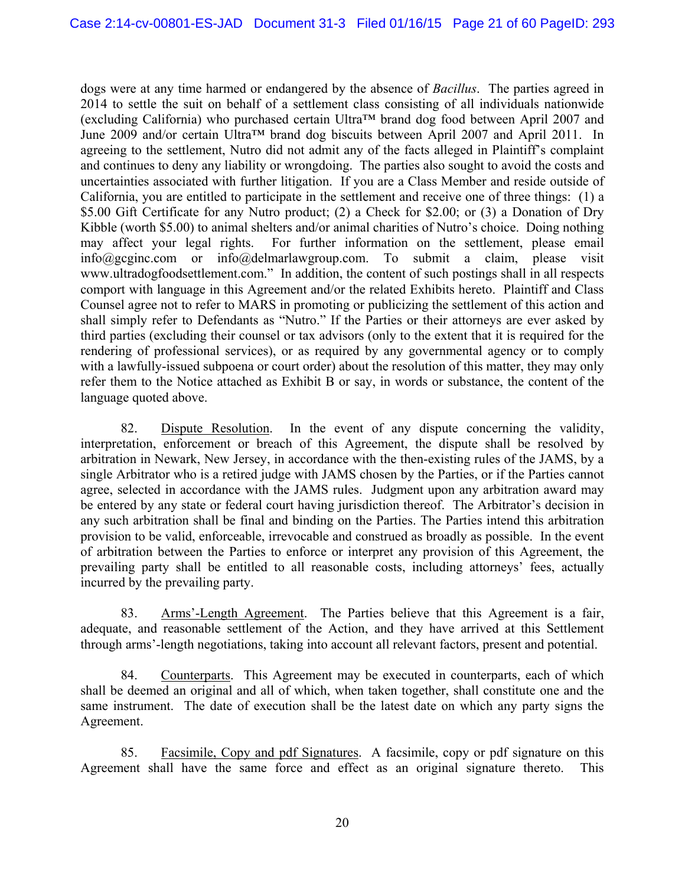dogs were at any time harmed or endangered by the absence of *Bacillus*. The parties agreed in 2014 to settle the suit on behalf of a settlement class consisting of all individuals nationwide (excluding California) who purchased certain Ultra™ brand dog food between April 2007 and June 2009 and/or certain Ultra™ brand dog biscuits between April 2007 and April 2011. In agreeing to the settlement, Nutro did not admit any of the facts alleged in Plaintiff's complaint and continues to deny any liability or wrongdoing. The parties also sought to avoid the costs and uncertainties associated with further litigation. If you are a Class Member and reside outside of California, you are entitled to participate in the settlement and receive one of three things: (1) a $5.00 Gift Certificate for any Nutro product; (2) a Check for $2.00; or (3) a Donation of Dry Kibble (worth $5.00) to animal shelters and/or animal charities of Nutro's choice. Doing nothing may affect your legal rights. For further information on the settlement, please email info@gcginc.com or info@delmarlawgroup.com. To submit a claim, please visit www.ultradogfoodsettlement.com." In addition, the content of such postings shall in all respects comport with language in this Agreement and/or the related Exhibits hereto. Plaintiff and Class Counsel agree not to refer to MARS in promoting or publicizing the settlement of this action and shall simply refer to Defendants as "Nutro." If the Parties or their attorneys are ever asked by third parties (excluding their counsel or tax advisors (only to the extent that it is required for the rendering of professional services), or as required by any governmental agency or to comply with a lawfully-issued subpoena or court order) about the resolution of this matter, they may only refer them to the Notice attached as Exhibit B or say, in words or substance, the content of the language quoted above.

82. Dispute Resolution. In the event of any dispute concerning the validity, interpretation, enforcement or breach of this Agreement, the dispute shall be resolved by arbitration in Newark, New Jersey, in accordance with the then-existing rules of the JAMS, by a single Arbitrator who is a retired judge with JAMS chosen by the Parties, or if the Parties cannot agree, selected in accordance with the JAMS rules. Judgment upon any arbitration award may be entered by any state or federal court having jurisdiction thereof. The Arbitrator's decision in any such arbitration shall be final and binding on the Parties. The Parties intend this arbitration provision to be valid, enforceable, irrevocable and construed as broadly as possible. In the event of arbitration between the Parties to enforce or interpret any provision of this Agreement, the prevailing party shall be entitled to all reasonable costs, including attorneys' fees, actually incurred by the prevailing party.

83. Arms'-Length Agreement. The Parties believe that this Agreement is a fair, adequate, and reasonable settlement of the Action, and they have arrived at this Settlement through arms'-length negotiations, taking into account all relevant factors, present and potential.

84. Counterparts. This Agreement may be executed in counterparts, each of which shall be deemed an original and all of which, when taken together, shall constitute one and the same instrument. The date of execution shall be the latest date on which any party signs the Agreement.

85. Facsimile, Copy and pdf Signatures. A facsimile, copy or pdf signature on this Agreement shall have the same force and effect as an original signature thereto. This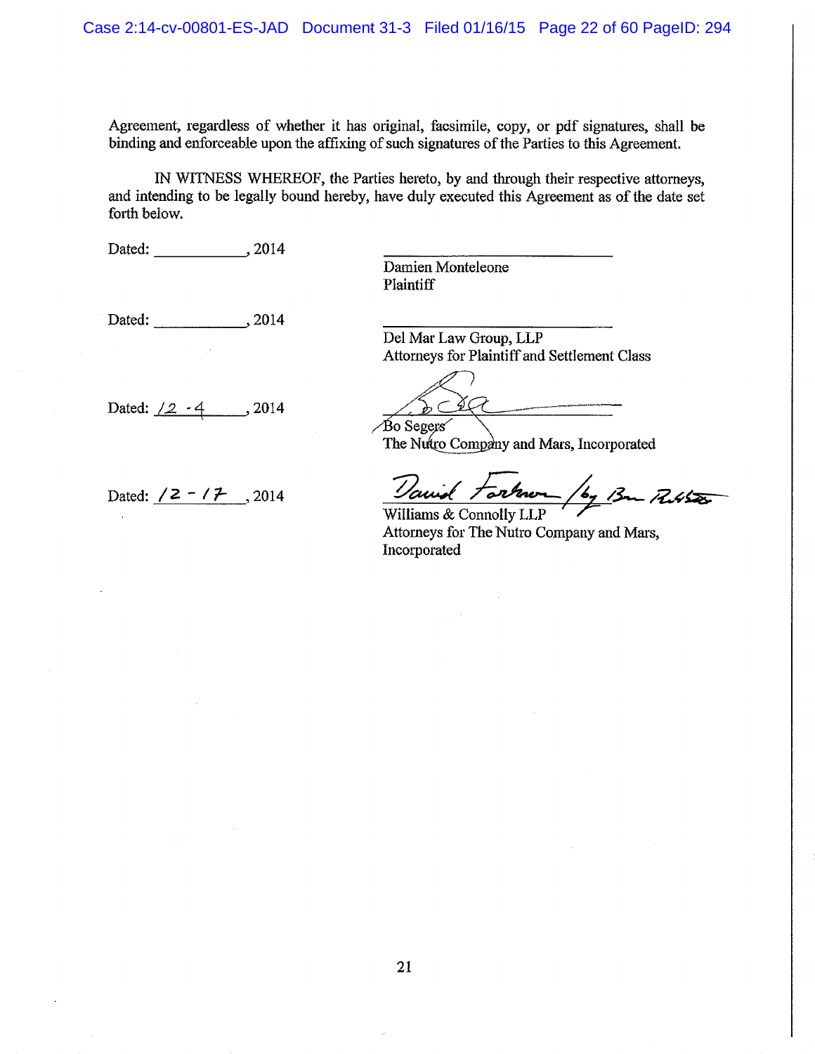Agreement, regardless of whether it has original, facsimile, copy, or pdf signatures, shall be binding and enforceable upon the affixing of such signatures of the Parties to this Agreement.

IN WITNESS WHEREOF, the Parties hereto, by and through their respective attorneys, and intending to be legally bound hereby, have duly executed this Agreement as of the date set forth below.

Dated: ____________, 2014

____________________________
Damien Monteleone
Plaintiff

Dated: ____________, 2014

____________________________
Del Mar Law Group, LLP
Attorneys for Plaintiff and Settlement Class

Dated: 12-4, 2014

____________________________
Bo Segers
The Nutro Company and Mars, Incorporated

Dated: 12-17, 2014

David Fortney /by Bn Robbins
Williams & Connolly LLP
Attorneys for The Nutro Company and Mars, Incorporated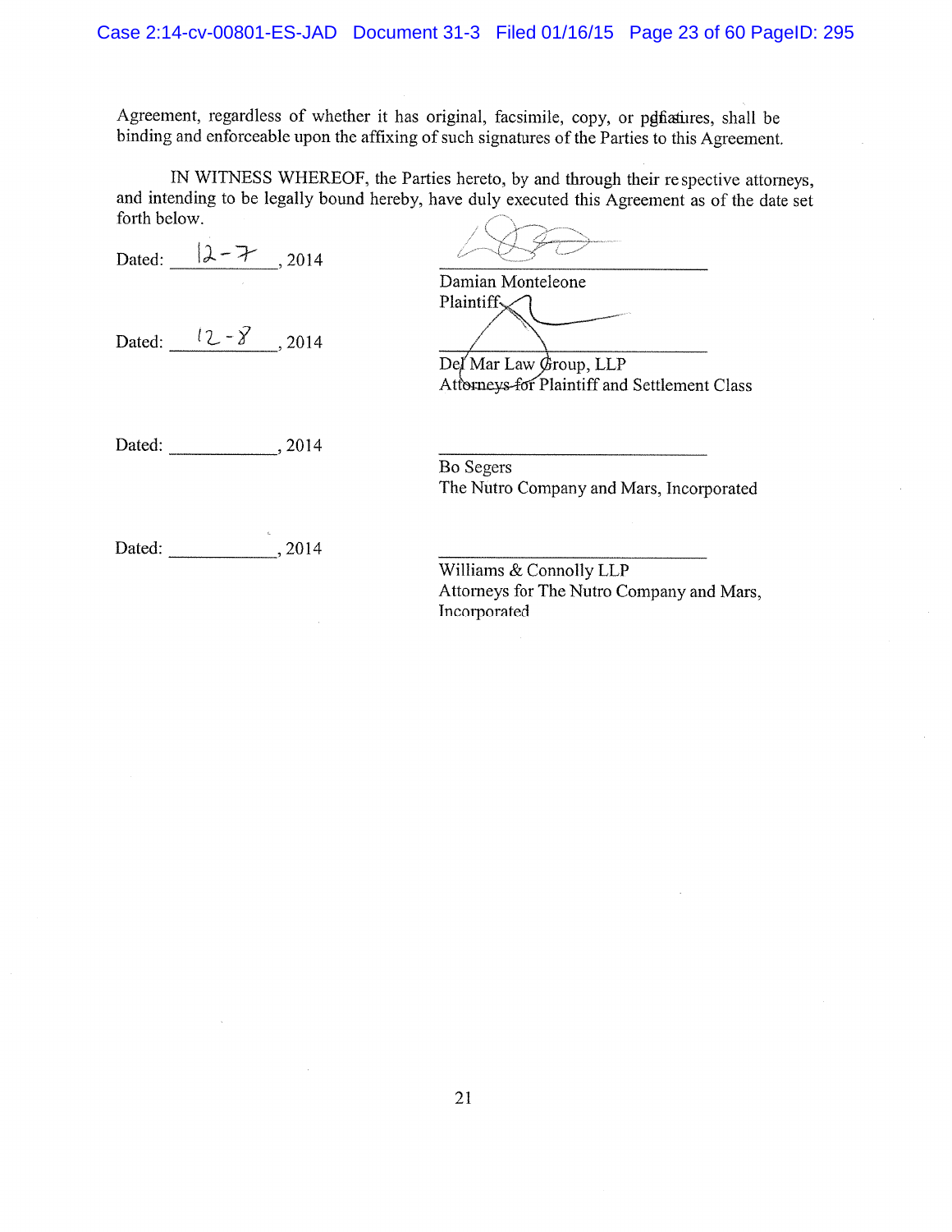Agreement, regardless of whether it has original, facsimile, copy, or pdf signatures, shall be binding and enforceable upon the affixing of such signatures of the Parties to this Agreement.

IN WITNESS WHEREOF, the Parties hereto, by and through their respective attorneys, and intending to be legally bound hereby, have duly executed this Agreement as of the date set forth below.

Dated: 12-7, 2014

Damian Monteleone
Plaintiff

Dated: 12-8, 2014

Del Mar Law Group, LLP
Attorneys for Plaintiff and Settlement Class

Dated: ____________, 2014

Bo Segers
The Nutro Company and Mars, Incorporated

Dated: ____________, 2014

Williams & Connolly LLP
Attorneys for The Nutro Company and Mars, Incorporated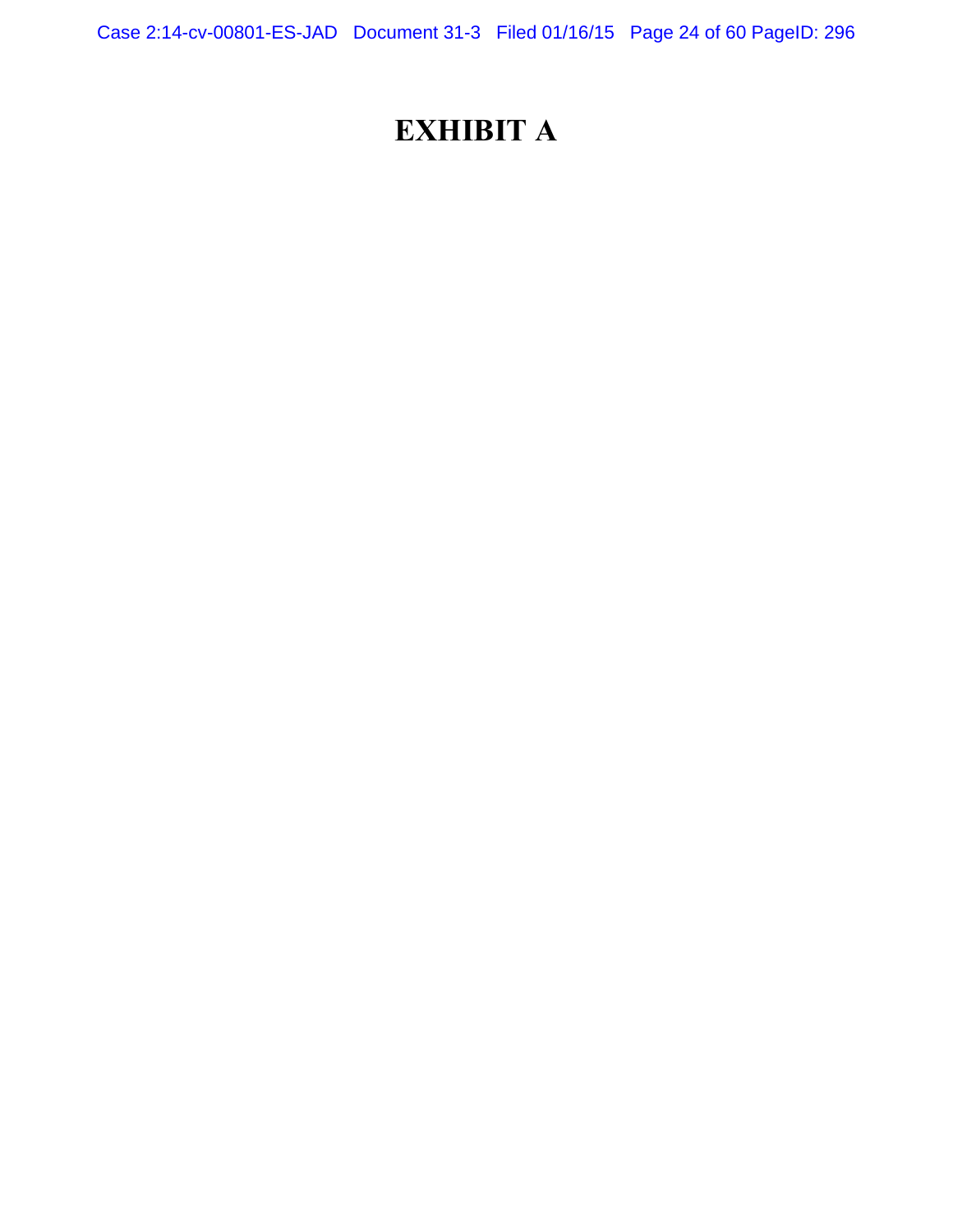# EXHIBIT A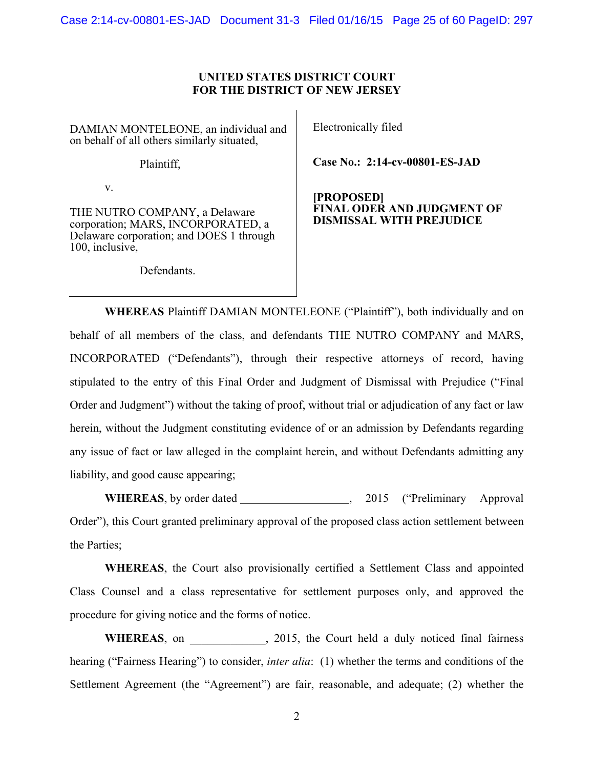**UNITED STATES DISTRICT COURT**
**FOR THE DISTRICT OF NEW JERSEY**

| | |
|---|---|
| DAMIAN MONTELEONE, an individual and on behalf of all others similarly situated,<br><br>Plaintiff,<br><br>v.<br><br>THE NUTRO COMPANY, a Delaware corporation; MARS, INCORPORATED, a Delaware corporation; and DOES 1 through 100, inclusive,<br><br>Defendants. | Electronically filed<br><br>**Case No.: 2:14-cv-00801-ES-JAD**<br><br>**[PROPOSED]**<br>**FINAL ODER AND JUDGMENT OF DISMISSAL WITH PREJUDICE** |

**WHEREAS** Plaintiff DAMIAN MONTELEONE ("Plaintiff"), both individually and on behalf of all members of the class, and defendants THE NUTRO COMPANY and MARS, INCORPORATED ("Defendants"), through their respective attorneys of record, having stipulated to the entry of this Final Order and Judgment of Dismissal with Prejudice ("Final Order and Judgment") without the taking of proof, without trial or adjudication of any fact or law herein, without the Judgment constituting evidence of or an admission by Defendants regarding any issue of fact or law alleged in the complaint herein, and without Defendants admitting any liability, and good cause appearing;

**WHEREAS**, by order dated ___________________, 2015 ("Preliminary Approval Order"), this Court granted preliminary approval of the proposed class action settlement between the Parties;

**WHEREAS**, the Court also provisionally certified a Settlement Class and appointed Class Counsel and a class representative for settlement purposes only, and approved the procedure for giving notice and the forms of notice.

**WHEREAS**, on _____________, 2015, the Court held a duly noticed final fairness hearing ("Fairness Hearing") to consider, *inter alia*: (1) whether the terms and conditions of the Settlement Agreement (the "Agreement") are fair, reasonable, and adequate; (2) whether the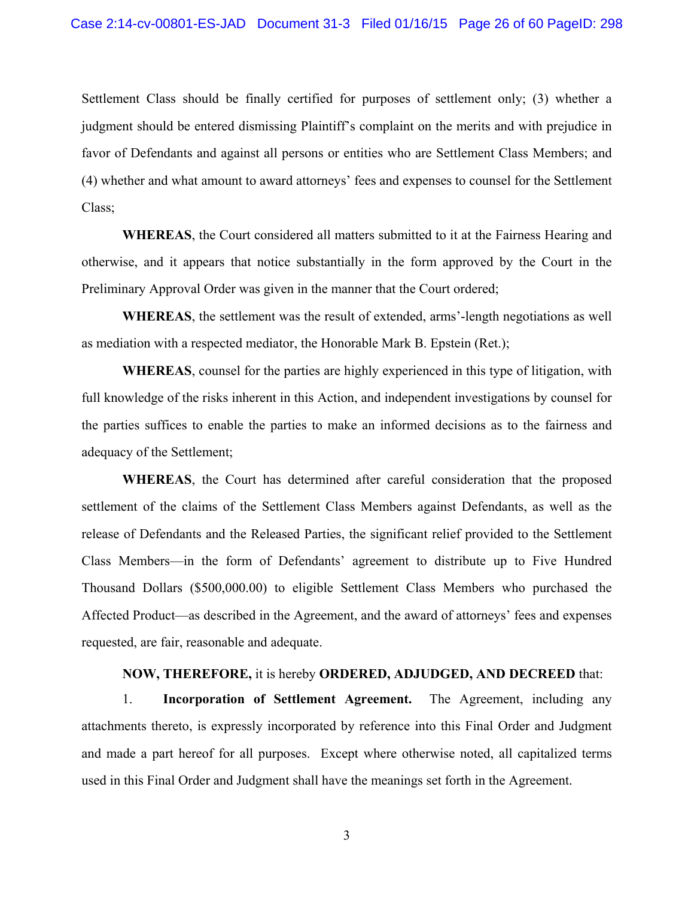Settlement Class should be finally certified for purposes of settlement only; (3) whether a judgment should be entered dismissing Plaintiff's complaint on the merits and with prejudice in favor of Defendants and against all persons or entities who are Settlement Class Members; and (4) whether and what amount to award attorneys' fees and expenses to counsel for the Settlement Class;

**WHEREAS**, the Court considered all matters submitted to it at the Fairness Hearing and otherwise, and it appears that notice substantially in the form approved by the Court in the Preliminary Approval Order was given in the manner that the Court ordered;

**WHEREAS**, the settlement was the result of extended, arms'-length negotiations as well as mediation with a respected mediator, the Honorable Mark B. Epstein (Ret.);

**WHEREAS**, counsel for the parties are highly experienced in this type of litigation, with full knowledge of the risks inherent in this Action, and independent investigations by counsel for the parties suffices to enable the parties to make an informed decisions as to the fairness and adequacy of the Settlement;

**WHEREAS**, the Court has determined after careful consideration that the proposed settlement of the claims of the Settlement Class Members against Defendants, as well as the release of Defendants and the Released Parties, the significant relief provided to the Settlement Class Members—in the form of Defendants' agreement to distribute up to Five Hundred Thousand Dollars ($500,000.00) to eligible Settlement Class Members who purchased the Affected Product—as described in the Agreement, and the award of attorneys' fees and expenses requested, are fair, reasonable and adequate.

**NOW, THEREFORE,** it is hereby **ORDERED, ADJUDGED, AND DECREED** that:

1. **Incorporation of Settlement Agreement.** The Agreement, including any attachments thereto, is expressly incorporated by reference into this Final Order and Judgment and made a part hereof for all purposes. Except where otherwise noted, all capitalized terms used in this Final Order and Judgment shall have the meanings set forth in the Agreement.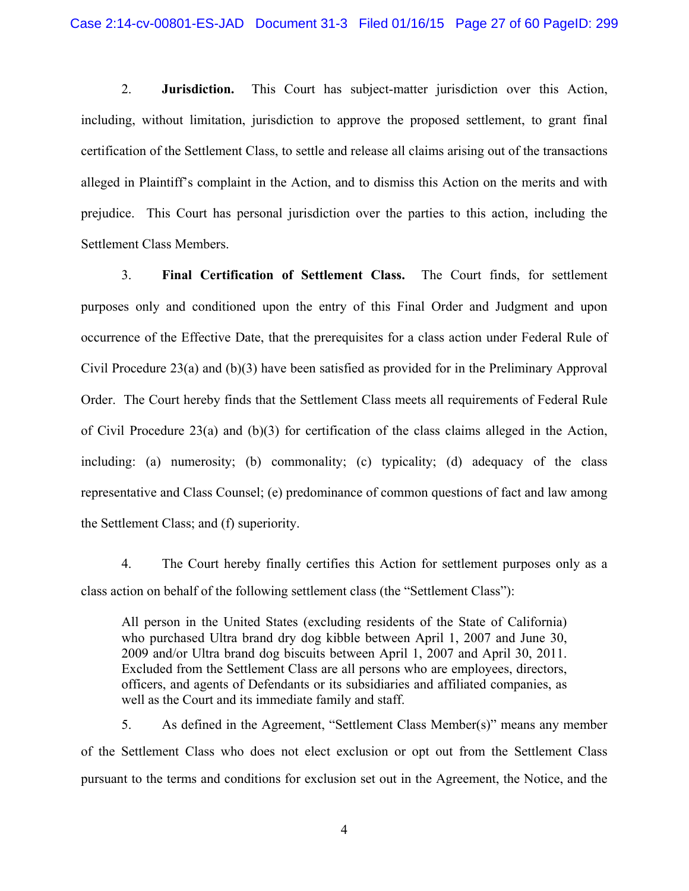2. **Jurisdiction.** This Court has subject-matter jurisdiction over this Action, including, without limitation, jurisdiction to approve the proposed settlement, to grant final certification of the Settlement Class, to settle and release all claims arising out of the transactions alleged in Plaintiff's complaint in the Action, and to dismiss this Action on the merits and with prejudice. This Court has personal jurisdiction over the parties to this action, including the Settlement Class Members.

3. **Final Certification of Settlement Class.** The Court finds, for settlement purposes only and conditioned upon the entry of this Final Order and Judgment and upon occurrence of the Effective Date, that the prerequisites for a class action under Federal Rule of Civil Procedure 23(a) and (b)(3) have been satisfied as provided for in the Preliminary Approval Order. The Court hereby finds that the Settlement Class meets all requirements of Federal Rule of Civil Procedure 23(a) and (b)(3) for certification of the class claims alleged in the Action, including: (a) numerosity; (b) commonality; (c) typicality; (d) adequacy of the class representative and Class Counsel; (e) predominance of common questions of fact and law among the Settlement Class; and (f) superiority.

4. The Court hereby finally certifies this Action for settlement purposes only as a class action on behalf of the following settlement class (the "Settlement Class"):

> All person in the United States (excluding residents of the State of California) who purchased Ultra brand dry dog kibble between April 1, 2007 and June 30, 2009 and/or Ultra brand dog biscuits between April 1, 2007 and April 30, 2011. Excluded from the Settlement Class are all persons who are employees, directors, officers, and agents of Defendants or its subsidiaries and affiliated companies, as well as the Court and its immediate family and staff.

5. As defined in the Agreement, "Settlement Class Member(s)" means any member of the Settlement Class who does not elect exclusion or opt out from the Settlement Class pursuant to the terms and conditions for exclusion set out in the Agreement, the Notice, and the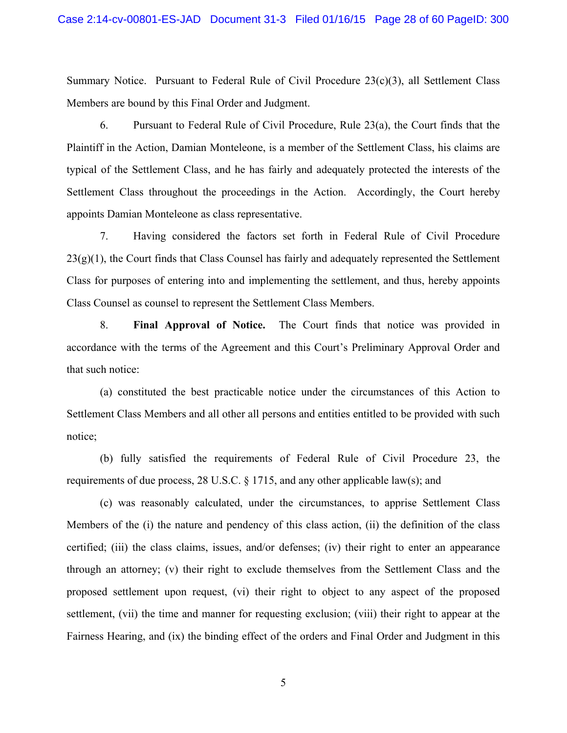Summary Notice. Pursuant to Federal Rule of Civil Procedure 23(c)(3), all Settlement Class Members are bound by this Final Order and Judgment.

6. Pursuant to Federal Rule of Civil Procedure, Rule 23(a), the Court finds that the Plaintiff in the Action, Damian Monteleone, is a member of the Settlement Class, his claims are typical of the Settlement Class, and he has fairly and adequately protected the interests of the Settlement Class throughout the proceedings in the Action. Accordingly, the Court hereby appoints Damian Monteleone as class representative.

7. Having considered the factors set forth in Federal Rule of Civil Procedure 23(g)(1), the Court finds that Class Counsel has fairly and adequately represented the Settlement Class for purposes of entering into and implementing the settlement, and thus, hereby appoints Class Counsel as counsel to represent the Settlement Class Members.

8. **Final Approval of Notice.** The Court finds that notice was provided in accordance with the terms of the Agreement and this Court's Preliminary Approval Order and that such notice:

(a) constituted the best practicable notice under the circumstances of this Action to Settlement Class Members and all other all persons and entities entitled to be provided with such notice;

(b) fully satisfied the requirements of Federal Rule of Civil Procedure 23, the requirements of due process, 28 U.S.C. § 1715, and any other applicable law(s); and

(c) was reasonably calculated, under the circumstances, to apprise Settlement Class Members of the (i) the nature and pendency of this class action, (ii) the definition of the class certified; (iii) the class claims, issues, and/or defenses; (iv) their right to enter an appearance through an attorney; (v) their right to exclude themselves from the Settlement Class and the proposed settlement upon request, (vi) their right to object to any aspect of the proposed settlement, (vii) the time and manner for requesting exclusion; (viii) their right to appear at the Fairness Hearing, and (ix) the binding effect of the orders and Final Order and Judgment in this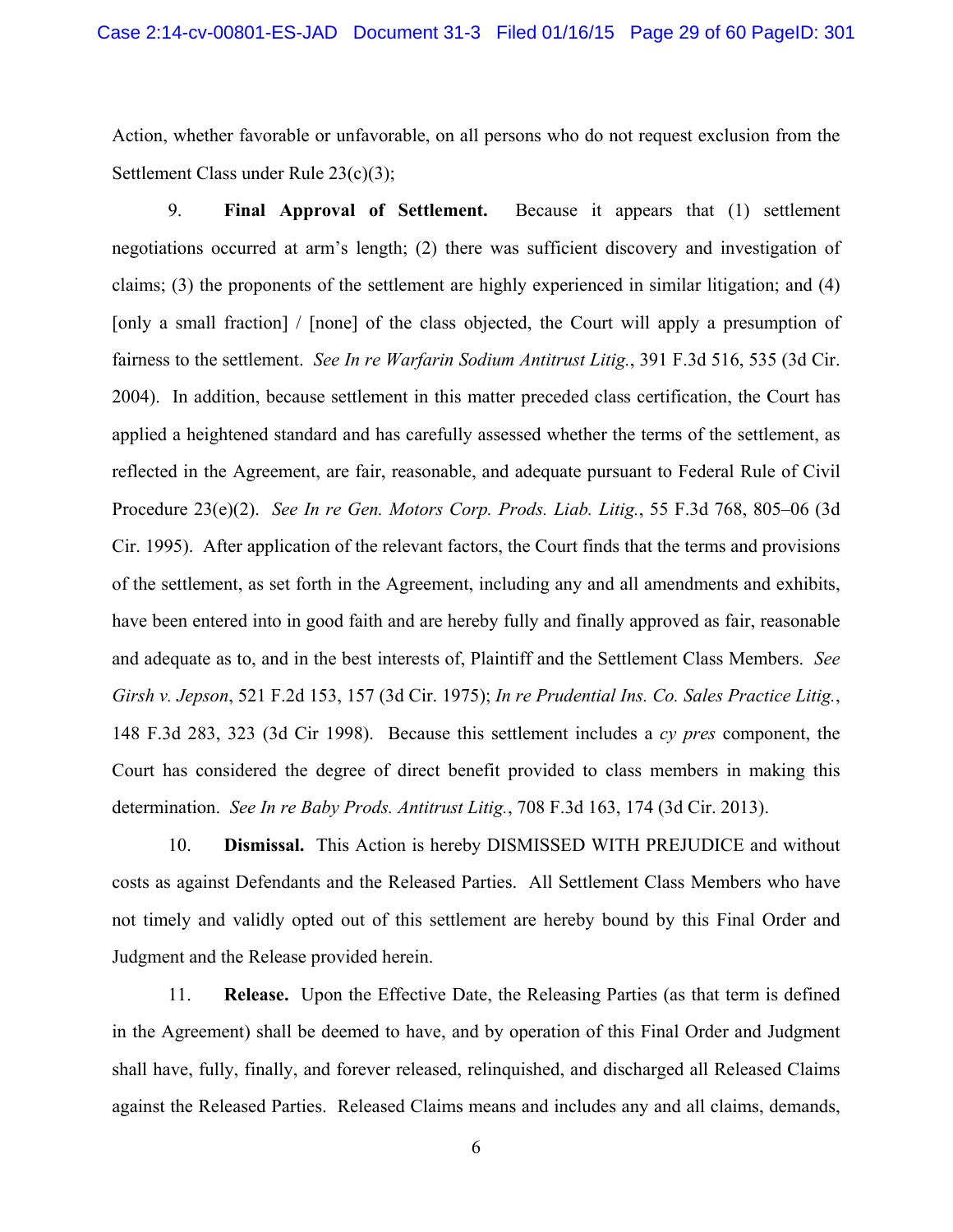Action, whether favorable or unfavorable, on all persons who do not request exclusion from the Settlement Class under Rule 23(c)(3);

9. **Final Approval of Settlement.** Because it appears that (1) settlement negotiations occurred at arm's length; (2) there was sufficient discovery and investigation of claims; (3) the proponents of the settlement are highly experienced in similar litigation; and (4) [only a small fraction] / [none] of the class objected, the Court will apply a presumption of fairness to the settlement. *See In re Warfarin Sodium Antitrust Litig.*, 391 F.3d 516, 535 (3d Cir. 2004). In addition, because settlement in this matter preceded class certification, the Court has applied a heightened standard and has carefully assessed whether the terms of the settlement, as reflected in the Agreement, are fair, reasonable, and adequate pursuant to Federal Rule of Civil Procedure 23(e)(2). *See In re Gen. Motors Corp. Prods. Liab. Litig.*, 55 F.3d 768, 805–06 (3d Cir. 1995). After application of the relevant factors, the Court finds that the terms and provisions of the settlement, as set forth in the Agreement, including any and all amendments and exhibits, have been entered into in good faith and are hereby fully and finally approved as fair, reasonable and adequate as to, and in the best interests of, Plaintiff and the Settlement Class Members. *See Girsh v. Jepson*, 521 F.2d 153, 157 (3d Cir. 1975); *In re Prudential Ins. Co. Sales Practice Litig.*, 148 F.3d 283, 323 (3d Cir 1998). Because this settlement includes a *cy pres* component, the Court has considered the degree of direct benefit provided to class members in making this determination. *See In re Baby Prods. Antitrust Litig.*, 708 F.3d 163, 174 (3d Cir. 2013).

10. **Dismissal.** This Action is hereby DISMISSED WITH PREJUDICE and without costs as against Defendants and the Released Parties. All Settlement Class Members who have not timely and validly opted out of this settlement are hereby bound by this Final Order and Judgment and the Release provided herein.

11. **Release.** Upon the Effective Date, the Releasing Parties (as that term is defined in the Agreement) shall be deemed to have, and by operation of this Final Order and Judgment shall have, fully, finally, and forever released, relinquished, and discharged all Released Claims against the Released Parties. Released Claims means and includes any and all claims, demands,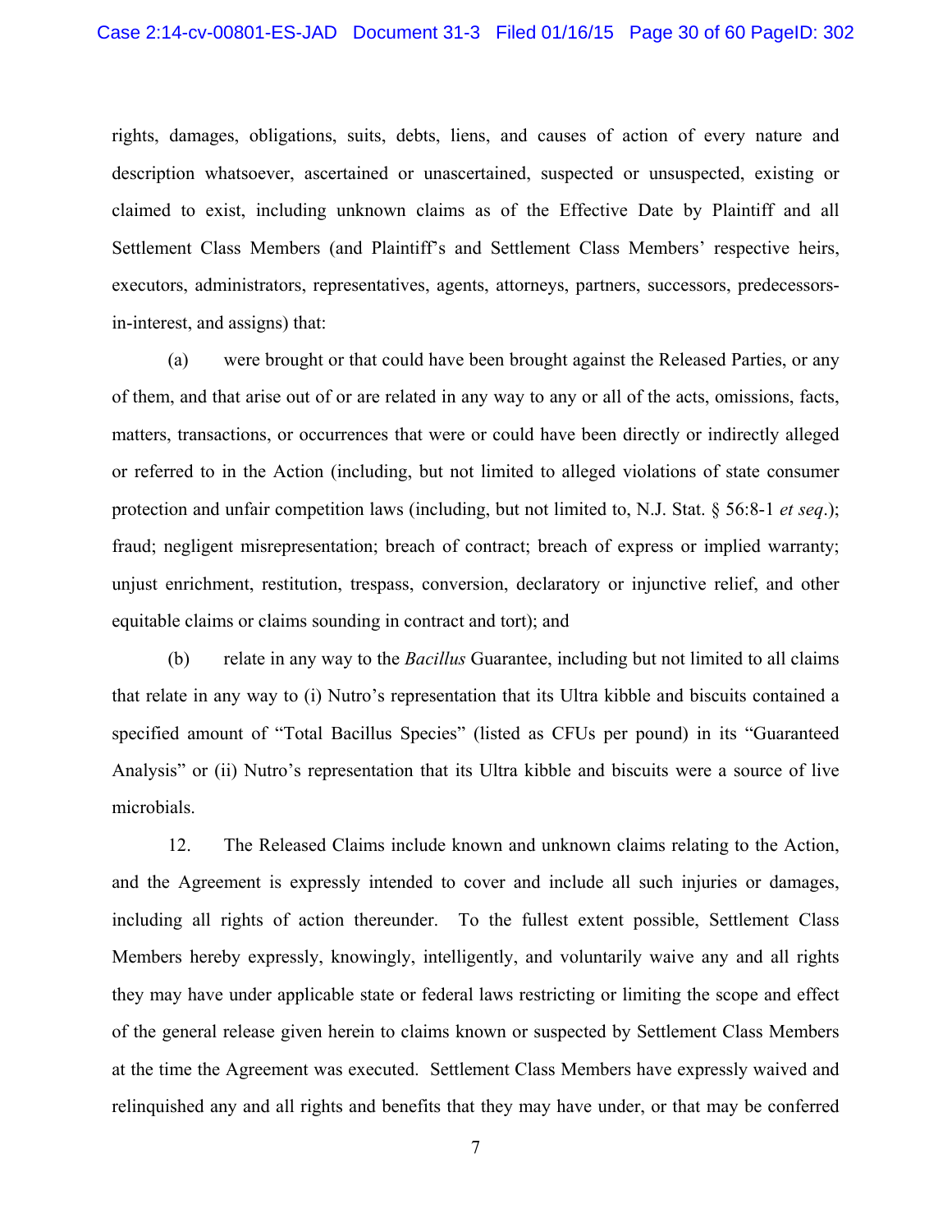rights, damages, obligations, suits, debts, liens, and causes of action of every nature and description whatsoever, ascertained or unascertained, suspected or unsuspected, existing or claimed to exist, including unknown claims as of the Effective Date by Plaintiff and all Settlement Class Members (and Plaintiff's and Settlement Class Members' respective heirs, executors, administrators, representatives, agents, attorneys, partners, successors, predecessors-in-interest, and assigns) that:

(a) were brought or that could have been brought against the Released Parties, or any of them, and that arise out of or are related in any way to any or all of the acts, omissions, facts, matters, transactions, or occurrences that were or could have been directly or indirectly alleged or referred to in the Action (including, but not limited to alleged violations of state consumer protection and unfair competition laws (including, but not limited to, N.J. Stat. § 56:8-1 *et seq*.); fraud; negligent misrepresentation; breach of contract; breach of express or implied warranty; unjust enrichment, restitution, trespass, conversion, declaratory or injunctive relief, and other equitable claims or claims sounding in contract and tort); and

(b) relate in any way to the *Bacillus* Guarantee, including but not limited to all claims that relate in any way to (i) Nutro's representation that its Ultra kibble and biscuits contained a specified amount of "Total Bacillus Species" (listed as CFUs per pound) in its "Guaranteed Analysis" or (ii) Nutro's representation that its Ultra kibble and biscuits were a source of live microbials.

12. The Released Claims include known and unknown claims relating to the Action, and the Agreement is expressly intended to cover and include all such injuries or damages, including all rights of action thereunder. To the fullest extent possible, Settlement Class Members hereby expressly, knowingly, intelligently, and voluntarily waive any and all rights they may have under applicable state or federal laws restricting or limiting the scope and effect of the general release given herein to claims known or suspected by Settlement Class Members at the time the Agreement was executed. Settlement Class Members have expressly waived and relinquished any and all rights and benefits that they may have under, or that may be conferred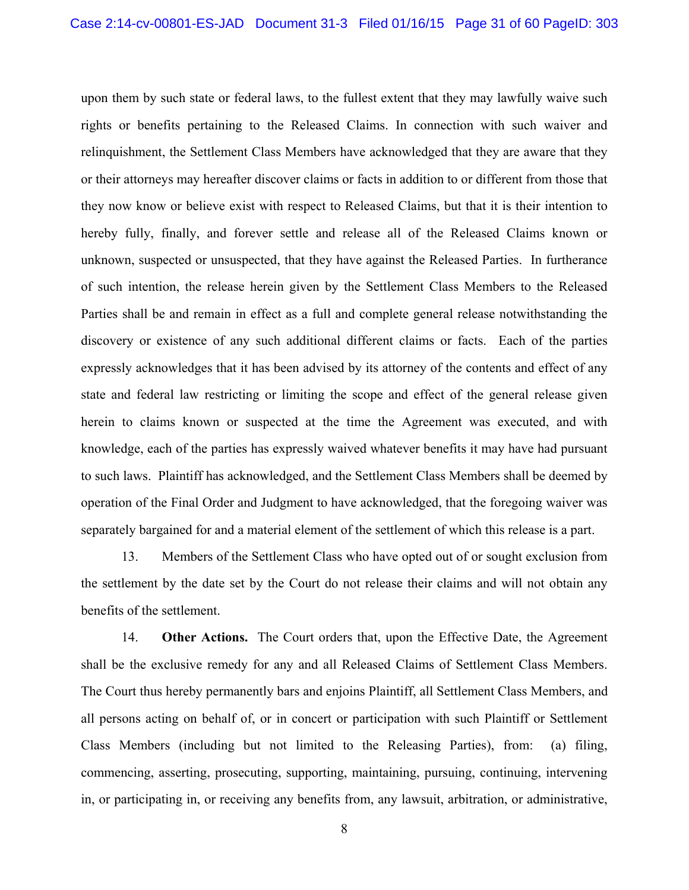upon them by such state or federal laws, to the fullest extent that they may lawfully waive such rights or benefits pertaining to the Released Claims. In connection with such waiver and relinquishment, the Settlement Class Members have acknowledged that they are aware that they or their attorneys may hereafter discover claims or facts in addition to or different from those that they now know or believe exist with respect to Released Claims, but that it is their intention to hereby fully, finally, and forever settle and release all of the Released Claims known or unknown, suspected or unsuspected, that they have against the Released Parties. In furtherance of such intention, the release herein given by the Settlement Class Members to the Released Parties shall be and remain in effect as a full and complete general release notwithstanding the discovery or existence of any such additional different claims or facts. Each of the parties expressly acknowledges that it has been advised by its attorney of the contents and effect of any state and federal law restricting or limiting the scope and effect of the general release given herein to claims known or suspected at the time the Agreement was executed, and with knowledge, each of the parties has expressly waived whatever benefits it may have had pursuant to such laws. Plaintiff has acknowledged, and the Settlement Class Members shall be deemed by operation of the Final Order and Judgment to have acknowledged, that the foregoing waiver was separately bargained for and a material element of the settlement of which this release is a part.

13. Members of the Settlement Class who have opted out of or sought exclusion from the settlement by the date set by the Court do not release their claims and will not obtain any benefits of the settlement.

14. **Other Actions.** The Court orders that, upon the Effective Date, the Agreement shall be the exclusive remedy for any and all Released Claims of Settlement Class Members. The Court thus hereby permanently bars and enjoins Plaintiff, all Settlement Class Members, and all persons acting on behalf of, or in concert or participation with such Plaintiff or Settlement Class Members (including but not limited to the Releasing Parties), from: (a) filing, commencing, asserting, prosecuting, supporting, maintaining, pursuing, continuing, intervening in, or participating in, or receiving any benefits from, any lawsuit, arbitration, or administrative,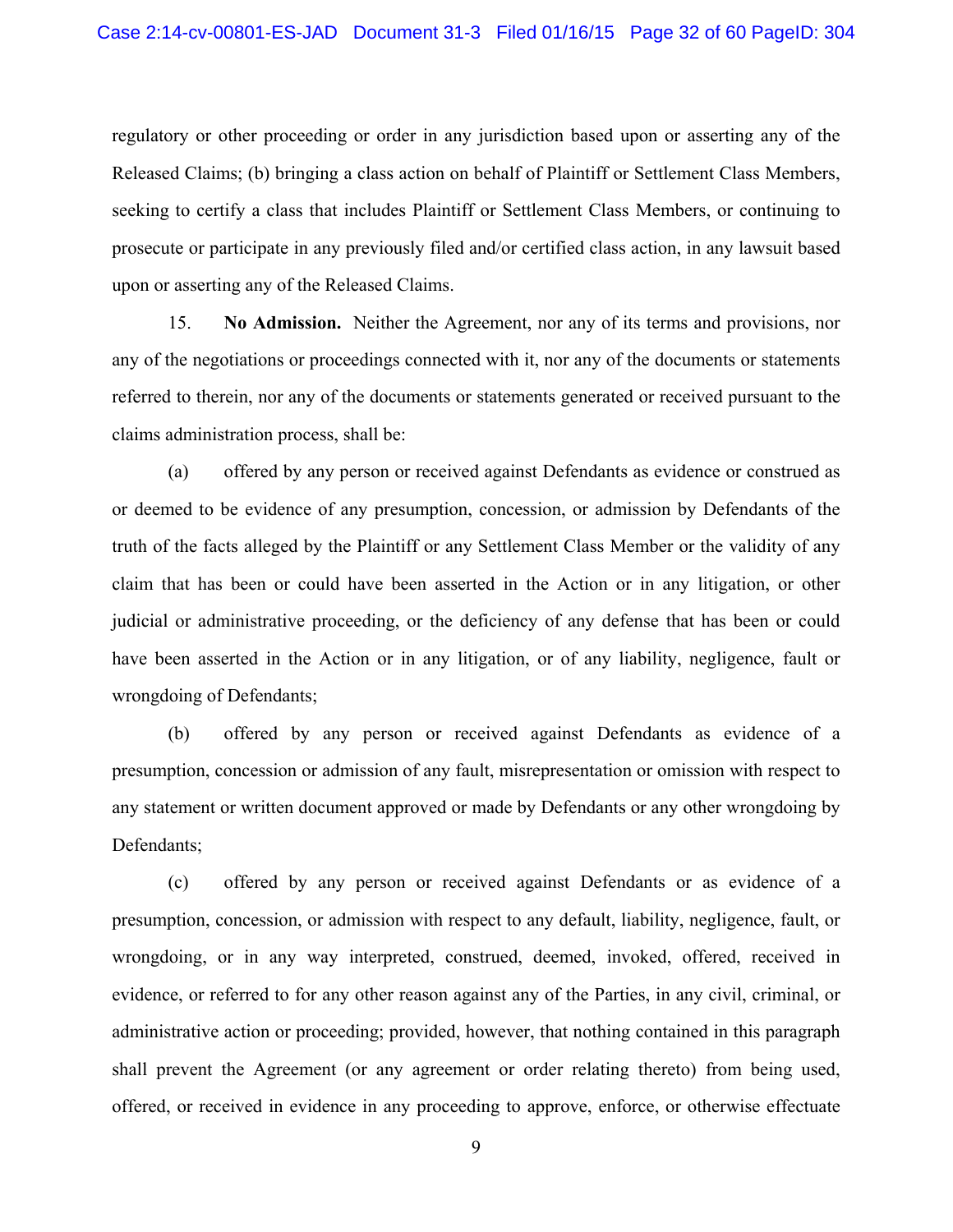regulatory or other proceeding or order in any jurisdiction based upon or asserting any of the Released Claims; (b) bringing a class action on behalf of Plaintiff or Settlement Class Members, seeking to certify a class that includes Plaintiff or Settlement Class Members, or continuing to prosecute or participate in any previously filed and/or certified class action, in any lawsuit based upon or asserting any of the Released Claims.

15. **No Admission.** Neither the Agreement, nor any of its terms and provisions, nor any of the negotiations or proceedings connected with it, nor any of the documents or statements referred to therein, nor any of the documents or statements generated or received pursuant to the claims administration process, shall be:

(a) offered by any person or received against Defendants as evidence or construed as or deemed to be evidence of any presumption, concession, or admission by Defendants of the truth of the facts alleged by the Plaintiff or any Settlement Class Member or the validity of any claim that has been or could have been asserted in the Action or in any litigation, or other judicial or administrative proceeding, or the deficiency of any defense that has been or could have been asserted in the Action or in any litigation, or of any liability, negligence, fault or wrongdoing of Defendants;

(b) offered by any person or received against Defendants as evidence of a presumption, concession or admission of any fault, misrepresentation or omission with respect to any statement or written document approved or made by Defendants or any other wrongdoing by Defendants;

(c) offered by any person or received against Defendants or as evidence of a presumption, concession, or admission with respect to any default, liability, negligence, fault, or wrongdoing, or in any way interpreted, construed, deemed, invoked, offered, received in evidence, or referred to for any other reason against any of the Parties, in any civil, criminal, or administrative action or proceeding; provided, however, that nothing contained in this paragraph shall prevent the Agreement (or any agreement or order relating thereto) from being used, offered, or received in evidence in any proceeding to approve, enforce, or otherwise effectuate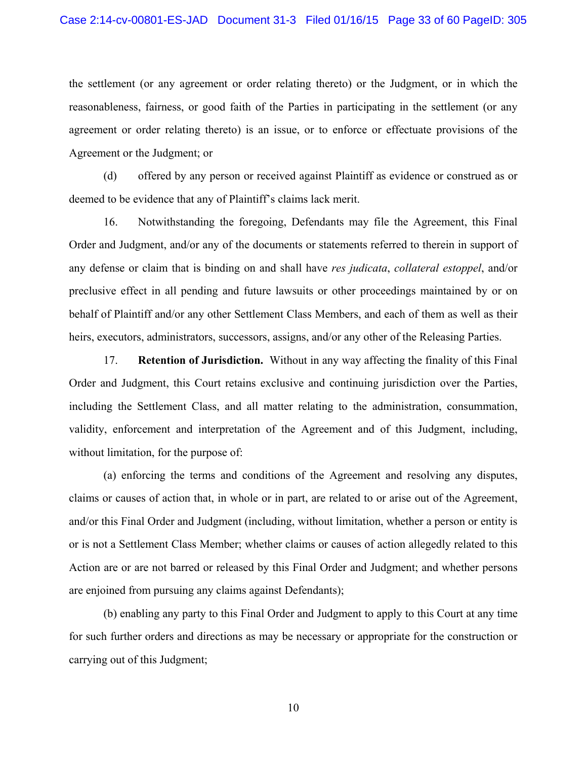the settlement (or any agreement or order relating thereto) or the Judgment, or in which the reasonableness, fairness, or good faith of the Parties in participating in the settlement (or any agreement or order relating thereto) is an issue, or to enforce or effectuate provisions of the Agreement or the Judgment; or

(d) offered by any person or received against Plaintiff as evidence or construed as or deemed to be evidence that any of Plaintiff's claims lack merit.

16. Notwithstanding the foregoing, Defendants may file the Agreement, this Final Order and Judgment, and/or any of the documents or statements referred to therein in support of any defense or claim that is binding on and shall have *res judicata*, *collateral estoppel*, and/or preclusive effect in all pending and future lawsuits or other proceedings maintained by or on behalf of Plaintiff and/or any other Settlement Class Members, and each of them as well as their heirs, executors, administrators, successors, assigns, and/or any other of the Releasing Parties.

17. **Retention of Jurisdiction.** Without in any way affecting the finality of this Final Order and Judgment, this Court retains exclusive and continuing jurisdiction over the Parties, including the Settlement Class, and all matter relating to the administration, consummation, validity, enforcement and interpretation of the Agreement and of this Judgment, including, without limitation, for the purpose of:

(a) enforcing the terms and conditions of the Agreement and resolving any disputes, claims or causes of action that, in whole or in part, are related to or arise out of the Agreement, and/or this Final Order and Judgment (including, without limitation, whether a person or entity is or is not a Settlement Class Member; whether claims or causes of action allegedly related to this Action are or are not barred or released by this Final Order and Judgment; and whether persons are enjoined from pursuing any claims against Defendants);

(b) enabling any party to this Final Order and Judgment to apply to this Court at any time for such further orders and directions as may be necessary or appropriate for the construction or carrying out of this Judgment;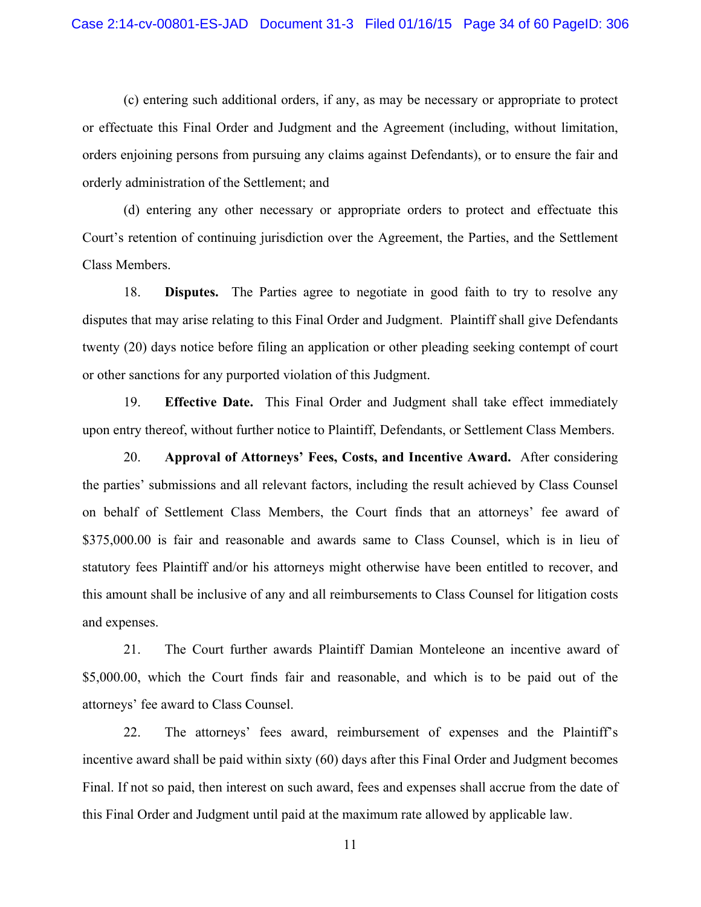(c) entering such additional orders, if any, as may be necessary or appropriate to protect or effectuate this Final Order and Judgment and the Agreement (including, without limitation, orders enjoining persons from pursuing any claims against Defendants), or to ensure the fair and orderly administration of the Settlement; and

(d) entering any other necessary or appropriate orders to protect and effectuate this Court's retention of continuing jurisdiction over the Agreement, the Parties, and the Settlement Class Members.

18. **Disputes.** The Parties agree to negotiate in good faith to try to resolve any disputes that may arise relating to this Final Order and Judgment. Plaintiff shall give Defendants twenty (20) days notice before filing an application or other pleading seeking contempt of court or other sanctions for any purported violation of this Judgment.

19. **Effective Date.** This Final Order and Judgment shall take effect immediately upon entry thereof, without further notice to Plaintiff, Defendants, or Settlement Class Members.

20. **Approval of Attorneys' Fees, Costs, and Incentive Award.** After considering the parties' submissions and all relevant factors, including the result achieved by Class Counsel on behalf of Settlement Class Members, the Court finds that an attorneys' fee award of $375,000.00 is fair and reasonable and awards same to Class Counsel, which is in lieu of statutory fees Plaintiff and/or his attorneys might otherwise have been entitled to recover, and this amount shall be inclusive of any and all reimbursements to Class Counsel for litigation costs and expenses.

21. The Court further awards Plaintiff Damian Monteleone an incentive award of $5,000.00, which the Court finds fair and reasonable, and which is to be paid out of the attorneys' fee award to Class Counsel.

22. The attorneys' fees award, reimbursement of expenses and the Plaintiff's incentive award shall be paid within sixty (60) days after this Final Order and Judgment becomes Final. If not so paid, then interest on such award, fees and expenses shall accrue from the date of this Final Order and Judgment until paid at the maximum rate allowed by applicable law.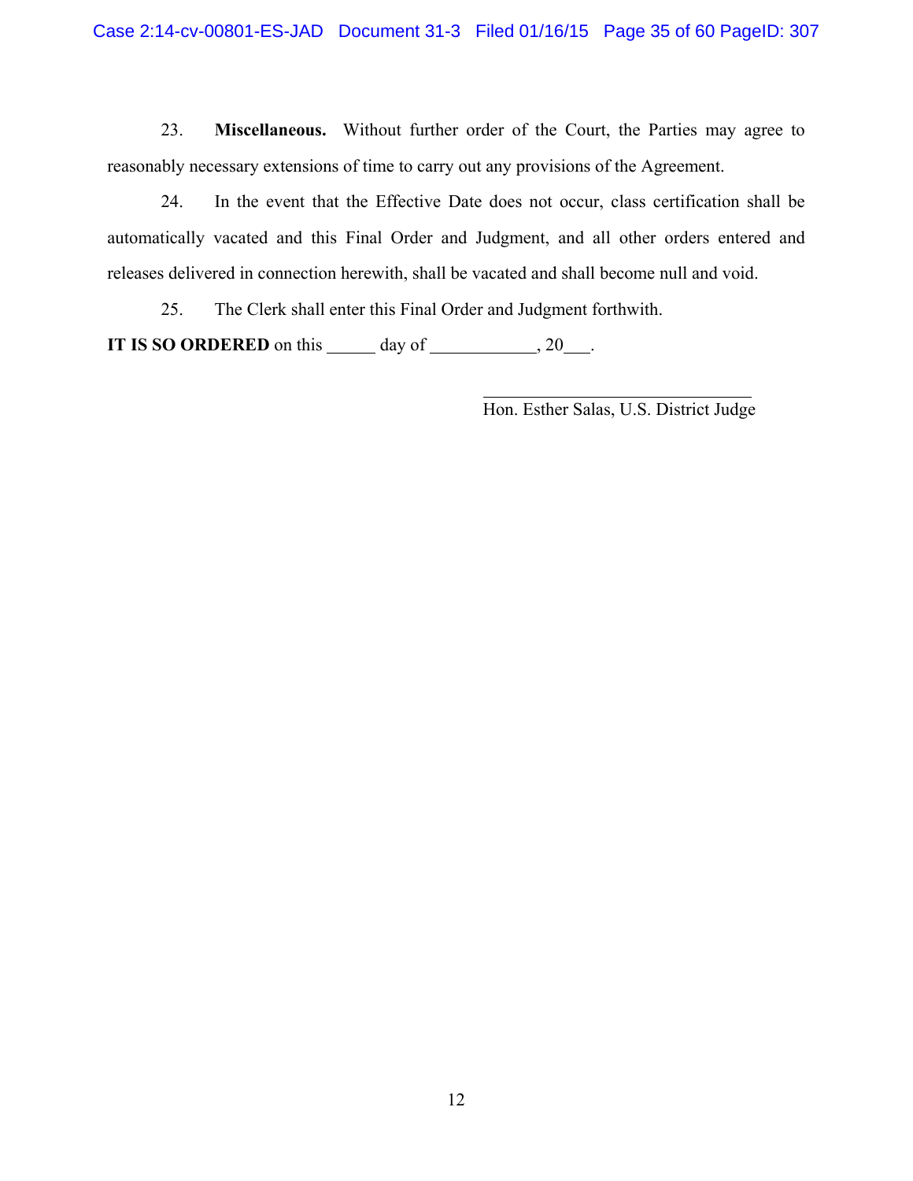23. **Miscellaneous.** Without further order of the Court, the Parties may agree to reasonably necessary extensions of time to carry out any provisions of the Agreement.

24. In the event that the Effective Date does not occur, class certification shall be automatically vacated and this Final Order and Judgment, and all other orders entered and releases delivered in connection herewith, shall be vacated and shall become null and void.

25. The Clerk shall enter this Final Order and Judgment forthwith.

**IT IS SO ORDERED** on this ______ day of ____________, 20___.

_______________________________
Hon. Esther Salas, U.S. District Judge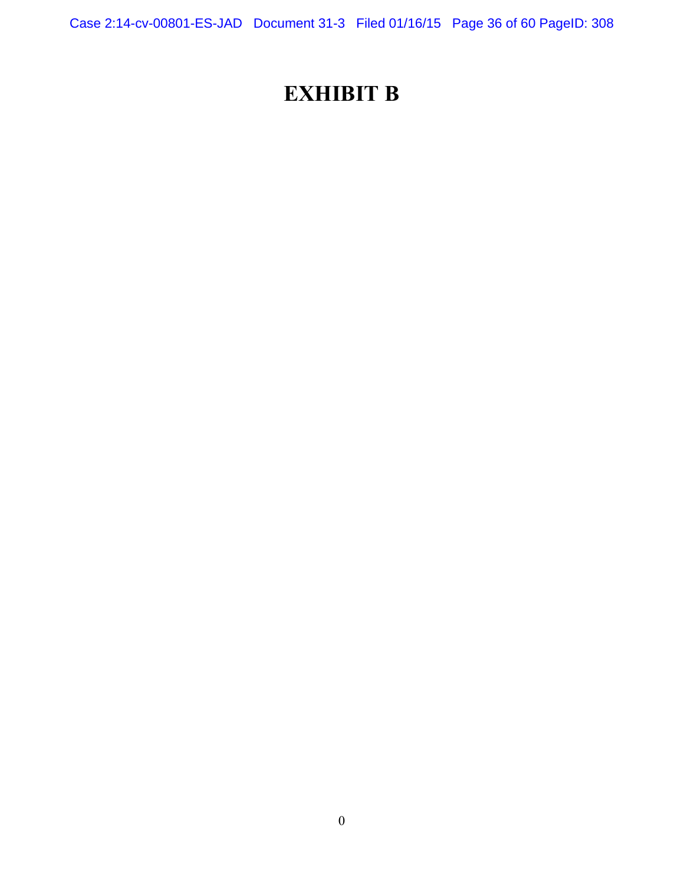# EXHIBIT B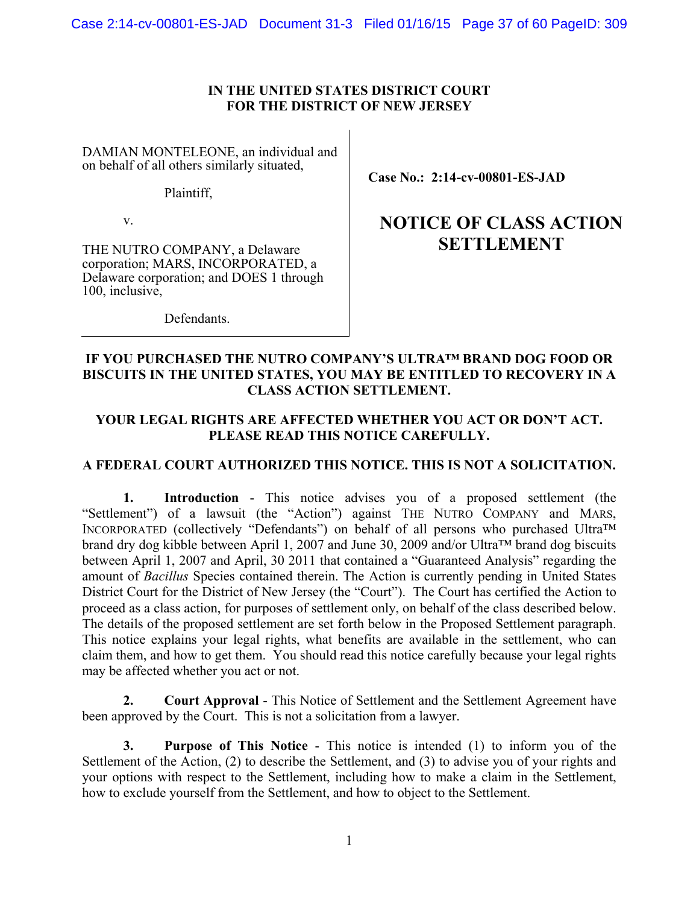**IN THE UNITED STATES DISTRICT COURT**
**FOR THE DISTRICT OF NEW JERSEY**

| | |
|---|---|
| DAMIAN MONTELEONE, an individual and on behalf of all others similarly situated,<br><br>Plaintiff,<br><br>v.<br><br>THE NUTRO COMPANY, a Delaware corporation; MARS, INCORPORATED, a Delaware corporation; and DOES 1 through 100, inclusive,<br><br>Defendants. | **Case No.: 2:14-cv-00801-ES-JAD**<br><br>**NOTICE OF CLASS ACTION SETTLEMENT** |

**IF YOU PURCHASED THE NUTRO COMPANY'S ULTRA™ BRAND DOG FOOD OR BISCUITS IN THE UNITED STATES, YOU MAY BE ENTITLED TO RECOVERY IN A CLASS ACTION SETTLEMENT.**

**YOUR LEGAL RIGHTS ARE AFFECTED WHETHER YOU ACT OR DON'T ACT. PLEASE READ THIS NOTICE CAREFULLY.**

**A FEDERAL COURT AUTHORIZED THIS NOTICE. THIS IS NOT A SOLICITATION.**

**1. Introduction** - This notice advises you of a proposed settlement (the "Settlement") of a lawsuit (the "Action") against THE NUTRO COMPANY and MARS, INCORPORATED (collectively "Defendants") on behalf of all persons who purchased Ultra™ brand dry dog kibble between April 1, 2007 and June 30, 2009 and/or Ultra™ brand dog biscuits between April 1, 2007 and April, 30 2011 that contained a "Guaranteed Analysis" regarding the amount of *Bacillus* Species contained therein. The Action is currently pending in United States District Court for the District of New Jersey (the "Court"). The Court has certified the Action to proceed as a class action, for purposes of settlement only, on behalf of the class described below. The details of the proposed settlement are set forth below in the Proposed Settlement paragraph. This notice explains your legal rights, what benefits are available in the settlement, who can claim them, and how to get them. You should read this notice carefully because your legal rights may be affected whether you act or not.

**2. Court Approval** - This Notice of Settlement and the Settlement Agreement have been approved by the Court. This is not a solicitation from a lawyer.

**3. Purpose of This Notice** - This notice is intended (1) to inform you of the Settlement of the Action, (2) to describe the Settlement, and (3) to advise you of your rights and your options with respect to the Settlement, including how to make a claim in the Settlement, how to exclude yourself from the Settlement, and how to object to the Settlement.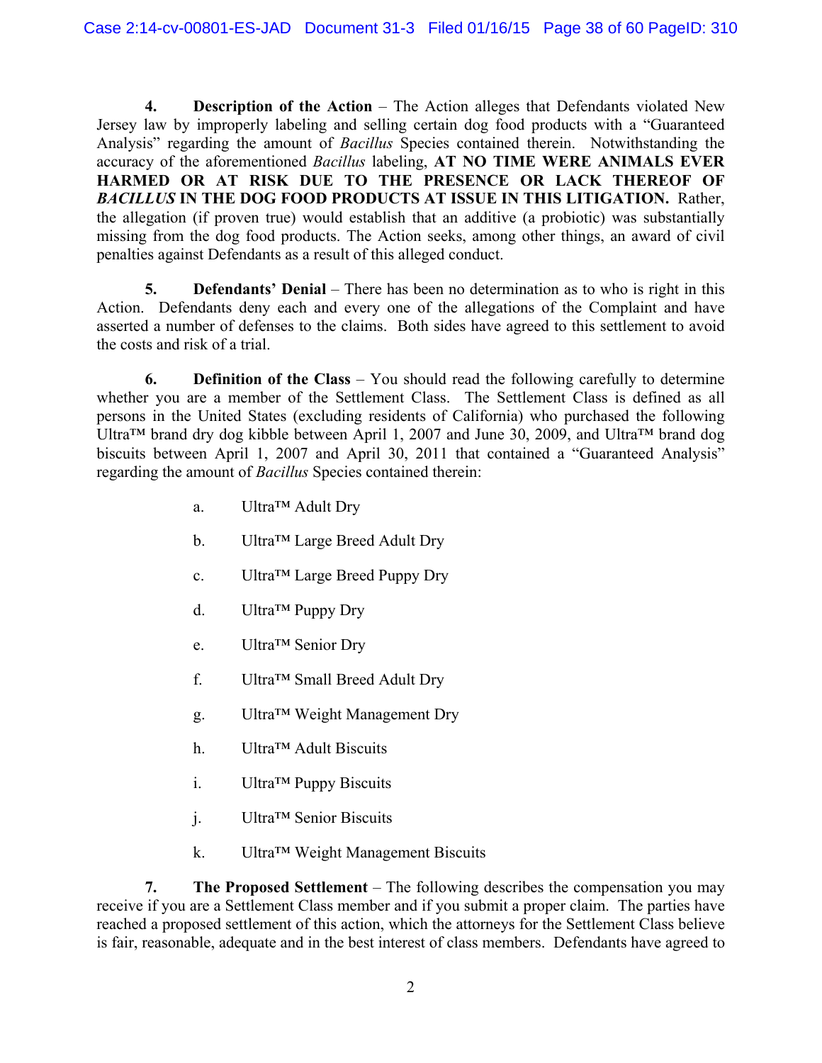**4. Description of the Action** – The Action alleges that Defendants violated New Jersey law by improperly labeling and selling certain dog food products with a "Guaranteed Analysis" regarding the amount of *Bacillus* Species contained therein. Notwithstanding the accuracy of the aforementioned *Bacillus* labeling, **AT NO TIME WERE ANIMALS EVER HARMED OR AT RISK DUE TO THE PRESENCE OR LACK THEREOF OF *BACILLUS* IN THE DOG FOOD PRODUCTS AT ISSUE IN THIS LITIGATION.** Rather, the allegation (if proven true) would establish that an additive (a probiotic) was substantially missing from the dog food products. The Action seeks, among other things, an award of civil penalties against Defendants as a result of this alleged conduct.

**5. Defendants' Denial** – There has been no determination as to who is right in this Action. Defendants deny each and every one of the allegations of the Complaint and have asserted a number of defenses to the claims. Both sides have agreed to this settlement to avoid the costs and risk of a trial.

**6. Definition of the Class** – You should read the following carefully to determine whether you are a member of the Settlement Class. The Settlement Class is defined as all persons in the United States (excluding residents of California) who purchased the following Ultra™ brand dry dog kibble between April 1, 2007 and June 30, 2009, and Ultra™ brand dog biscuits between April 1, 2007 and April 30, 2011 that contained a "Guaranteed Analysis" regarding the amount of *Bacillus* Species contained therein:

a. Ultra™ Adult Dry

b. Ultra™ Large Breed Adult Dry

c. Ultra™ Large Breed Puppy Dry

d. Ultra™ Puppy Dry

e. Ultra™ Senior Dry

f. Ultra™ Small Breed Adult Dry

g. Ultra™ Weight Management Dry

h. Ultra™ Adult Biscuits

i. Ultra™ Puppy Biscuits

j. Ultra™ Senior Biscuits

k. Ultra™ Weight Management Biscuits

**7. The Proposed Settlement** – The following describes the compensation you may receive if you are a Settlement Class member and if you submit a proper claim. The parties have reached a proposed settlement of this action, which the attorneys for the Settlement Class believe is fair, reasonable, adequate and in the best interest of class members. Defendants have agreed to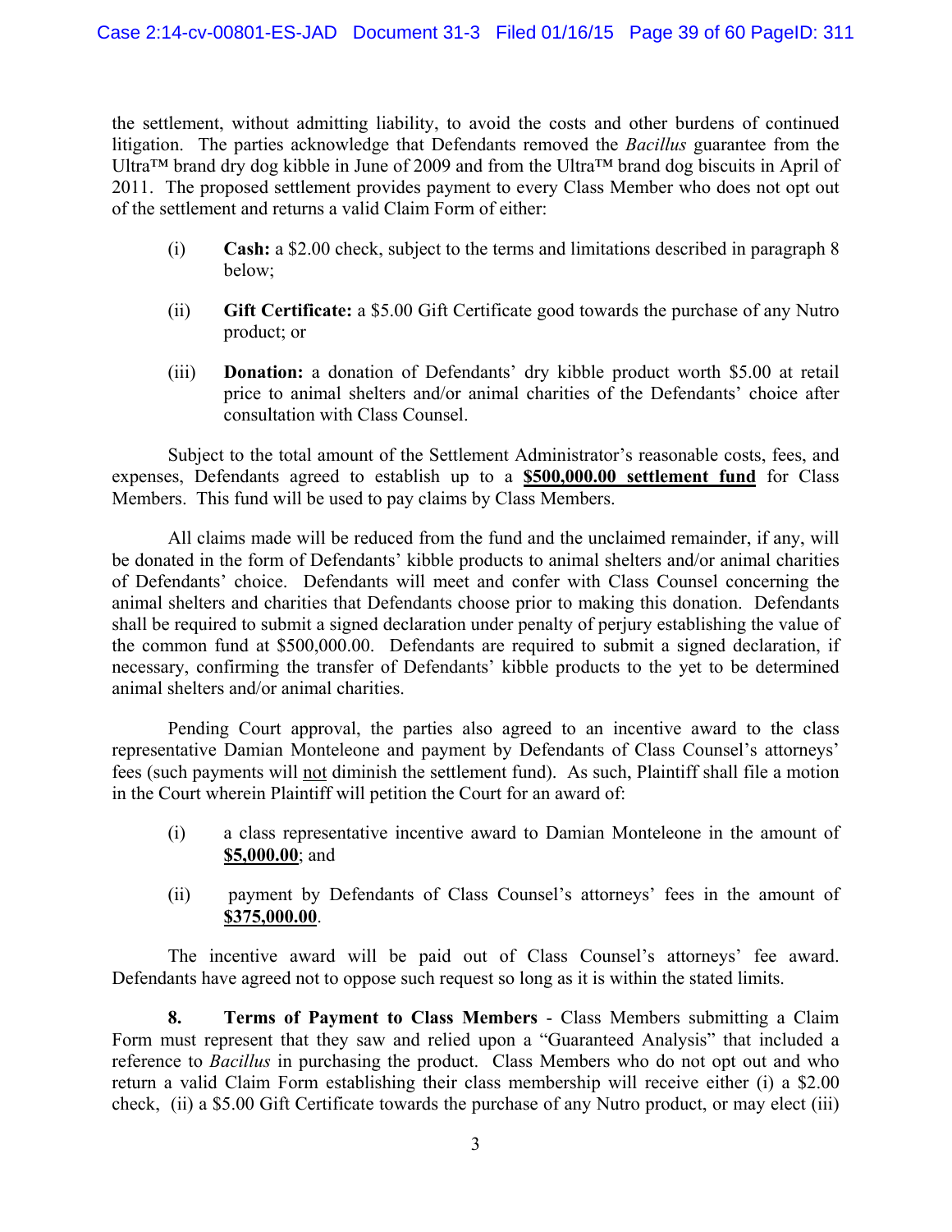the settlement, without admitting liability, to avoid the costs and other burdens of continued litigation. The parties acknowledge that Defendants removed the *Bacillus* guarantee from the Ultra™ brand dry dog kibble in June of 2009 and from the Ultra™ brand dog biscuits in April of 2011. The proposed settlement provides payment to every Class Member who does not opt out of the settlement and returns a valid Claim Form of either:

(i) **Cash:** a $2.00 check, subject to the terms and limitations described in paragraph 8 below;

(ii) **Gift Certificate:** a $5.00 Gift Certificate good towards the purchase of any Nutro product; or

(iii) **Donation:** a donation of Defendants' dry kibble product worth $5.00 at retail price to animal shelters and/or animal charities of the Defendants' choice after consultation with Class Counsel.

Subject to the total amount of the Settlement Administrator's reasonable costs, fees, and expenses, Defendants agreed to establish up to a **$500,000.00 settlement fund** for Class Members. This fund will be used to pay claims by Class Members.

All claims made will be reduced from the fund and the unclaimed remainder, if any, will be donated in the form of Defendants' kibble products to animal shelters and/or animal charities of Defendants' choice. Defendants will meet and confer with Class Counsel concerning the animal shelters and charities that Defendants choose prior to making this donation. Defendants shall be required to submit a signed declaration under penalty of perjury establishing the value of the common fund at $500,000.00. Defendants are required to submit a signed declaration, if necessary, confirming the transfer of Defendants' kibble products to the yet to be determined animal shelters and/or animal charities.

Pending Court approval, the parties also agreed to an incentive award to the class representative Damian Monteleone and payment by Defendants of Class Counsel's attorneys' fees (such payments will not diminish the settlement fund). As such, Plaintiff shall file a motion in the Court wherein Plaintiff will petition the Court for an award of:

(i) a class representative incentive award to Damian Monteleone in the amount of **$5,000.00**; and

(ii) payment by Defendants of Class Counsel's attorneys' fees in the amount of **$375,000.00**.

The incentive award will be paid out of Class Counsel's attorneys' fee award. Defendants have agreed not to oppose such request so long as it is within the stated limits.

**8. Terms of Payment to Class Members** - Class Members submitting a Claim Form must represent that they saw and relied upon a "Guaranteed Analysis" that included a reference to *Bacillus* in purchasing the product. Class Members who do not opt out and who return a valid Claim Form establishing their class membership will receive either (i) a $2.00 check, (ii) a $5.00 Gift Certificate towards the purchase of any Nutro product, or may elect (iii)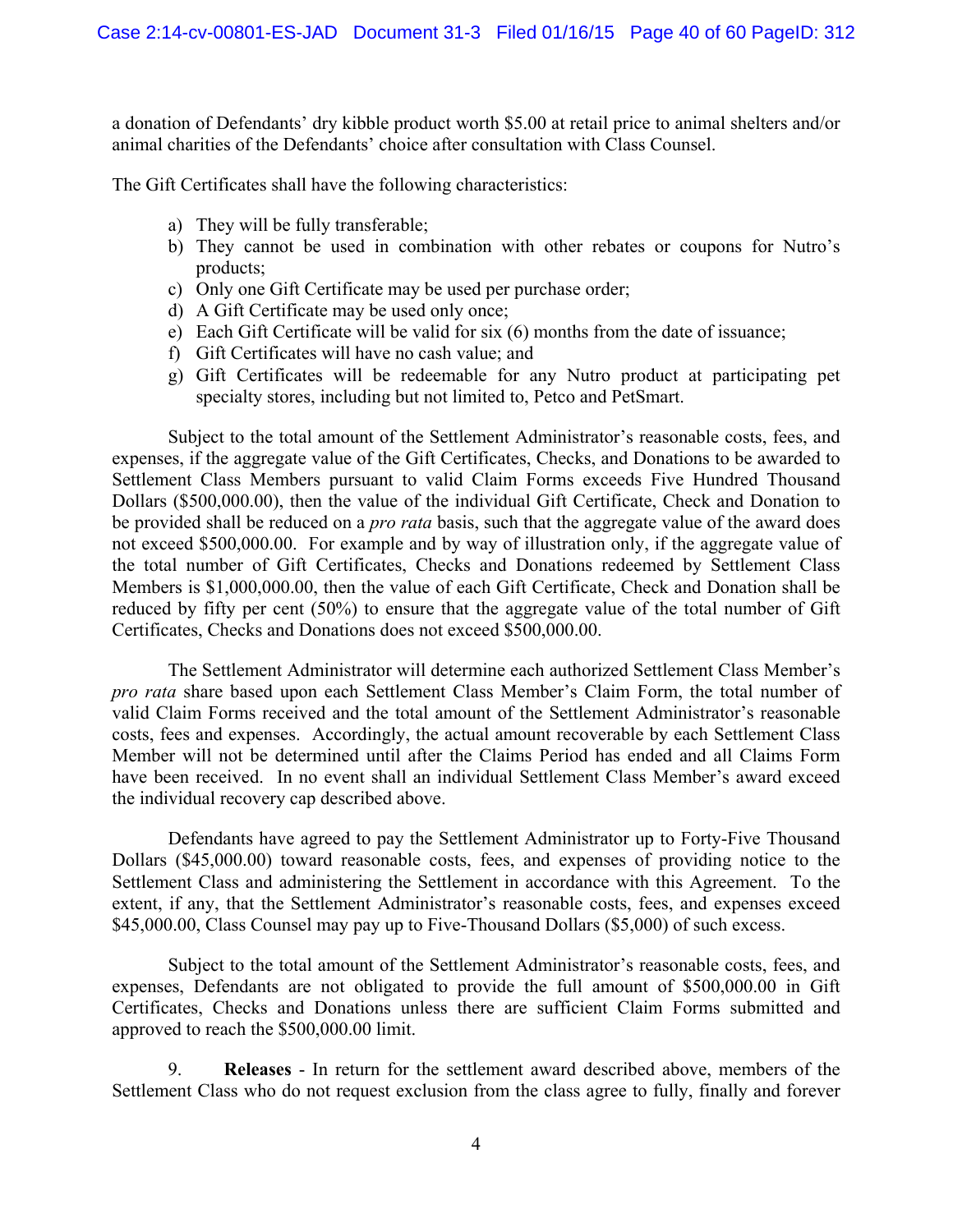a donation of Defendants' dry kibble product worth $5.00 at retail price to animal shelters and/or animal charities of the Defendants' choice after consultation with Class Counsel.

The Gift Certificates shall have the following characteristics:

a) They will be fully transferable;
b) They cannot be used in combination with other rebates or coupons for Nutro's products;
c) Only one Gift Certificate may be used per purchase order;
d) A Gift Certificate may be used only once;
e) Each Gift Certificate will be valid for six (6) months from the date of issuance;
f) Gift Certificates will have no cash value; and
g) Gift Certificates will be redeemable for any Nutro product at participating pet specialty stores, including but not limited to, Petco and PetSmart.

Subject to the total amount of the Settlement Administrator's reasonable costs, fees, and expenses, if the aggregate value of the Gift Certificates, Checks, and Donations to be awarded to Settlement Class Members pursuant to valid Claim Forms exceeds Five Hundred Thousand Dollars ($500,000.00), then the value of the individual Gift Certificate, Check and Donation to be provided shall be reduced on a *pro rata* basis, such that the aggregate value of the award does not exceed $500,000.00. For example and by way of illustration only, if the aggregate value of the total number of Gift Certificates, Checks and Donations redeemed by Settlement Class Members is $1,000,000.00, then the value of each Gift Certificate, Check and Donation shall be reduced by fifty per cent (50%) to ensure that the aggregate value of the total number of Gift Certificates, Checks and Donations does not exceed $500,000.00.

The Settlement Administrator will determine each authorized Settlement Class Member's *pro rata* share based upon each Settlement Class Member's Claim Form, the total number of valid Claim Forms received and the total amount of the Settlement Administrator's reasonable costs, fees and expenses. Accordingly, the actual amount recoverable by each Settlement Class Member will not be determined until after the Claims Period has ended and all Claims Form have been received. In no event shall an individual Settlement Class Member's award exceed the individual recovery cap described above.

Defendants have agreed to pay the Settlement Administrator up to Forty-Five Thousand Dollars ($45,000.00) toward reasonable costs, fees, and expenses of providing notice to the Settlement Class and administering the Settlement in accordance with this Agreement. To the extent, if any, that the Settlement Administrator's reasonable costs, fees, and expenses exceed $45,000.00, Class Counsel may pay up to Five-Thousand Dollars ($5,000) of such excess.

Subject to the total amount of the Settlement Administrator's reasonable costs, fees, and expenses, Defendants are not obligated to provide the full amount of $500,000.00 in Gift Certificates, Checks and Donations unless there are sufficient Claim Forms submitted and approved to reach the $500,000.00 limit.

9. **Releases** - In return for the settlement award described above, members of the Settlement Class who do not request exclusion from the class agree to fully, finally and forever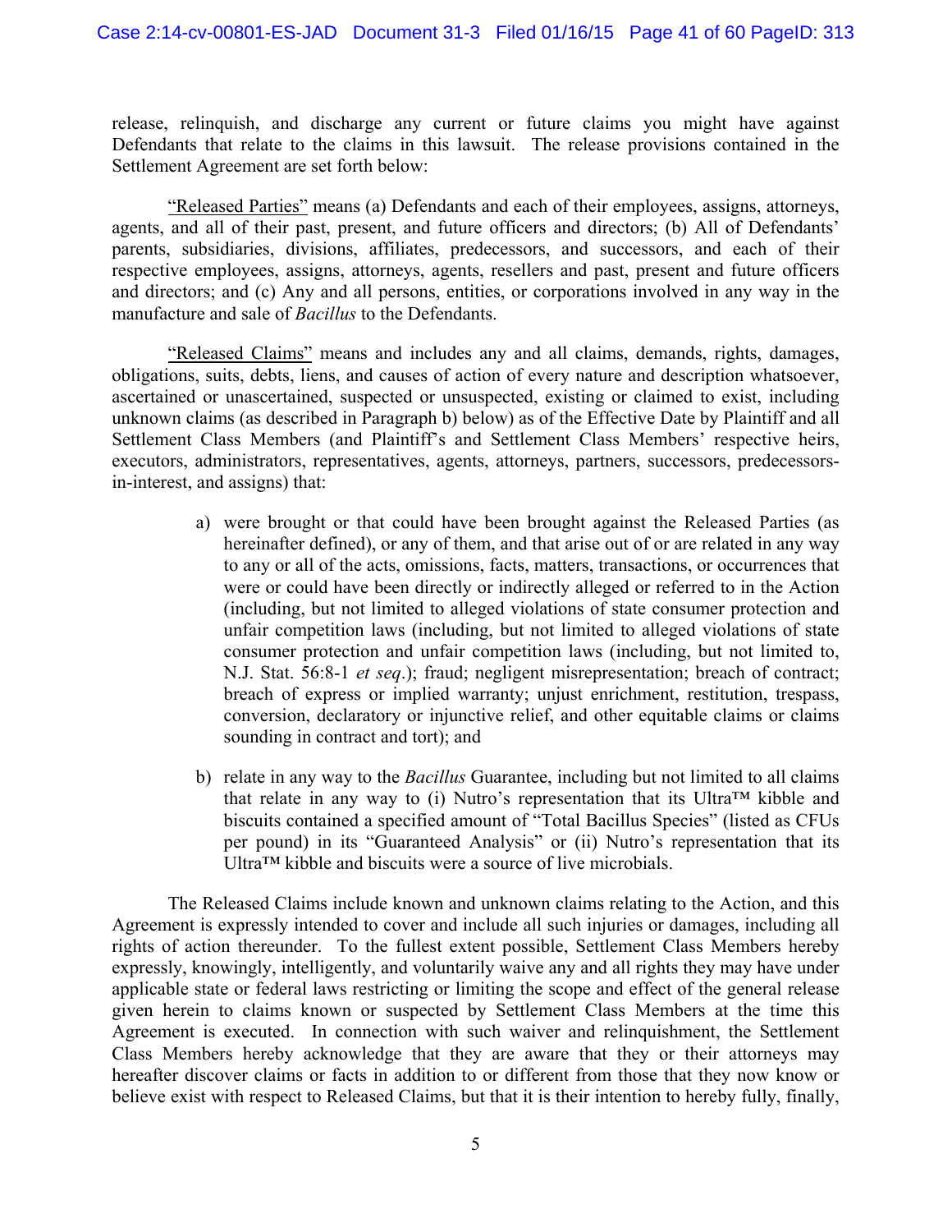release, relinquish, and discharge any current or future claims you might have against Defendants that relate to the claims in this lawsuit. The release provisions contained in the Settlement Agreement are set forth below:

"Released Parties" means (a) Defendants and each of their employees, assigns, attorneys, agents, and all of their past, present, and future officers and directors; (b) All of Defendants' parents, subsidiaries, divisions, affiliates, predecessors, and successors, and each of their respective employees, assigns, attorneys, agents, resellers and past, present and future officers and directors; and (c) Any and all persons, entities, or corporations involved in any way in the manufacture and sale of *Bacillus* to the Defendants.

"Released Claims" means and includes any and all claims, demands, rights, damages, obligations, suits, debts, liens, and causes of action of every nature and description whatsoever, ascertained or unascertained, suspected or unsuspected, existing or claimed to exist, including unknown claims (as described in Paragraph b) below) as of the Effective Date by Plaintiff and all Settlement Class Members (and Plaintiff's and Settlement Class Members' respective heirs, executors, administrators, representatives, agents, attorneys, partners, successors, predecessors-in-interest, and assigns) that:

a) were brought or that could have been brought against the Released Parties (as hereinafter defined), or any of them, and that arise out of or are related in any way to any or all of the acts, omissions, facts, matters, transactions, or occurrences that were or could have been directly or indirectly alleged or referred to in the Action (including, but not limited to alleged violations of state consumer protection and unfair competition laws (including, but not limited to alleged violations of state consumer protection and unfair competition laws (including, but not limited to, N.J. Stat. 56:8-1 *et seq*.); fraud; negligent misrepresentation; breach of contract; breach of express or implied warranty; unjust enrichment, restitution, trespass, conversion, declaratory or injunctive relief, and other equitable claims or claims sounding in contract and tort); and

b) relate in any way to the *Bacillus* Guarantee, including but not limited to all claims that relate in any way to (i) Nutro's representation that its Ultra™ kibble and biscuits contained a specified amount of "Total Bacillus Species" (listed as CFUs per pound) in its "Guaranteed Analysis" or (ii) Nutro's representation that its Ultra™ kibble and biscuits were a source of live microbials.

The Released Claims include known and unknown claims relating to the Action, and this Agreement is expressly intended to cover and include all such injuries or damages, including all rights of action thereunder. To the fullest extent possible, Settlement Class Members hereby expressly, knowingly, intelligently, and voluntarily waive any and all rights they may have under applicable state or federal laws restricting or limiting the scope and effect of the general release given herein to claims known or suspected by Settlement Class Members at the time this Agreement is executed. In connection with such waiver and relinquishment, the Settlement Class Members hereby acknowledge that they are aware that they or their attorneys may hereafter discover claims or facts in addition to or different from those that they now know or believe exist with respect to Released Claims, but that it is their intention to hereby fully, finally,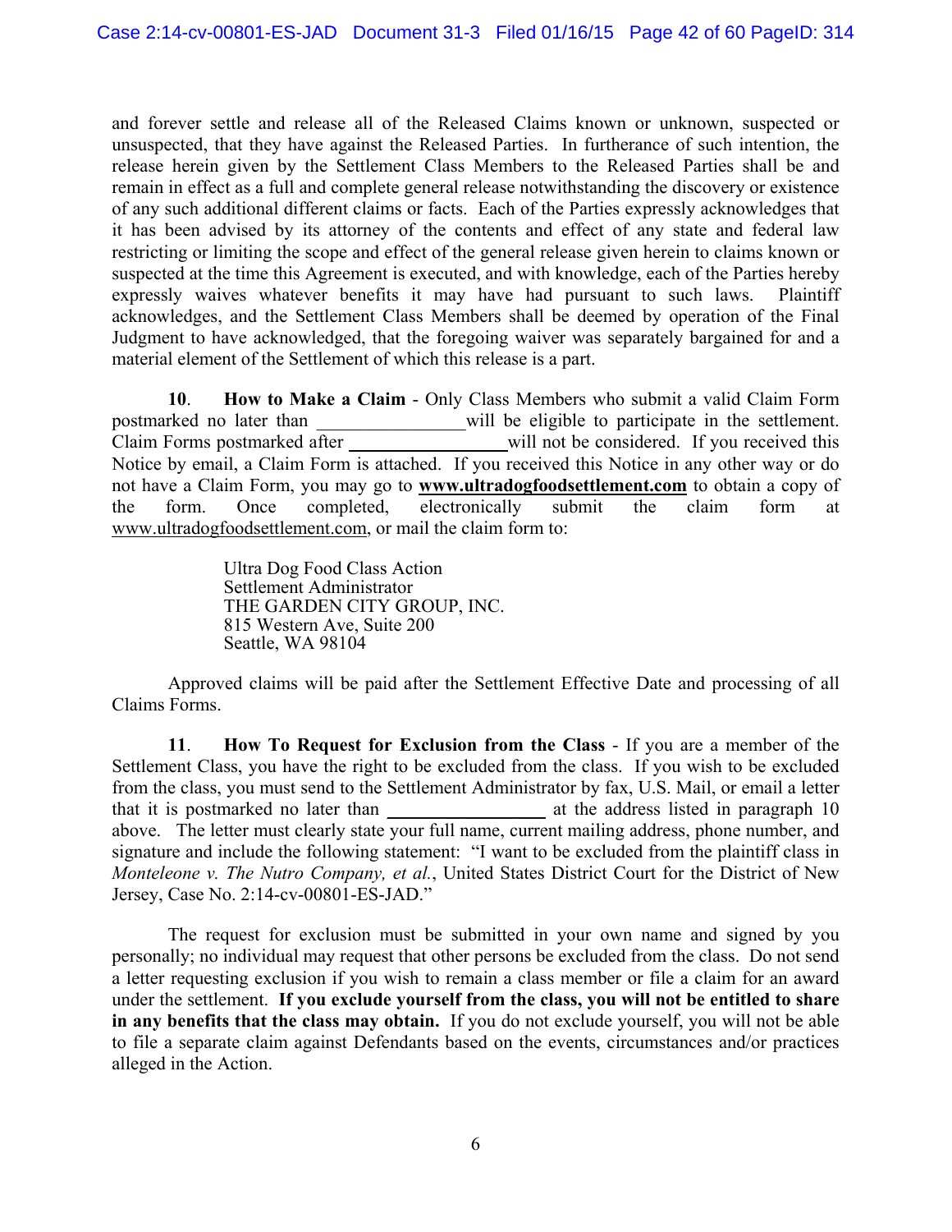and forever settle and release all of the Released Claims known or unknown, suspected or unsuspected, that they have against the Released Parties. In furtherance of such intention, the release herein given by the Settlement Class Members to the Released Parties shall be and remain in effect as a full and complete general release notwithstanding the discovery or existence of any such additional different claims or facts. Each of the Parties expressly acknowledges that it has been advised by its attorney of the contents and effect of any state and federal law restricting or limiting the scope and effect of the general release given herein to claims known or suspected at the time this Agreement is executed, and with knowledge, each of the Parties hereby expressly waives whatever benefits it may have had pursuant to such laws. Plaintiff acknowledges, and the Settlement Class Members shall be deemed by operation of the Final Judgment to have acknowledged, that the foregoing waiver was separately bargained for and a material element of the Settlement of which this release is a part.

**10**. **How to Make a Claim** - Only Class Members who submit a valid Claim Form postmarked no later than \_\_\_\_\_\_\_\_\_\_\_\_\_\_\_\_ will be eligible to participate in the settlement. Claim Forms postmarked after \_\_\_\_\_\_\_\_\_\_\_\_\_\_\_\_ will not be considered. If you received this Notice by email, a Claim Form is attached. If you received this Notice in any other way or do not have a Claim Form, you may go to **www.ultradogfoodsettlement.com** to obtain a copy of the form. Once completed, electronically submit the claim form at www.ultradogfoodsettlement.com, or mail the claim form to:

> Ultra Dog Food Class Action
> Settlement Administrator
> THE GARDEN CITY GROUP, INC.
> 815 Western Ave, Suite 200
> Seattle, WA 98104

Approved claims will be paid after the Settlement Effective Date and processing of all Claims Forms.

**11**. **How To Request for Exclusion from the Class** - If you are a member of the Settlement Class, you have the right to be excluded from the class. If you wish to be excluded from the class, you must send to the Settlement Administrator by fax, U.S. Mail, or email a letter that it is postmarked no later than \_\_\_\_\_\_\_\_\_\_\_\_\_\_\_\_ at the address listed in paragraph 10 above. The letter must clearly state your full name, current mailing address, phone number, and signature and include the following statement: "I want to be excluded from the plaintiff class in *Monteleone v. The Nutro Company, et al.*, United States District Court for the District of New Jersey, Case No. 2:14-cv-00801-ES-JAD."

The request for exclusion must be submitted in your own name and signed by you personally; no individual may request that other persons be excluded from the class. Do not send a letter requesting exclusion if you wish to remain a class member or file a claim for an award under the settlement. **If you exclude yourself from the class, you will not be entitled to share in any benefits that the class may obtain.** If you do not exclude yourself, you will not be able to file a separate claim against Defendants based on the events, circumstances and/or practices alleged in the Action.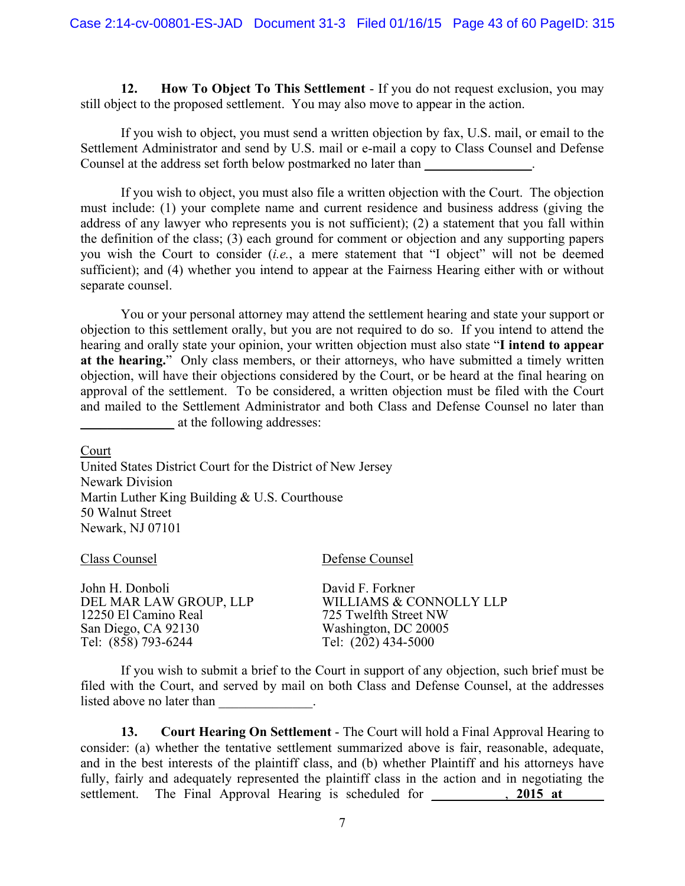**12. How To Object To This Settlement** - If you do not request exclusion, you may still object to the proposed settlement. You may also move to appear in the action.

If you wish to object, you must send a written objection by fax, U.S. mail, or email to the Settlement Administrator and send by U.S. mail or e-mail a copy to Class Counsel and Defense Counsel at the address set forth below postmarked no later than ________________.

If you wish to object, you must also file a written objection with the Court. The objection must include: (1) your complete name and current residence and business address (giving the address of any lawyer who represents you is not sufficient); (2) a statement that you fall within the definition of the class; (3) each ground for comment or objection and any supporting papers you wish the Court to consider (*i.e.*, a mere statement that "I object" will not be deemed sufficient); and (4) whether you intend to appear at the Fairness Hearing either with or without separate counsel.

You or your personal attorney may attend the settlement hearing and state your support or objection to this settlement orally, but you are not required to do so. If you intend to attend the hearing and orally state your opinion, your written objection must also state "**I intend to appear at the hearing.**" Only class members, or their attorneys, who have submitted a timely written objection, will have their objections considered by the Court, or be heard at the final hearing on approval of the settlement. To be considered, a written objection must be filed with the Court and mailed to the Settlement Administrator and both Class and Defense Counsel no later than ______________ at the following addresses:

Court
United States District Court for the District of New Jersey
Newark Division
Martin Luther King Building & U.S. Courthouse
50 Walnut Street
Newark, NJ 07101

Class Counsel

John H. Donboli
DEL MAR LAW GROUP, LLP
12250 El Camino Real
San Diego, CA 92130
Tel: (858) 793-6244

Defense Counsel

David F. Forkner
WILLIAMS & CONNOLLY LLP
725 Twelfth Street NW
Washington, DC 20005
Tel: (202) 434-5000

If you wish to submit a brief to the Court in support of any objection, such brief must be filed with the Court, and served by mail on both Class and Defense Counsel, at the addresses listed above no later than ______________.

**13. Court Hearing On Settlement** - The Court will hold a Final Approval Hearing to consider: (a) whether the tentative settlement summarized above is fair, reasonable, adequate, and in the best interests of the plaintiff class, and (b) whether Plaintiff and his attorneys have fully, fairly and adequately represented the plaintiff class in the action and in negotiating the settlement. The Final Approval Hearing is scheduled for ____________, **2015 at** _______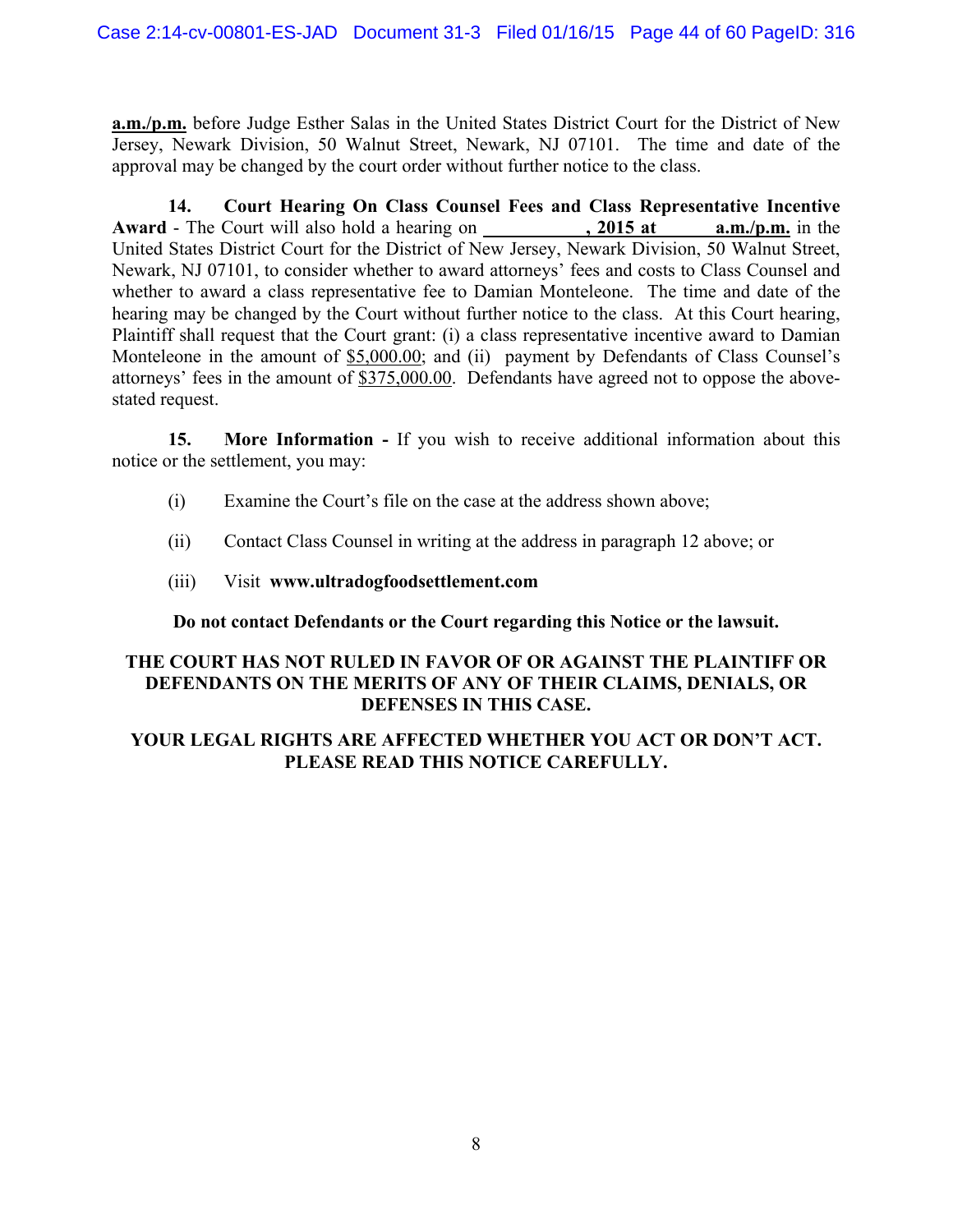**a.m./p.m.** before Judge Esther Salas in the United States District Court for the District of New Jersey, Newark Division, 50 Walnut Street, Newark, NJ 07101. The time and date of the approval may be changed by the court order without further notice to the class.

**14. Court Hearing On Class Counsel Fees and Class Representative Incentive Award** - The Court will also hold a hearing on **\_\_\_\_\_\_\_\_\_\_\_, 2015 at \_\_\_\_\_\_ a.m./p.m.** in the United States District Court for the District of New Jersey, Newark Division, 50 Walnut Street, Newark, NJ 07101, to consider whether to award attorneys' fees and costs to Class Counsel and whether to award a class representative fee to Damian Monteleone. The time and date of the hearing may be changed by the Court without further notice to the class. At this Court hearing, Plaintiff shall request that the Court grant: (i) a class representative incentive award to Damian Monteleone in the amount of $5,000.00; and (ii) payment by Defendants of Class Counsel's attorneys' fees in the amount of $375,000.00. Defendants have agreed not to oppose the above-stated request.

**15. More Information -** If you wish to receive additional information about this notice or the settlement, you may:

(i) Examine the Court's file on the case at the address shown above;

(ii) Contact Class Counsel in writing at the address in paragraph 12 above; or

(iii) Visit **www.ultradogfoodsettlement.com**

**Do not contact Defendants or the Court regarding this Notice or the lawsuit.**

**THE COURT HAS NOT RULED IN FAVOR OF OR AGAINST THE PLAINTIFF OR DEFENDANTS ON THE MERITS OF ANY OF THEIR CLAIMS, DENIALS, OR DEFENSES IN THIS CASE.**

**YOUR LEGAL RIGHTS ARE AFFECTED WHETHER YOU ACT OR DON'T ACT. PLEASE READ THIS NOTICE CAREFULLY.**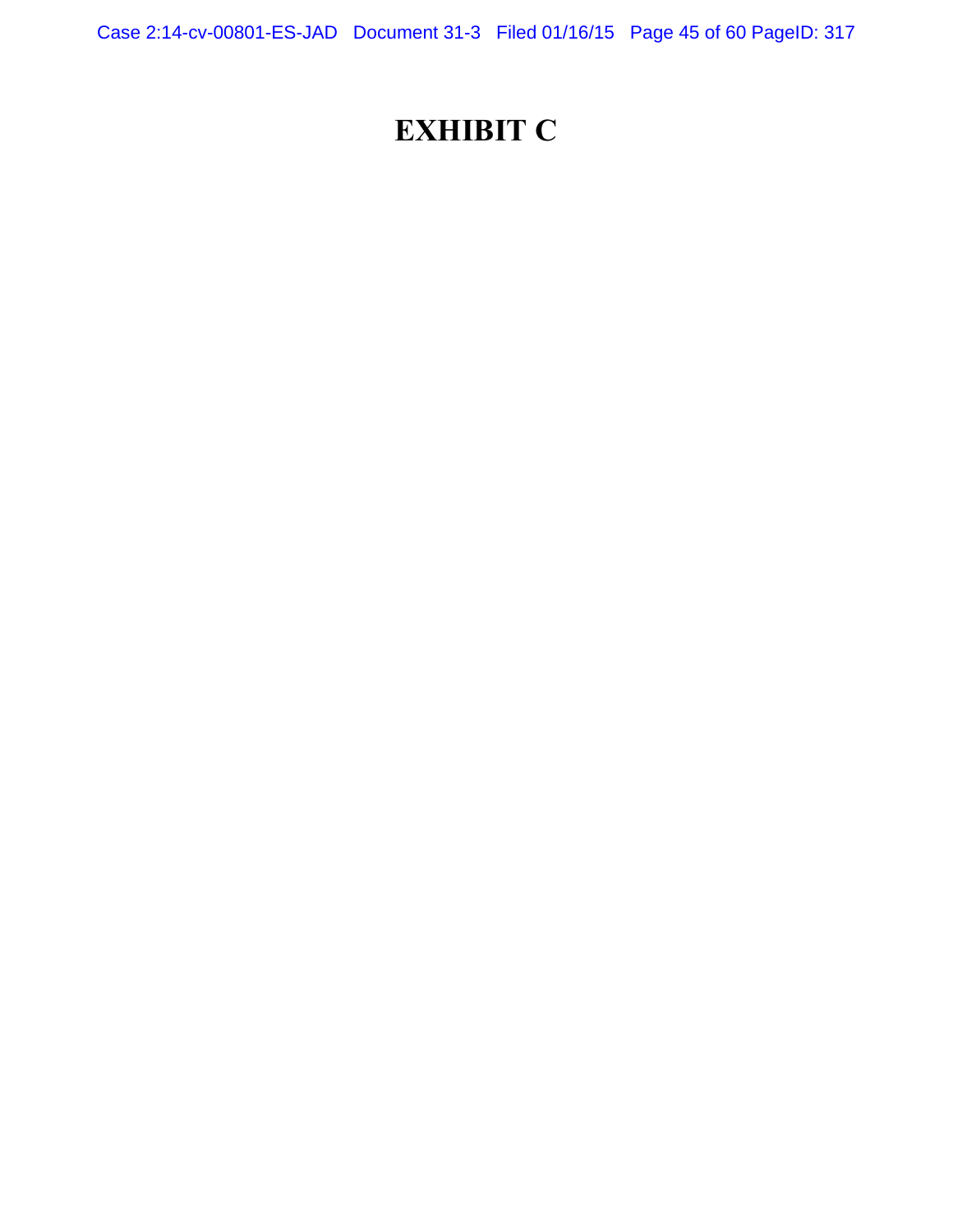# EXHIBIT C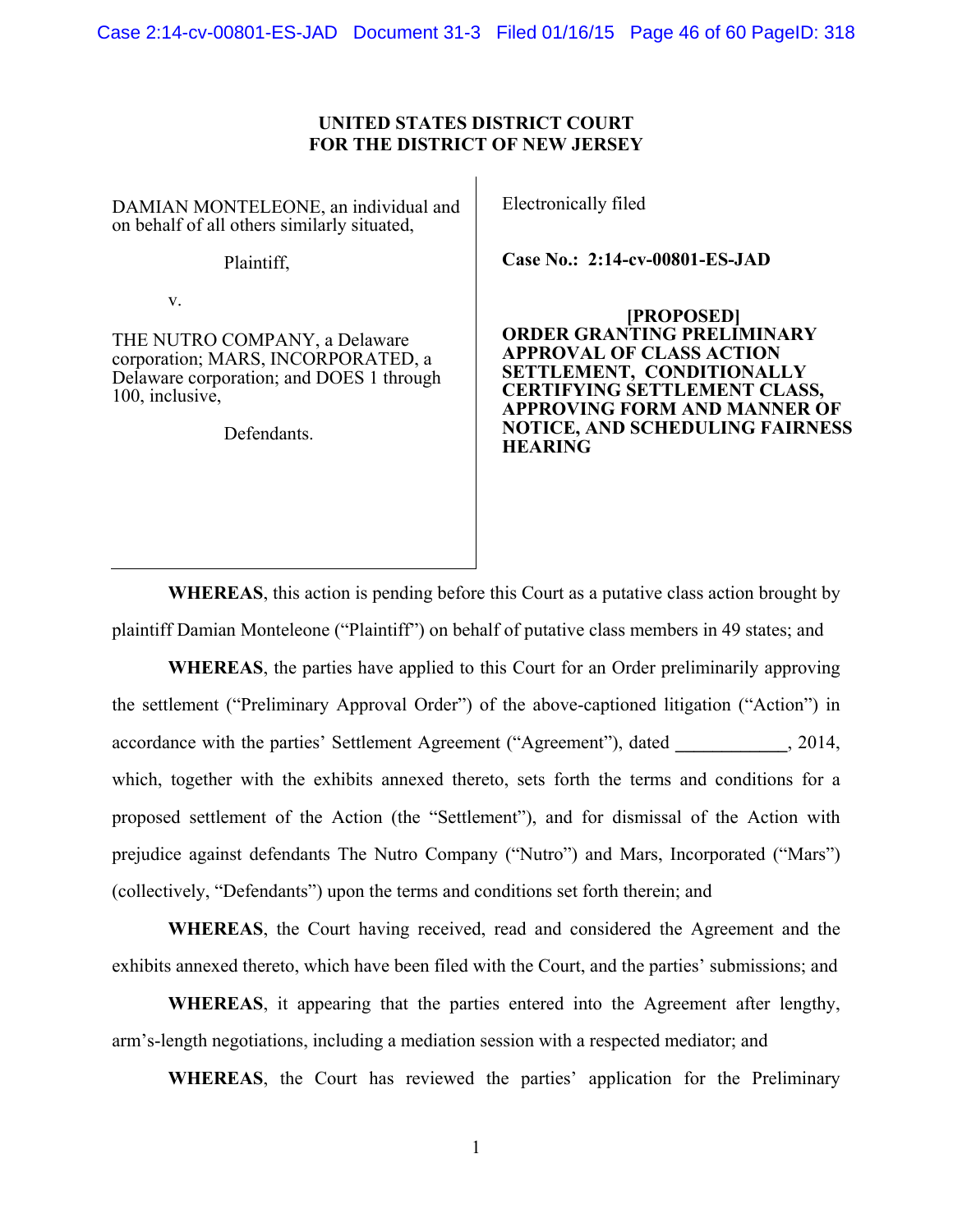**UNITED STATES DISTRICT COURT**
**FOR THE DISTRICT OF NEW JERSEY**

| | |
|---|---|
| DAMIAN MONTELEONE, an individual and on behalf of all others similarly situated, | Electronically filed |
| Plaintiff, | **Case No.: 2:14-cv-00801-ES-JAD** |
| v. | |
| THE NUTRO COMPANY, a Delaware corporation; MARS, INCORPORATED, a Delaware corporation; and DOES 1 through 100, inclusive, | **[PROPOSED] ORDER GRANTING PRELIMINARY APPROVAL OF CLASS ACTION SETTLEMENT, CONDITIONALLY CERTIFYING SETTLEMENT CLASS, APPROVING FORM AND MANNER OF NOTICE, AND SCHEDULING FAIRNESS HEARING** |
| Defendants. | |

**WHEREAS**, this action is pending before this Court as a putative class action brought by plaintiff Damian Monteleone ("Plaintiff") on behalf of putative class members in 49 states; and

**WHEREAS**, the parties have applied to this Court for an Order preliminarily approving the settlement ("Preliminary Approval Order") of the above-captioned litigation ("Action") in accordance with the parties' Settlement Agreement ("Agreement"), dated ____________, 2014, which, together with the exhibits annexed thereto, sets forth the terms and conditions for a proposed settlement of the Action (the "Settlement"), and for dismissal of the Action with prejudice against defendants The Nutro Company ("Nutro") and Mars, Incorporated ("Mars") (collectively, "Defendants") upon the terms and conditions set forth therein; and

**WHEREAS**, the Court having received, read and considered the Agreement and the exhibits annexed thereto, which have been filed with the Court, and the parties' submissions; and

**WHEREAS**, it appearing that the parties entered into the Agreement after lengthy, arm's-length negotiations, including a mediation session with a respected mediator; and

**WHEREAS**, the Court has reviewed the parties' application for the Preliminary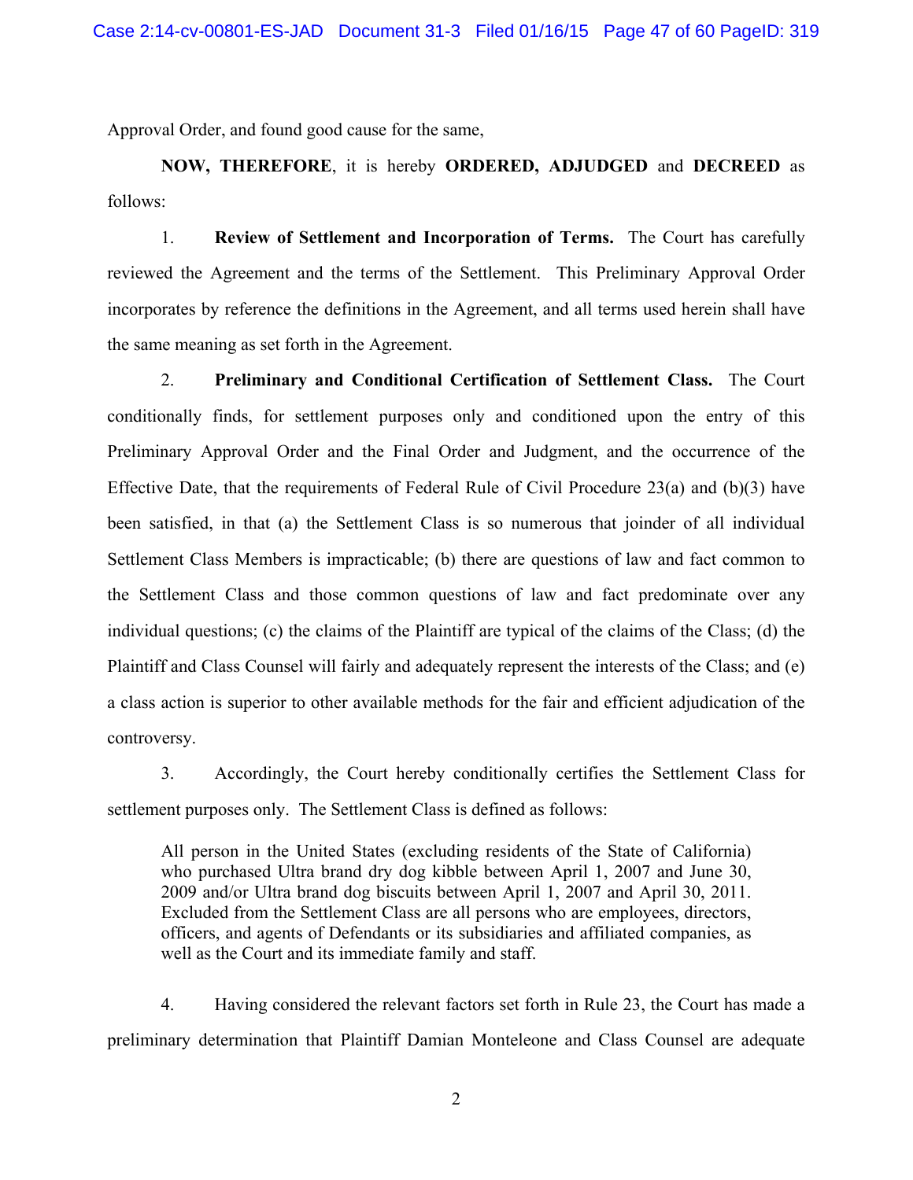Approval Order, and found good cause for the same,

**NOW, THEREFORE**, it is hereby **ORDERED, ADJUDGED** and **DECREED** as follows:

1. **Review of Settlement and Incorporation of Terms.** The Court has carefully reviewed the Agreement and the terms of the Settlement. This Preliminary Approval Order incorporates by reference the definitions in the Agreement, and all terms used herein shall have the same meaning as set forth in the Agreement.

2. **Preliminary and Conditional Certification of Settlement Class.** The Court conditionally finds, for settlement purposes only and conditioned upon the entry of this Preliminary Approval Order and the Final Order and Judgment, and the occurrence of the Effective Date, that the requirements of Federal Rule of Civil Procedure 23(a) and (b)(3) have been satisfied, in that (a) the Settlement Class is so numerous that joinder of all individual Settlement Class Members is impracticable; (b) there are questions of law and fact common to the Settlement Class and those common questions of law and fact predominate over any individual questions; (c) the claims of the Plaintiff are typical of the claims of the Class; (d) the Plaintiff and Class Counsel will fairly and adequately represent the interests of the Class; and (e) a class action is superior to other available methods for the fair and efficient adjudication of the controversy.

3. Accordingly, the Court hereby conditionally certifies the Settlement Class for settlement purposes only. The Settlement Class is defined as follows:

> All person in the United States (excluding residents of the State of California) who purchased Ultra brand dry dog kibble between April 1, 2007 and June 30, 2009 and/or Ultra brand dog biscuits between April 1, 2007 and April 30, 2011. Excluded from the Settlement Class are all persons who are employees, directors, officers, and agents of Defendants or its subsidiaries and affiliated companies, as well as the Court and its immediate family and staff.

4. Having considered the relevant factors set forth in Rule 23, the Court has made a preliminary determination that Plaintiff Damian Monteleone and Class Counsel are adequate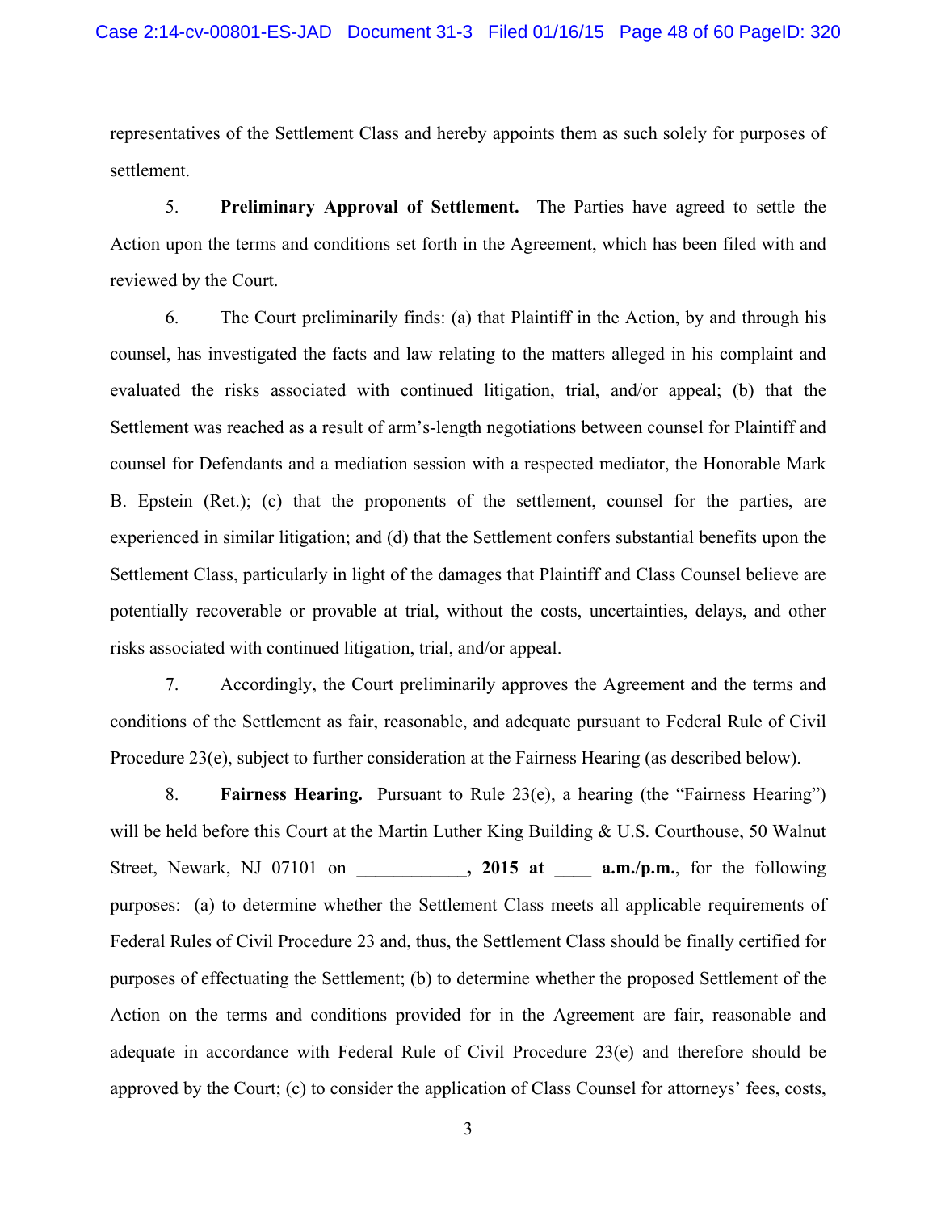representatives of the Settlement Class and hereby appoints them as such solely for purposes of settlement.

5. **Preliminary Approval of Settlement.** The Parties have agreed to settle the Action upon the terms and conditions set forth in the Agreement, which has been filed with and reviewed by the Court.

6. The Court preliminarily finds: (a) that Plaintiff in the Action, by and through his counsel, has investigated the facts and law relating to the matters alleged in his complaint and evaluated the risks associated with continued litigation, trial, and/or appeal; (b) that the Settlement was reached as a result of arm's-length negotiations between counsel for Plaintiff and counsel for Defendants and a mediation session with a respected mediator, the Honorable Mark B. Epstein (Ret.); (c) that the proponents of the settlement, counsel for the parties, are experienced in similar litigation; and (d) that the Settlement confers substantial benefits upon the Settlement Class, particularly in light of the damages that Plaintiff and Class Counsel believe are potentially recoverable or provable at trial, without the costs, uncertainties, delays, and other risks associated with continued litigation, trial, and/or appeal.

7. Accordingly, the Court preliminarily approves the Agreement and the terms and conditions of the Settlement as fair, reasonable, and adequate pursuant to Federal Rule of Civil Procedure 23(e), subject to further consideration at the Fairness Hearing (as described below).

8. **Fairness Hearing.** Pursuant to Rule 23(e), a hearing (the "Fairness Hearing") will be held before this Court at the Martin Luther King Building & U.S. Courthouse, 50 Walnut Street, Newark, NJ 07101 on **____________, 2015 at ____ a.m./p.m.**, for the following purposes: (a) to determine whether the Settlement Class meets all applicable requirements of Federal Rules of Civil Procedure 23 and, thus, the Settlement Class should be finally certified for purposes of effectuating the Settlement; (b) to determine whether the proposed Settlement of the Action on the terms and conditions provided for in the Agreement are fair, reasonable and adequate in accordance with Federal Rule of Civil Procedure 23(e) and therefore should be approved by the Court; (c) to consider the application of Class Counsel for attorneys' fees, costs,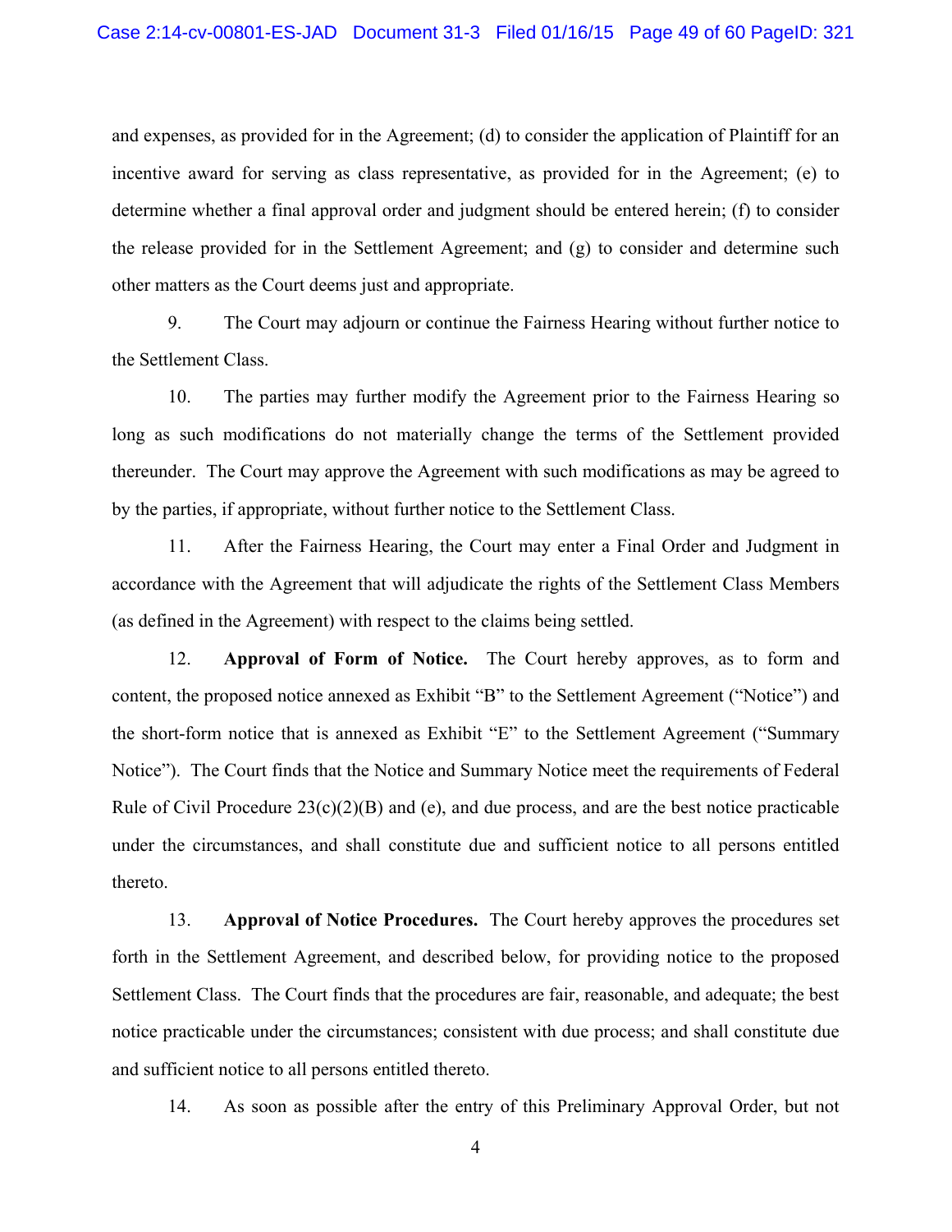and expenses, as provided for in the Agreement; (d) to consider the application of Plaintiff for an incentive award for serving as class representative, as provided for in the Agreement; (e) to determine whether a final approval order and judgment should be entered herein; (f) to consider the release provided for in the Settlement Agreement; and (g) to consider and determine such other matters as the Court deems just and appropriate.

9. The Court may adjourn or continue the Fairness Hearing without further notice to the Settlement Class.

10. The parties may further modify the Agreement prior to the Fairness Hearing so long as such modifications do not materially change the terms of the Settlement provided thereunder. The Court may approve the Agreement with such modifications as may be agreed to by the parties, if appropriate, without further notice to the Settlement Class.

11. After the Fairness Hearing, the Court may enter a Final Order and Judgment in accordance with the Agreement that will adjudicate the rights of the Settlement Class Members (as defined in the Agreement) with respect to the claims being settled.

12. **Approval of Form of Notice.** The Court hereby approves, as to form and content, the proposed notice annexed as Exhibit "B" to the Settlement Agreement ("Notice") and the short-form notice that is annexed as Exhibit "E" to the Settlement Agreement ("Summary Notice"). The Court finds that the Notice and Summary Notice meet the requirements of Federal Rule of Civil Procedure 23(c)(2)(B) and (e), and due process, and are the best notice practicable under the circumstances, and shall constitute due and sufficient notice to all persons entitled thereto.

13. **Approval of Notice Procedures.** The Court hereby approves the procedures set forth in the Settlement Agreement, and described below, for providing notice to the proposed Settlement Class. The Court finds that the procedures are fair, reasonable, and adequate; the best notice practicable under the circumstances; consistent with due process; and shall constitute due and sufficient notice to all persons entitled thereto.

14. As soon as possible after the entry of this Preliminary Approval Order, but not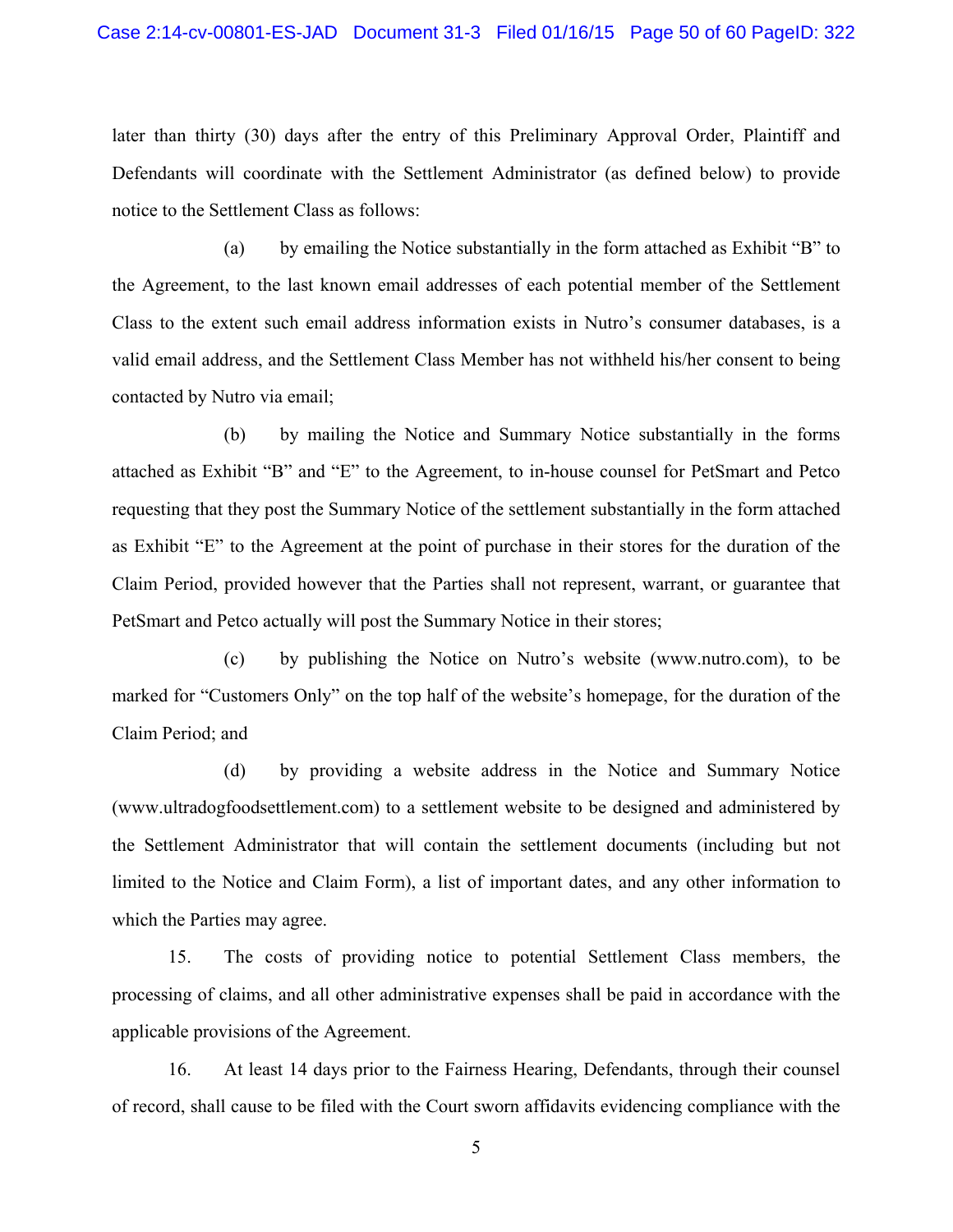later than thirty (30) days after the entry of this Preliminary Approval Order, Plaintiff and Defendants will coordinate with the Settlement Administrator (as defined below) to provide notice to the Settlement Class as follows:

(a) by emailing the Notice substantially in the form attached as Exhibit "B" to the Agreement, to the last known email addresses of each potential member of the Settlement Class to the extent such email address information exists in Nutro's consumer databases, is a valid email address, and the Settlement Class Member has not withheld his/her consent to being contacted by Nutro via email;

(b) by mailing the Notice and Summary Notice substantially in the forms attached as Exhibit "B" and "E" to the Agreement, to in-house counsel for PetSmart and Petco requesting that they post the Summary Notice of the settlement substantially in the form attached as Exhibit "E" to the Agreement at the point of purchase in their stores for the duration of the Claim Period, provided however that the Parties shall not represent, warrant, or guarantee that PetSmart and Petco actually will post the Summary Notice in their stores;

(c) by publishing the Notice on Nutro's website (www.nutro.com), to be marked for "Customers Only" on the top half of the website's homepage, for the duration of the Claim Period; and

(d) by providing a website address in the Notice and Summary Notice (www.ultradogfoodsettlement.com) to a settlement website to be designed and administered by the Settlement Administrator that will contain the settlement documents (including but not limited to the Notice and Claim Form), a list of important dates, and any other information to which the Parties may agree.

15. The costs of providing notice to potential Settlement Class members, the processing of claims, and all other administrative expenses shall be paid in accordance with the applicable provisions of the Agreement.

16. At least 14 days prior to the Fairness Hearing, Defendants, through their counsel of record, shall cause to be filed with the Court sworn affidavits evidencing compliance with the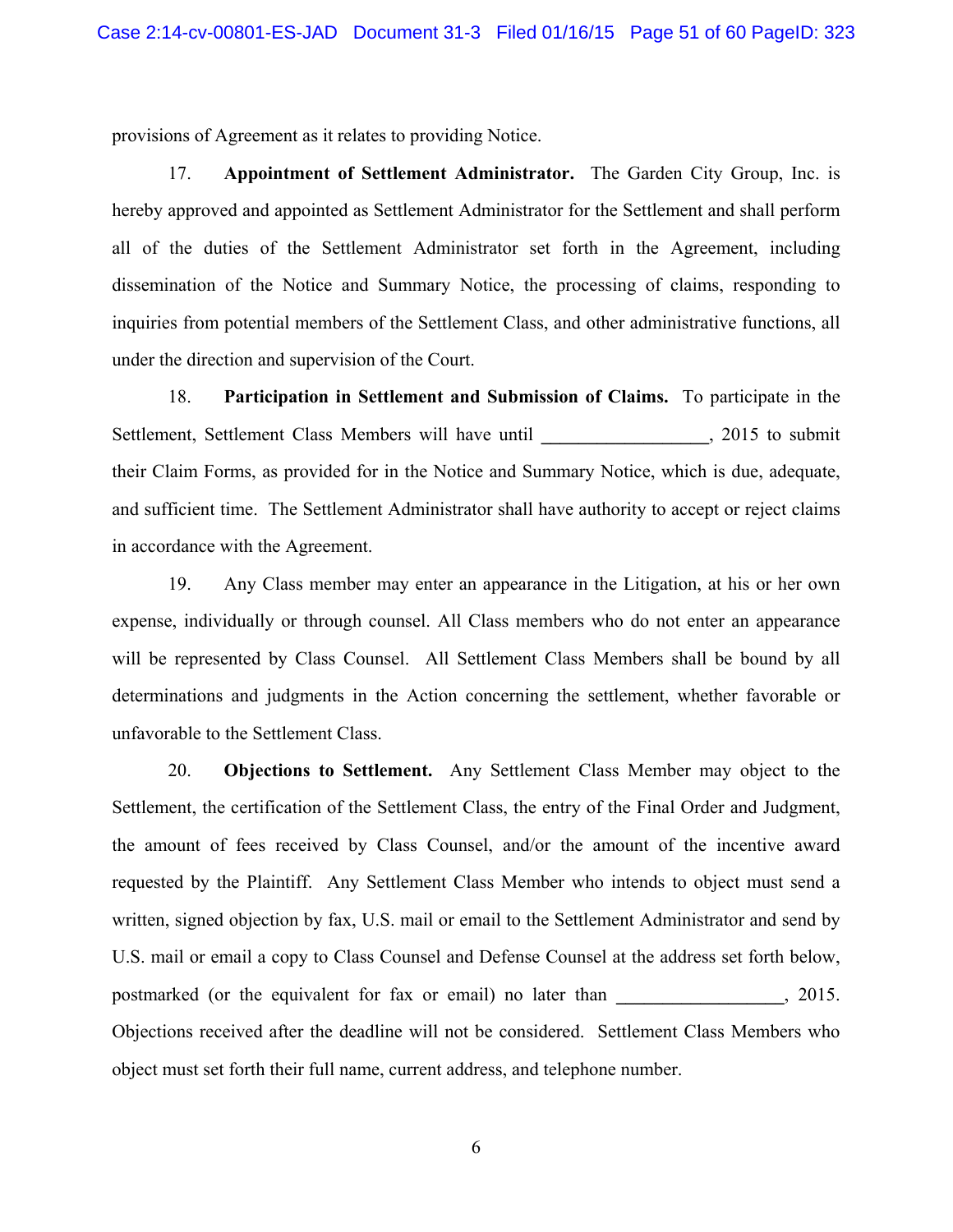provisions of Agreement as it relates to providing Notice.

17. **Appointment of Settlement Administrator.** The Garden City Group, Inc. is hereby approved and appointed as Settlement Administrator for the Settlement and shall perform all of the duties of the Settlement Administrator set forth in the Agreement, including dissemination of the Notice and Summary Notice, the processing of claims, responding to inquiries from potential members of the Settlement Class, and other administrative functions, all under the direction and supervision of the Court.

18. **Participation in Settlement and Submission of Claims.** To participate in the Settlement, Settlement Class Members will have until __________________, 2015 to submit their Claim Forms, as provided for in the Notice and Summary Notice, which is due, adequate, and sufficient time. The Settlement Administrator shall have authority to accept or reject claims in accordance with the Agreement.

19. Any Class member may enter an appearance in the Litigation, at his or her own expense, individually or through counsel. All Class members who do not enter an appearance will be represented by Class Counsel. All Settlement Class Members shall be bound by all determinations and judgments in the Action concerning the settlement, whether favorable or unfavorable to the Settlement Class.

20. **Objections to Settlement.** Any Settlement Class Member may object to the Settlement, the certification of the Settlement Class, the entry of the Final Order and Judgment, the amount of fees received by Class Counsel, and/or the amount of the incentive award requested by the Plaintiff. Any Settlement Class Member who intends to object must send a written, signed objection by fax, U.S. mail or email to the Settlement Administrator and send by U.S. mail or email a copy to Class Counsel and Defense Counsel at the address set forth below, postmarked (or the equivalent for fax or email) no later than __________________, 2015. Objections received after the deadline will not be considered. Settlement Class Members who object must set forth their full name, current address, and telephone number.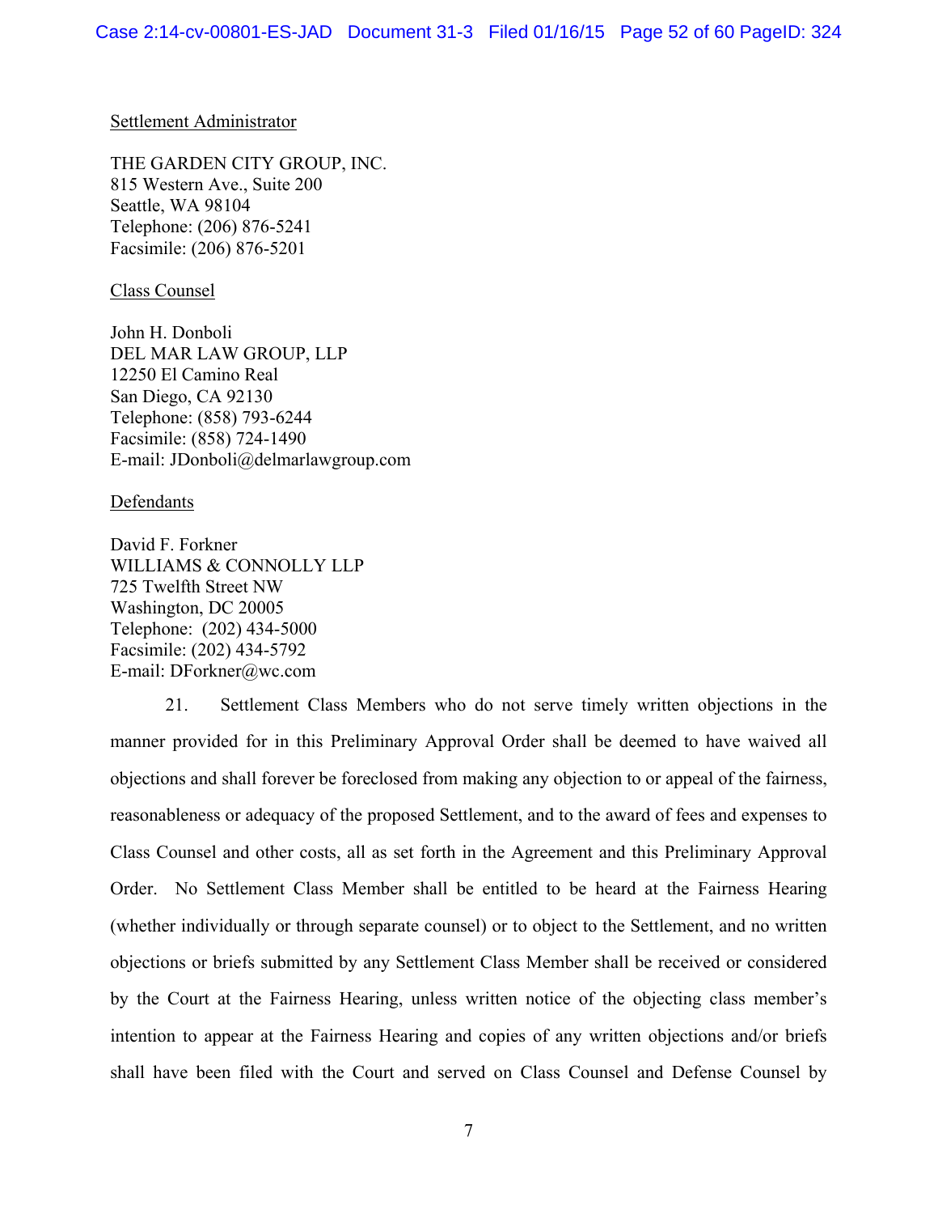Settlement Administrator

THE GARDEN CITY GROUP, INC.
815 Western Ave., Suite 200
Seattle, WA 98104
Telephone: (206) 876-5241
Facsimile: (206) 876-5201

Class Counsel

John H. Donboli
DEL MAR LAW GROUP, LLP
12250 El Camino Real
San Diego, CA 92130
Telephone: (858) 793-6244
Facsimile: (858) 724-1490
E-mail: JDonboli@delmarlawgroup.com

Defendants

David F. Forkner
WILLIAMS & CONNOLLY LLP
725 Twelfth Street NW
Washington, DC 20005
Telephone: (202) 434-5000
Facsimile: (202) 434-5792
E-mail: DForkner@wc.com

21. Settlement Class Members who do not serve timely written objections in the manner provided for in this Preliminary Approval Order shall be deemed to have waived all objections and shall forever be foreclosed from making any objection to or appeal of the fairness, reasonableness or adequacy of the proposed Settlement, and to the award of fees and expenses to Class Counsel and other costs, all as set forth in the Agreement and this Preliminary Approval Order. No Settlement Class Member shall be entitled to be heard at the Fairness Hearing (whether individually or through separate counsel) or to object to the Settlement, and no written objections or briefs submitted by any Settlement Class Member shall be received or considered by the Court at the Fairness Hearing, unless written notice of the objecting class member's intention to appear at the Fairness Hearing and copies of any written objections and/or briefs shall have been filed with the Court and served on Class Counsel and Defense Counsel by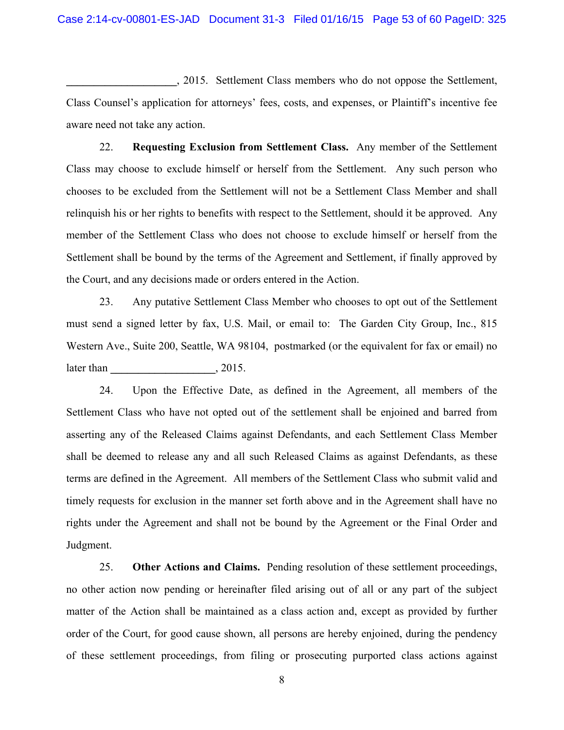____________________, 2015. Settlement Class members who do not oppose the Settlement, Class Counsel's application for attorneys' fees, costs, and expenses, or Plaintiff's incentive fee aware need not take any action.

22. **Requesting Exclusion from Settlement Class.** Any member of the Settlement Class may choose to exclude himself or herself from the Settlement. Any such person who chooses to be excluded from the Settlement will not be a Settlement Class Member and shall relinquish his or her rights to benefits with respect to the Settlement, should it be approved. Any member of the Settlement Class who does not choose to exclude himself or herself from the Settlement shall be bound by the terms of the Agreement and Settlement, if finally approved by the Court, and any decisions made or orders entered in the Action.

23. Any putative Settlement Class Member who chooses to opt out of the Settlement must send a signed letter by fax, U.S. Mail, or email to: The Garden City Group, Inc., 815 Western Ave., Suite 200, Seattle, WA 98104, postmarked (or the equivalent for fax or email) no later than ____________________, 2015.

24. Upon the Effective Date, as defined in the Agreement, all members of the Settlement Class who have not opted out of the settlement shall be enjoined and barred from asserting any of the Released Claims against Defendants, and each Settlement Class Member shall be deemed to release any and all such Released Claims as against Defendants, as these terms are defined in the Agreement. All members of the Settlement Class who submit valid and timely requests for exclusion in the manner set forth above and in the Agreement shall have no rights under the Agreement and shall not be bound by the Agreement or the Final Order and Judgment.

25. **Other Actions and Claims.** Pending resolution of these settlement proceedings, no other action now pending or hereinafter filed arising out of all or any part of the subject matter of the Action shall be maintained as a class action and, except as provided by further order of the Court, for good cause shown, all persons are hereby enjoined, during the pendency of these settlement proceedings, from filing or prosecuting purported class actions against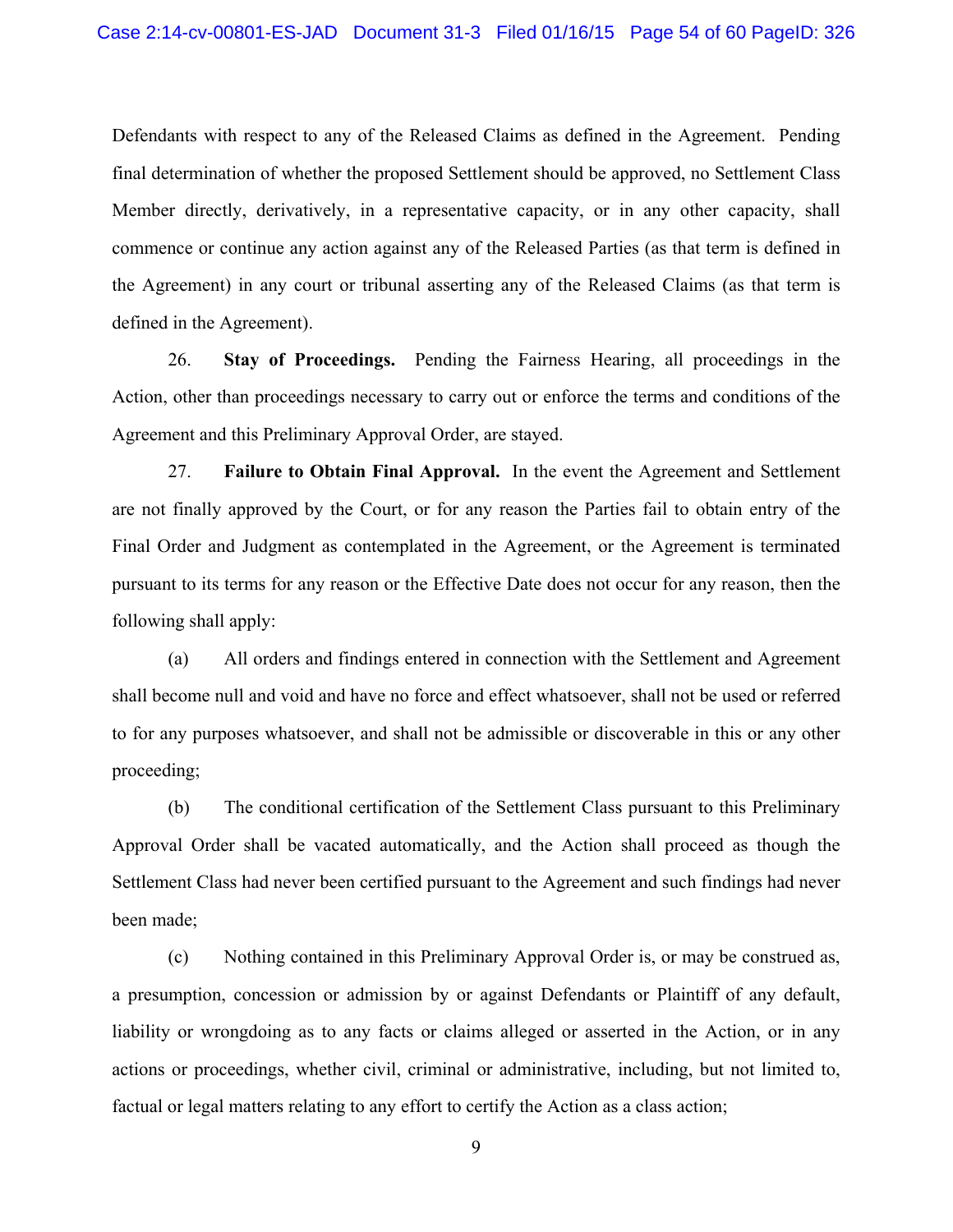Defendants with respect to any of the Released Claims as defined in the Agreement. Pending final determination of whether the proposed Settlement should be approved, no Settlement Class Member directly, derivatively, in a representative capacity, or in any other capacity, shall commence or continue any action against any of the Released Parties (as that term is defined in the Agreement) in any court or tribunal asserting any of the Released Claims (as that term is defined in the Agreement).

26. **Stay of Proceedings.** Pending the Fairness Hearing, all proceedings in the Action, other than proceedings necessary to carry out or enforce the terms and conditions of the Agreement and this Preliminary Approval Order, are stayed.

27. **Failure to Obtain Final Approval.** In the event the Agreement and Settlement are not finally approved by the Court, or for any reason the Parties fail to obtain entry of the Final Order and Judgment as contemplated in the Agreement, or the Agreement is terminated pursuant to its terms for any reason or the Effective Date does not occur for any reason, then the following shall apply:

(a) All orders and findings entered in connection with the Settlement and Agreement shall become null and void and have no force and effect whatsoever, shall not be used or referred to for any purposes whatsoever, and shall not be admissible or discoverable in this or any other proceeding;

(b) The conditional certification of the Settlement Class pursuant to this Preliminary Approval Order shall be vacated automatically, and the Action shall proceed as though the Settlement Class had never been certified pursuant to the Agreement and such findings had never been made;

(c) Nothing contained in this Preliminary Approval Order is, or may be construed as, a presumption, concession or admission by or against Defendants or Plaintiff of any default, liability or wrongdoing as to any facts or claims alleged or asserted in the Action, or in any actions or proceedings, whether civil, criminal or administrative, including, but not limited to, factual or legal matters relating to any effort to certify the Action as a class action;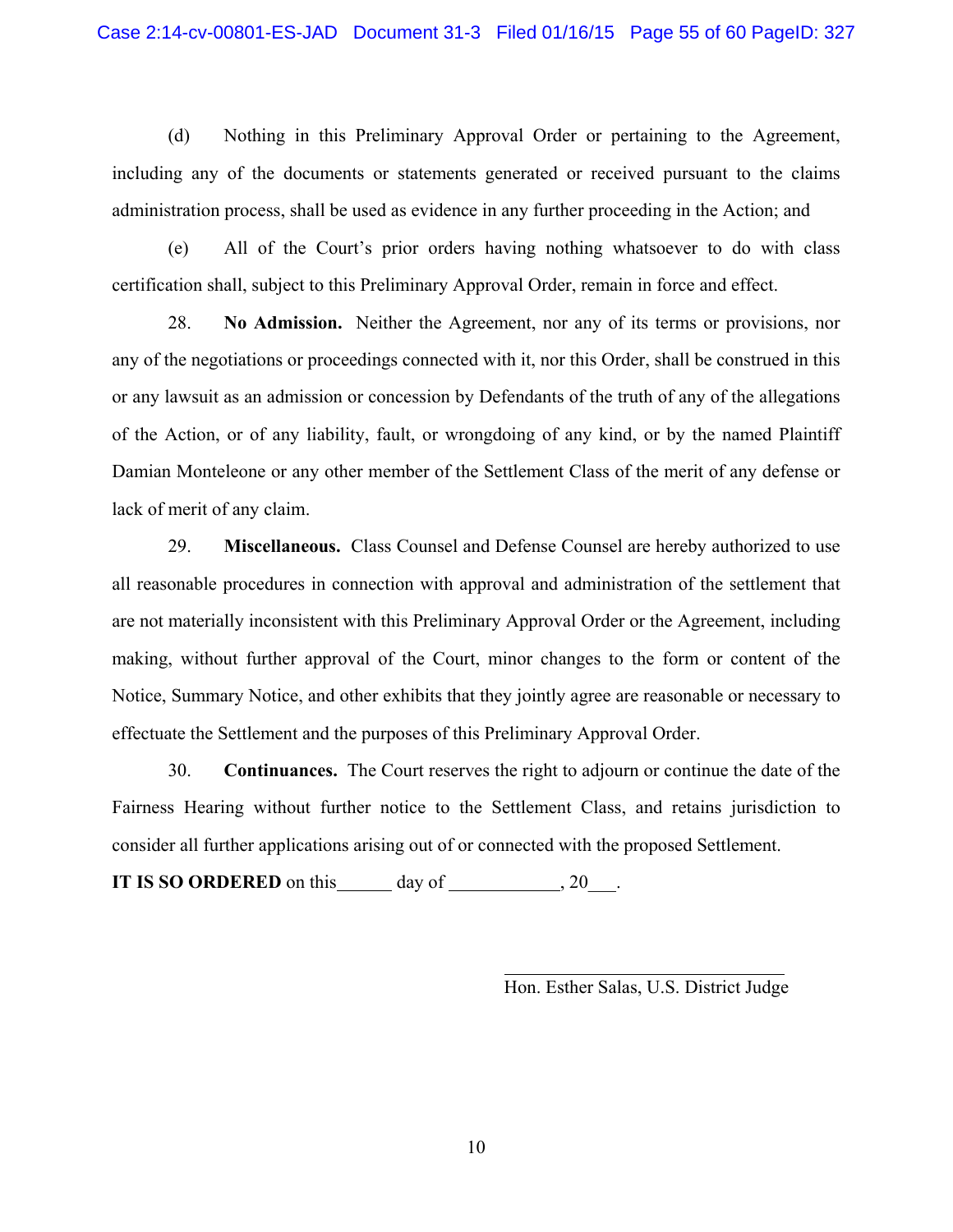(d) Nothing in this Preliminary Approval Order or pertaining to the Agreement, including any of the documents or statements generated or received pursuant to the claims administration process, shall be used as evidence in any further proceeding in the Action; and

(e) All of the Court's prior orders having nothing whatsoever to do with class certification shall, subject to this Preliminary Approval Order, remain in force and effect.

28. **No Admission.** Neither the Agreement, nor any of its terms or provisions, nor any of the negotiations or proceedings connected with it, nor this Order, shall be construed in this or any lawsuit as an admission or concession by Defendants of the truth of any of the allegations of the Action, or of any liability, fault, or wrongdoing of any kind, or by the named Plaintiff Damian Monteleone or any other member of the Settlement Class of the merit of any defense or lack of merit of any claim.

29. **Miscellaneous.** Class Counsel and Defense Counsel are hereby authorized to use all reasonable procedures in connection with approval and administration of the settlement that are not materially inconsistent with this Preliminary Approval Order or the Agreement, including making, without further approval of the Court, minor changes to the form or content of the Notice, Summary Notice, and other exhibits that they jointly agree are reasonable or necessary to effectuate the Settlement and the purposes of this Preliminary Approval Order.

30. **Continuances.** The Court reserves the right to adjourn or continue the date of the Fairness Hearing without further notice to the Settlement Class, and retains jurisdiction to consider all further applications arising out of or connected with the proposed Settlement.

**IT IS SO ORDERED** on this______ day of ____________, 20___.

_______________________________
Hon. Esther Salas, U.S. District Judge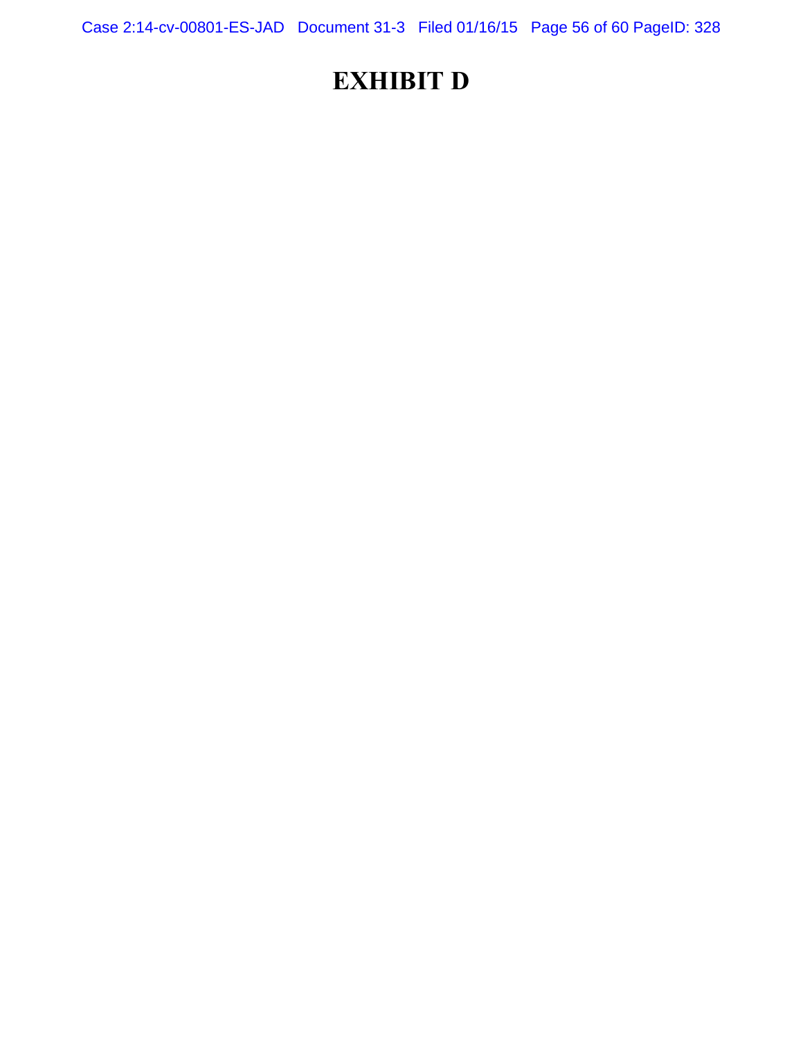# EXHIBIT D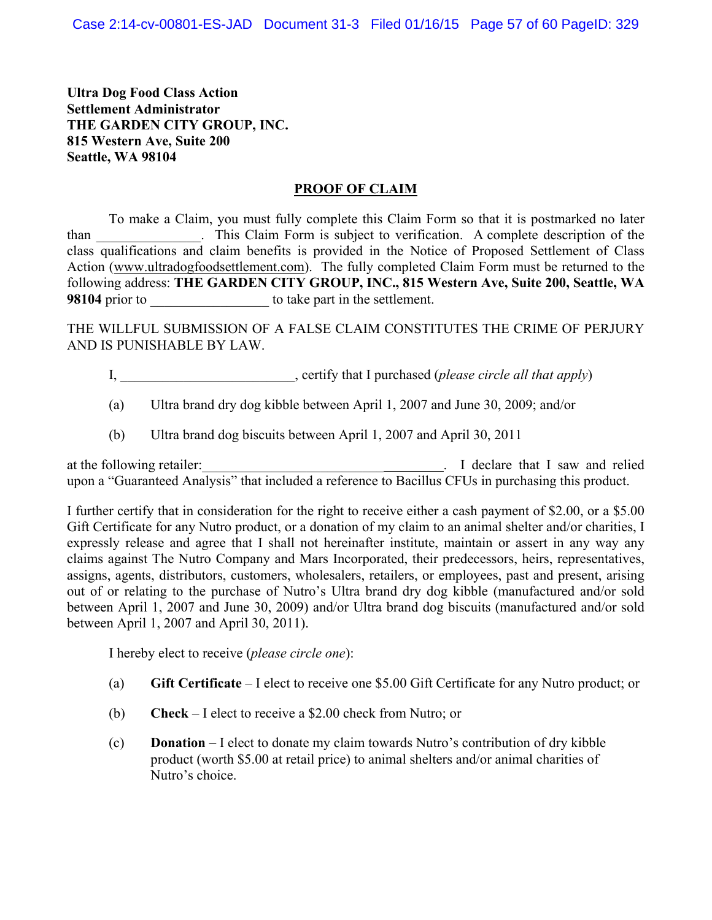**Ultra Dog Food Class Action**
**Settlement Administrator**
**THE GARDEN CITY GROUP, INC.**
**815 Western Ave, Suite 200**
**Seattle, WA 98104**

**PROOF OF CLAIM**

To make a Claim, you must fully complete this Claim Form so that it is postmarked no later than _______________. This Claim Form is subject to verification. A complete description of the class qualifications and claim benefits is provided in the Notice of Proposed Settlement of Class Action (www.ultradogfoodsettlement.com). The fully completed Claim Form must be returned to the following address: **THE GARDEN CITY GROUP, INC., 815 Western Ave, Suite 200, Seattle, WA 98104** prior to _________________ to take part in the settlement.

THE WILLFUL SUBMISSION OF A FALSE CLAIM CONSTITUTES THE CRIME OF PERJURY AND IS PUNISHABLE BY LAW.

I, _________________________, certify that I purchased (*please circle all that apply*)

(a) Ultra brand dry dog kibble between April 1, 2007 and June 30, 2009; and/or

(b) Ultra brand dog biscuits between April 1, 2007 and April 30, 2011

at the following retailer:____________________________________. I declare that I saw and relied upon a "Guaranteed Analysis" that included a reference to Bacillus CFUs in purchasing this product.

I further certify that in consideration for the right to receive either a cash payment of $2.00, or a $5.00 Gift Certificate for any Nutro product, or a donation of my claim to an animal shelter and/or charities, I expressly release and agree that I shall not hereinafter institute, maintain or assert in any way any claims against The Nutro Company and Mars Incorporated, their predecessors, heirs, representatives, assigns, agents, distributors, customers, wholesalers, retailers, or employees, past and present, arising out of or relating to the purchase of Nutro's Ultra brand dry dog kibble (manufactured and/or sold between April 1, 2007 and June 30, 2009) and/or Ultra brand dog biscuits (manufactured and/or sold between April 1, 2007 and April 30, 2011).

I hereby elect to receive (*please circle one*):

(a) **Gift Certificate** – I elect to receive one $5.00 Gift Certificate for any Nutro product; or

(b) **Check** – I elect to receive a $2.00 check from Nutro; or

(c) **Donation** – I elect to donate my claim towards Nutro's contribution of dry kibble product (worth $5.00 at retail price) to animal shelters and/or animal charities of Nutro's choice.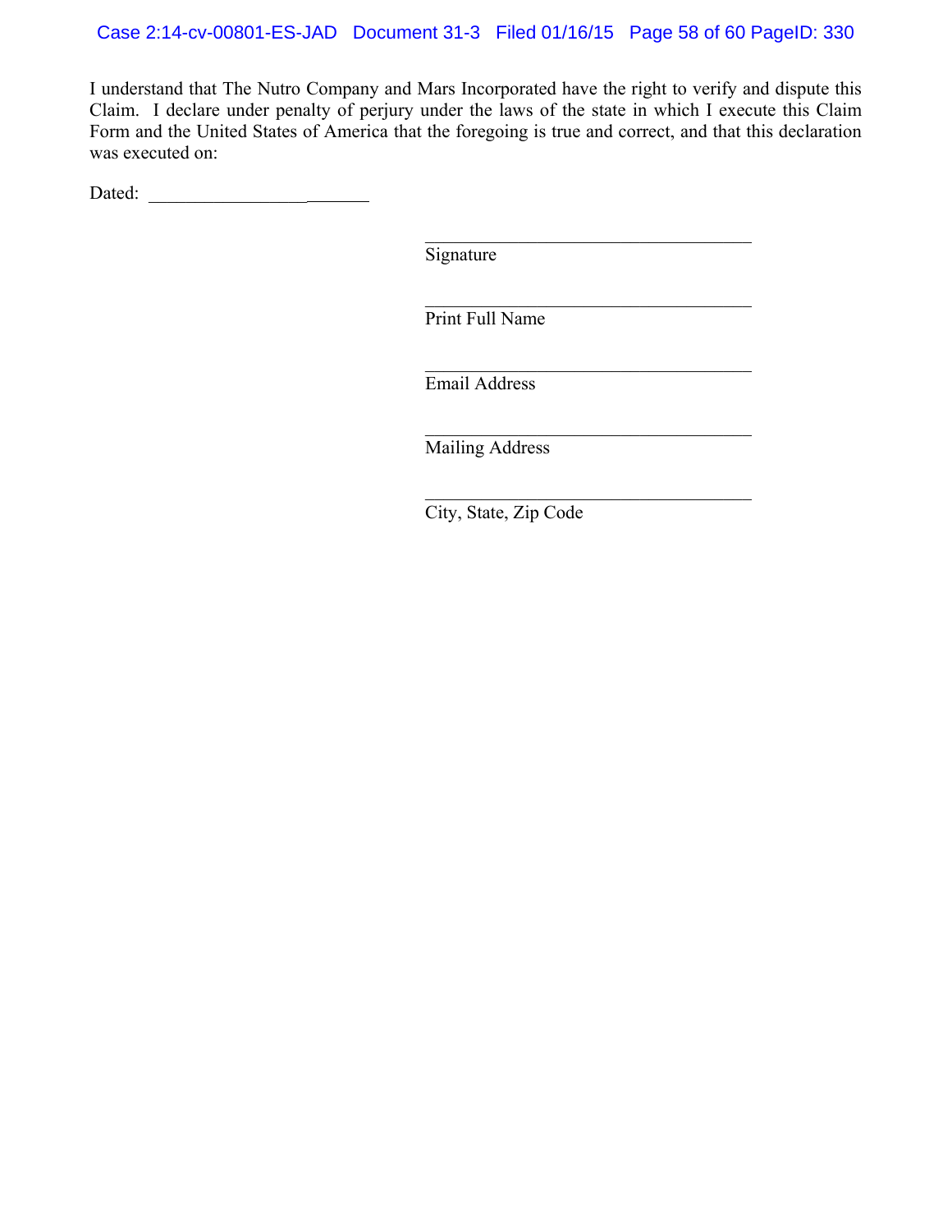I understand that The Nutro Company and Mars Incorporated have the right to verify and dispute this Claim. I declare under penalty of perjury under the laws of the state in which I execute this Claim Form and the United States of America that the foregoing is true and correct, and that this declaration was executed on:

Dated: \_\_\_\_\_\_\_\_\_\_\_\_\_\_\_\_\_\_\_\_\_\_\_\_\_\_

\_\_\_\_\_\_\_\_\_\_\_\_\_\_\_\_\_\_\_\_\_\_\_\_\_\_\_\_\_\_\_\_\_\_\_\_\_\_
Signature

\_\_\_\_\_\_\_\_\_\_\_\_\_\_\_\_\_\_\_\_\_\_\_\_\_\_\_\_\_\_\_\_\_\_\_\_\_\_
Print Full Name

\_\_\_\_\_\_\_\_\_\_\_\_\_\_\_\_\_\_\_\_\_\_\_\_\_\_\_\_\_\_\_\_\_\_\_\_\_\_
Email Address

\_\_\_\_\_\_\_\_\_\_\_\_\_\_\_\_\_\_\_\_\_\_\_\_\_\_\_\_\_\_\_\_\_\_\_\_\_\_
Mailing Address

\_\_\_\_\_\_\_\_\_\_\_\_\_\_\_\_\_\_\_\_\_\_\_\_\_\_\_\_\_\_\_\_\_\_\_\_\_\_
City, State, Zip Code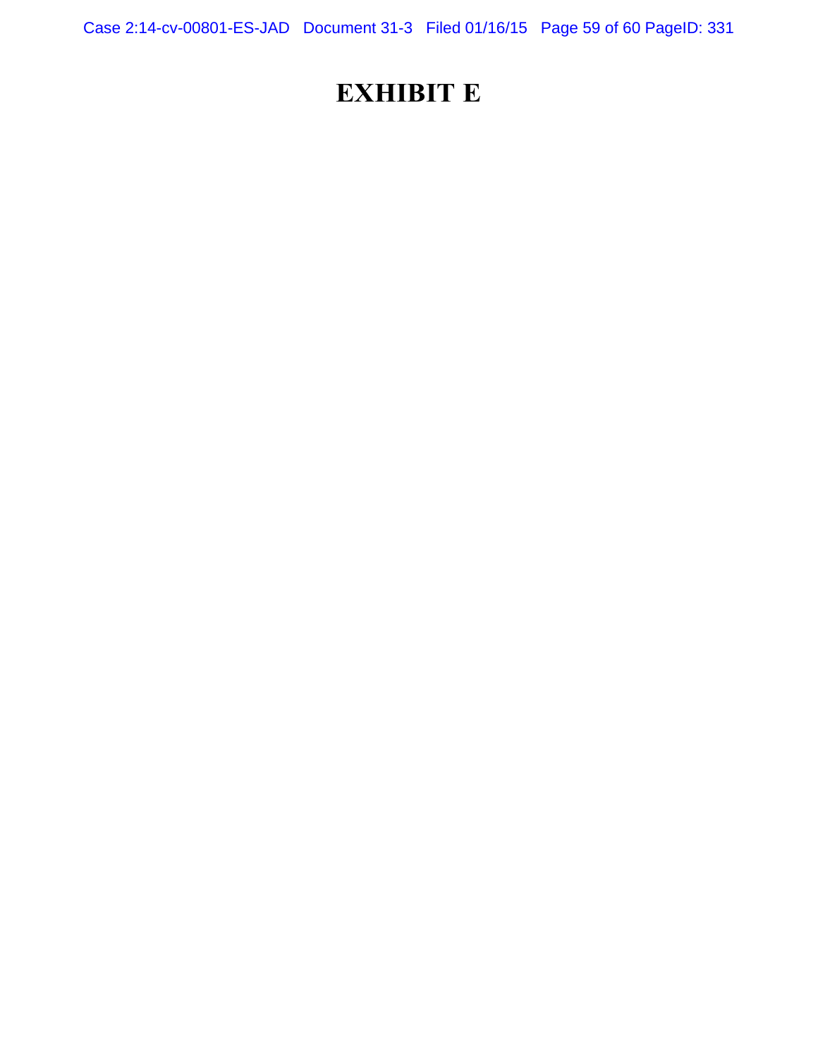# EXHIBIT E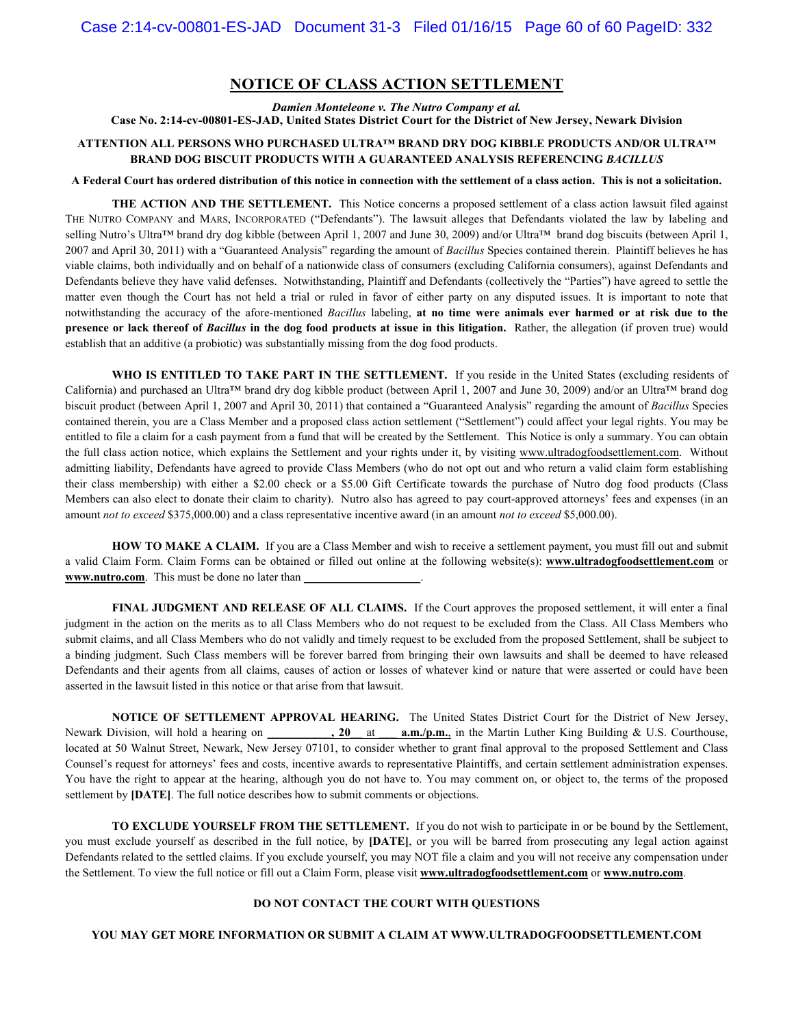# NOTICE OF CLASS ACTION SETTLEMENT

***Damien Monteleone v. The Nutro Company et al.***
**Case No. 2:14-cv-00801-ES-JAD, United States District Court for the District of New Jersey, Newark Division**

**ATTENTION ALL PERSONS WHO PURCHASED ULTRA™ BRAND DRY DOG KIBBLE PRODUCTS AND/OR ULTRA™ BRAND DOG BISCUIT PRODUCTS WITH A GUARANTEED ANALYSIS REFERENCING *BACILLUS***

**A Federal Court has ordered distribution of this notice in connection with the settlement of a class action. This is not a solicitation.**

**THE ACTION AND THE SETTLEMENT.** This Notice concerns a proposed settlement of a class action lawsuit filed against THE NUTRO COMPANY and MARS, INCORPORATED ("Defendants"). The lawsuit alleges that Defendants violated the law by labeling and selling Nutro's Ultra™ brand dry dog kibble (between April 1, 2007 and June 30, 2009) and/or Ultra™ brand dog biscuits (between April 1, 2007 and April 30, 2011) with a "Guaranteed Analysis" regarding the amount of *Bacillus* Species contained therein. Plaintiff believes he has viable claims, both individually and on behalf of a nationwide class of consumers (excluding California consumers), against Defendants and Defendants believe they have valid defenses. Notwithstanding, Plaintiff and Defendants (collectively the "Parties") have agreed to settle the matter even though the Court has not held a trial or ruled in favor of either party on any disputed issues. It is important to note that notwithstanding the accuracy of the afore-mentioned *Bacillus* labeling, **at no time were animals ever harmed or at risk due to the presence or lack thereof of *Bacillus* in the dog food products at issue in this litigation.** Rather, the allegation (if proven true) would establish that an additive (a probiotic) was substantially missing from the dog food products.

**WHO IS ENTITLED TO TAKE PART IN THE SETTLEMENT.** If you reside in the United States (excluding residents of California) and purchased an Ultra™ brand dry dog kibble product (between April 1, 2007 and June 30, 2009) and/or an Ultra™ brand dog biscuit product (between April 1, 2007 and April 30, 2011) that contained a "Guaranteed Analysis" regarding the amount of *Bacillus* Species contained therein, you are a Class Member and a proposed class action settlement ("Settlement") could affect your legal rights. You may be entitled to file a claim for a cash payment from a fund that will be created by the Settlement. This Notice is only a summary. You can obtain the full class action notice, which explains the Settlement and your rights under it, by visiting www.ultradogfoodsettlement.com. Without admitting liability, Defendants have agreed to provide Class Members (who do not opt out and who return a valid claim form establishing their class membership) with either a $2.00 check or a $5.00 Gift Certificate towards the purchase of Nutro dog food products (Class Members can also elect to donate their claim to charity). Nutro also has agreed to pay court-approved attorneys' fees and expenses (in an amount *not to exceed* $375,000.00) and a class representative incentive award (in an amount *not to exceed* $5,000.00).

**HOW TO MAKE A CLAIM.** If you are a Class Member and wish to receive a settlement payment, you must fill out and submit a valid Claim Form. Claim Forms can be obtained or filled out online at the following website(s): **www.ultradogfoodsettlement.com** or **www.nutro.com**. This must be done no later than ____________________.

**FINAL JUDGMENT AND RELEASE OF ALL CLAIMS.** If the Court approves the proposed settlement, it will enter a final judgment in the action on the merits as to all Class Members who do not request to be excluded from the Class. All Class Members who submit claims, and all Class Members who do not validly and timely request to be excluded from the proposed Settlement, shall be subject to a binding judgment. Such Class members will be forever barred from bringing their own lawsuits and shall be deemed to have released Defendants and their agents from all claims, causes of action or losses of whatever kind or nature that were asserted or could have been asserted in the lawsuit listed in this notice or that arise from that lawsuit.

**NOTICE OF SETTLEMENT APPROVAL HEARING.** The United States District Court for the District of New Jersey, Newark Division, will hold a hearing on **___________, 20___** at ____ **a.m./p.m.**, in the Martin Luther King Building & U.S. Courthouse, located at 50 Walnut Street, Newark, New Jersey 07101, to consider whether to grant final approval to the proposed Settlement and Class Counsel's request for attorneys' fees and costs, incentive awards to representative Plaintiffs, and certain settlement administration expenses. You have the right to appear at the hearing, although you do not have to. You may comment on, or object to, the terms of the proposed settlement by **[DATE]**. The full notice describes how to submit comments or objections.

**TO EXCLUDE YOURSELF FROM THE SETTLEMENT.** If you do not wish to participate in or be bound by the Settlement, you must exclude yourself as described in the full notice, by **[DATE]**, or you will be barred from prosecuting any legal action against Defendants related to the settled claims. If you exclude yourself, you may NOT file a claim and you will not receive any compensation under the Settlement. To view the full notice or fill out a Claim Form, please visit **www.ultradogfoodsettlement.com** or **www.nutro.com**.

**DO NOT CONTACT THE COURT WITH QUESTIONS**

**YOU MAY GET MORE INFORMATION OR SUBMIT A CLAIM AT WWW.ULTRADOGFOODSETTLEMENT.COM**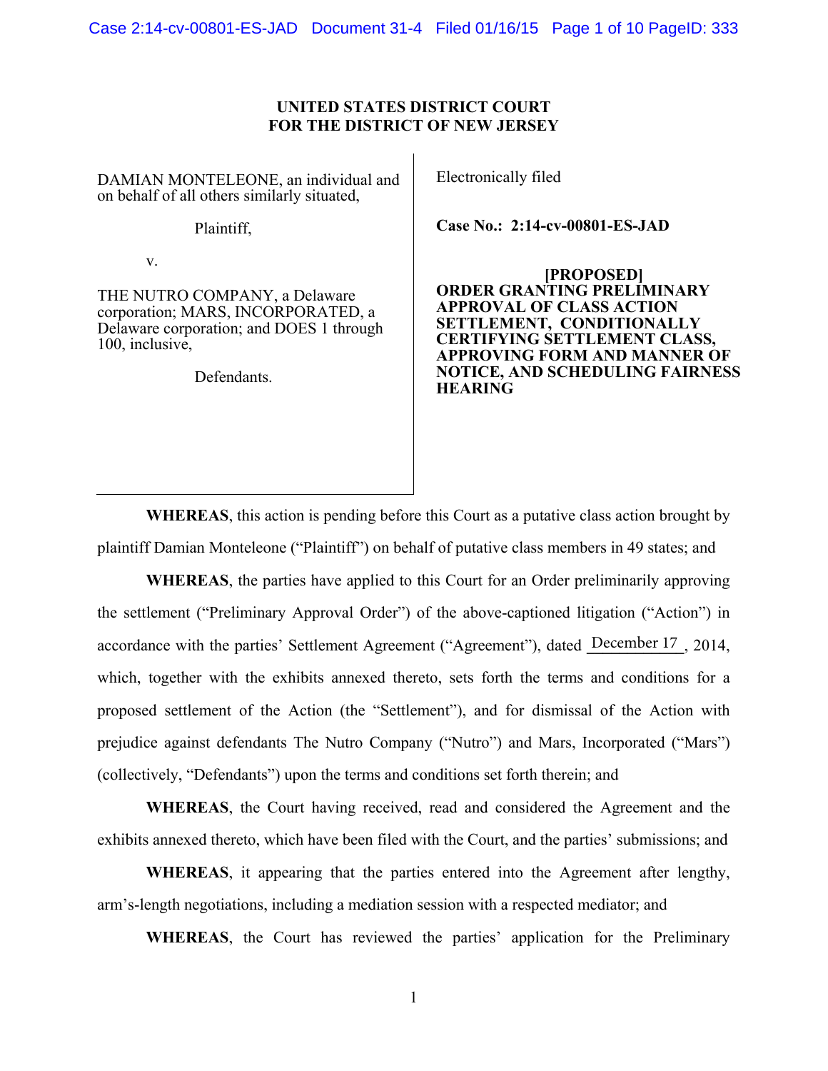**UNITED STATES DISTRICT COURT**
**FOR THE DISTRICT OF NEW JERSEY**

DAMIAN MONTELEONE, an individual and on behalf of all others similarly situated,

Plaintiff,

v.

THE NUTRO COMPANY, a Delaware corporation; MARS, INCORPORATED, a Delaware corporation; and DOES 1 through 100, inclusive,

Defendants.

Electronically filed

**Case No.: 2:14-cv-00801-ES-JAD**

**[PROPOSED]**
**ORDER GRANTING PRELIMINARY APPROVAL OF CLASS ACTION SETTLEMENT, CONDITIONALLY CERTIFYING SETTLEMENT CLASS, APPROVING FORM AND MANNER OF NOTICE, AND SCHEDULING FAIRNESS HEARING**

**WHEREAS**, this action is pending before this Court as a putative class action brought by plaintiff Damian Monteleone ("Plaintiff") on behalf of putative class members in 49 states; and

**WHEREAS**, the parties have applied to this Court for an Order preliminarily approving the settlement ("Preliminary Approval Order") of the above-captioned litigation ("Action") in accordance with the parties' Settlement Agreement ("Agreement"), dated December 17, 2014, which, together with the exhibits annexed thereto, sets forth the terms and conditions for a proposed settlement of the Action (the "Settlement"), and for dismissal of the Action with prejudice against defendants The Nutro Company ("Nutro") and Mars, Incorporated ("Mars") (collectively, "Defendants") upon the terms and conditions set forth therein; and

**WHEREAS**, the Court having received, read and considered the Agreement and the exhibits annexed thereto, which have been filed with the Court, and the parties' submissions; and

**WHEREAS**, it appearing that the parties entered into the Agreement after lengthy, arm's-length negotiations, including a mediation session with a respected mediator; and

**WHEREAS**, the Court has reviewed the parties' application for the Preliminary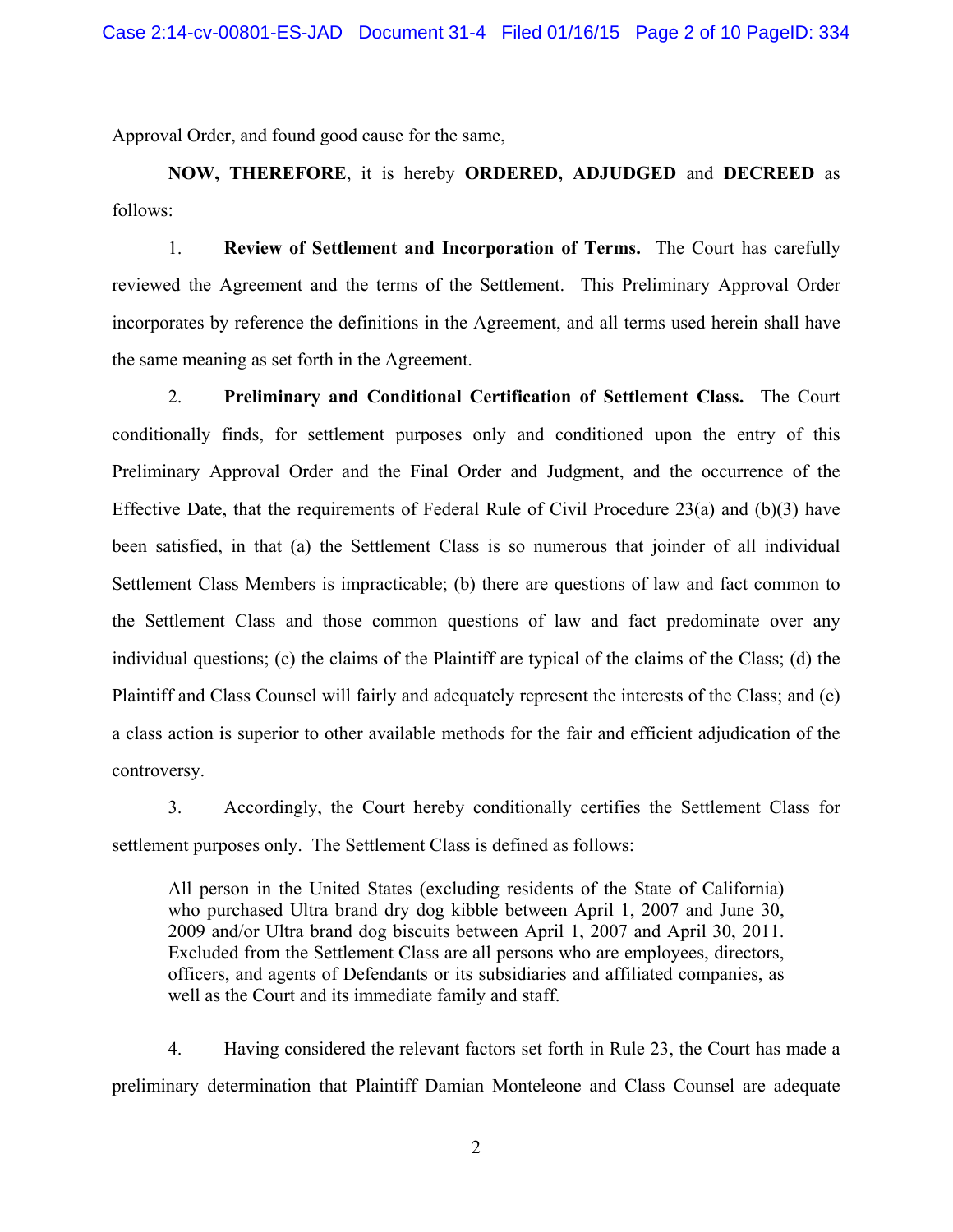Approval Order, and found good cause for the same,

**NOW, THEREFORE**, it is hereby **ORDERED, ADJUDGED** and **DECREED** as follows:

1. **Review of Settlement and Incorporation of Terms.** The Court has carefully reviewed the Agreement and the terms of the Settlement. This Preliminary Approval Order incorporates by reference the definitions in the Agreement, and all terms used herein shall have the same meaning as set forth in the Agreement.

2. **Preliminary and Conditional Certification of Settlement Class.** The Court conditionally finds, for settlement purposes only and conditioned upon the entry of this Preliminary Approval Order and the Final Order and Judgment, and the occurrence of the Effective Date, that the requirements of Federal Rule of Civil Procedure 23(a) and (b)(3) have been satisfied, in that (a) the Settlement Class is so numerous that joinder of all individual Settlement Class Members is impracticable; (b) there are questions of law and fact common to the Settlement Class and those common questions of law and fact predominate over any individual questions; (c) the claims of the Plaintiff are typical of the claims of the Class; (d) the Plaintiff and Class Counsel will fairly and adequately represent the interests of the Class; and (e) a class action is superior to other available methods for the fair and efficient adjudication of the controversy.

3. Accordingly, the Court hereby conditionally certifies the Settlement Class for settlement purposes only. The Settlement Class is defined as follows:

> All person in the United States (excluding residents of the State of California) who purchased Ultra brand dry dog kibble between April 1, 2007 and June 30, 2009 and/or Ultra brand dog biscuits between April 1, 2007 and April 30, 2011. Excluded from the Settlement Class are all persons who are employees, directors, officers, and agents of Defendants or its subsidiaries and affiliated companies, as well as the Court and its immediate family and staff.

4. Having considered the relevant factors set forth in Rule 23, the Court has made a preliminary determination that Plaintiff Damian Monteleone and Class Counsel are adequate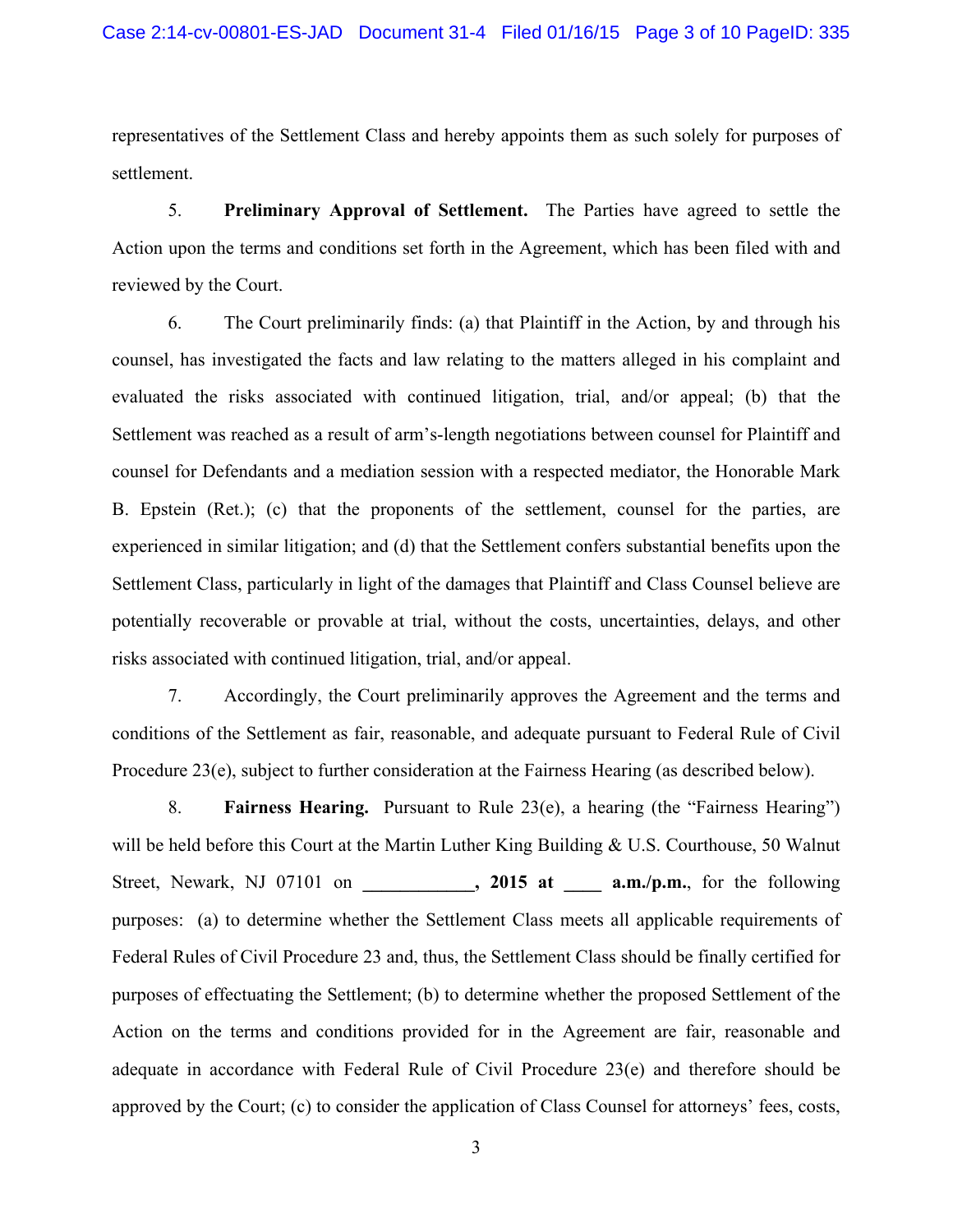representatives of the Settlement Class and hereby appoints them as such solely for purposes of settlement.

5. **Preliminary Approval of Settlement.** The Parties have agreed to settle the Action upon the terms and conditions set forth in the Agreement, which has been filed with and reviewed by the Court.

6. The Court preliminarily finds: (a) that Plaintiff in the Action, by and through his counsel, has investigated the facts and law relating to the matters alleged in his complaint and evaluated the risks associated with continued litigation, trial, and/or appeal; (b) that the Settlement was reached as a result of arm's-length negotiations between counsel for Plaintiff and counsel for Defendants and a mediation session with a respected mediator, the Honorable Mark B. Epstein (Ret.); (c) that the proponents of the settlement, counsel for the parties, are experienced in similar litigation; and (d) that the Settlement confers substantial benefits upon the Settlement Class, particularly in light of the damages that Plaintiff and Class Counsel believe are potentially recoverable or provable at trial, without the costs, uncertainties, delays, and other risks associated with continued litigation, trial, and/or appeal.

7. Accordingly, the Court preliminarily approves the Agreement and the terms and conditions of the Settlement as fair, reasonable, and adequate pursuant to Federal Rule of Civil Procedure 23(e), subject to further consideration at the Fairness Hearing (as described below).

8. **Fairness Hearing.** Pursuant to Rule 23(e), a hearing (the "Fairness Hearing") will be held before this Court at the Martin Luther King Building & U.S. Courthouse, 50 Walnut Street, Newark, NJ 07101 on **____________, 2015 at ____ a.m./p.m.**, for the following purposes: (a) to determine whether the Settlement Class meets all applicable requirements of Federal Rules of Civil Procedure 23 and, thus, the Settlement Class should be finally certified for purposes of effectuating the Settlement; (b) to determine whether the proposed Settlement of the Action on the terms and conditions provided for in the Agreement are fair, reasonable and adequate in accordance with Federal Rule of Civil Procedure 23(e) and therefore should be approved by the Court; (c) to consider the application of Class Counsel for attorneys' fees, costs,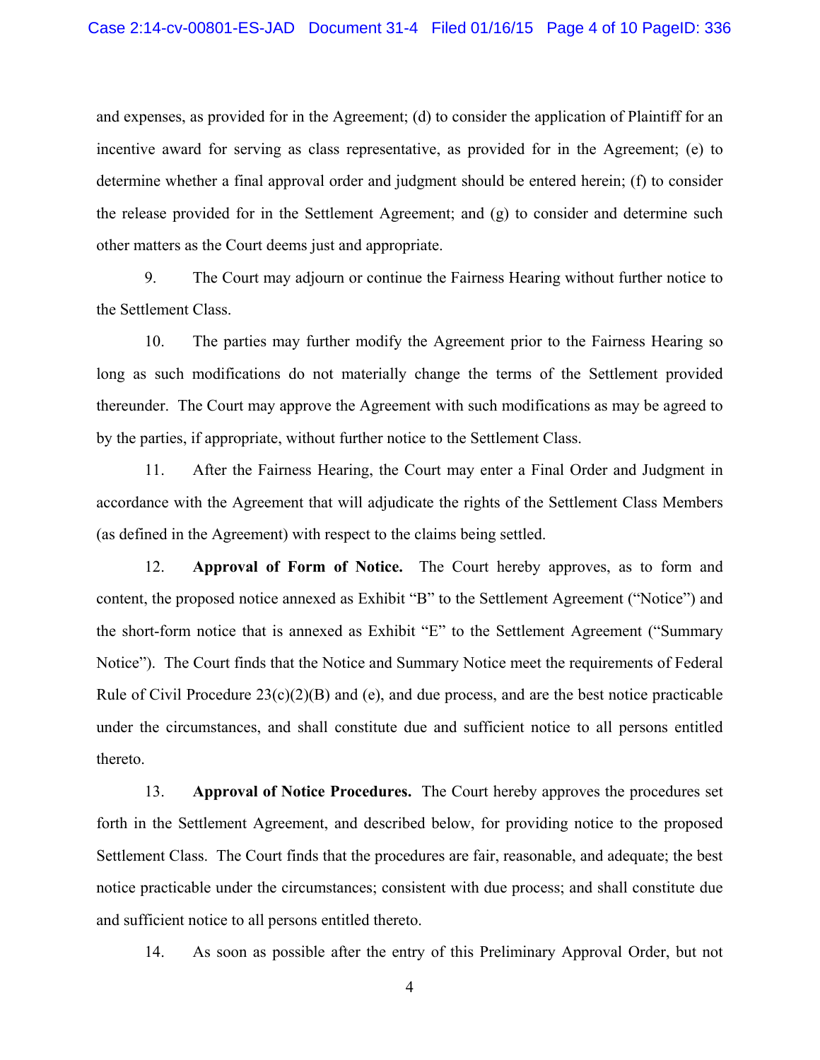and expenses, as provided for in the Agreement; (d) to consider the application of Plaintiff for an incentive award for serving as class representative, as provided for in the Agreement; (e) to determine whether a final approval order and judgment should be entered herein; (f) to consider the release provided for in the Settlement Agreement; and (g) to consider and determine such other matters as the Court deems just and appropriate.

9. The Court may adjourn or continue the Fairness Hearing without further notice to the Settlement Class.

10. The parties may further modify the Agreement prior to the Fairness Hearing so long as such modifications do not materially change the terms of the Settlement provided thereunder. The Court may approve the Agreement with such modifications as may be agreed to by the parties, if appropriate, without further notice to the Settlement Class.

11. After the Fairness Hearing, the Court may enter a Final Order and Judgment in accordance with the Agreement that will adjudicate the rights of the Settlement Class Members (as defined in the Agreement) with respect to the claims being settled.

12. **Approval of Form of Notice.** The Court hereby approves, as to form and content, the proposed notice annexed as Exhibit "B" to the Settlement Agreement ("Notice") and the short-form notice that is annexed as Exhibit "E" to the Settlement Agreement ("Summary Notice"). The Court finds that the Notice and Summary Notice meet the requirements of Federal Rule of Civil Procedure 23(c)(2)(B) and (e), and due process, and are the best notice practicable under the circumstances, and shall constitute due and sufficient notice to all persons entitled thereto.

13. **Approval of Notice Procedures.** The Court hereby approves the procedures set forth in the Settlement Agreement, and described below, for providing notice to the proposed Settlement Class. The Court finds that the procedures are fair, reasonable, and adequate; the best notice practicable under the circumstances; consistent with due process; and shall constitute due and sufficient notice to all persons entitled thereto.

14. As soon as possible after the entry of this Preliminary Approval Order, but not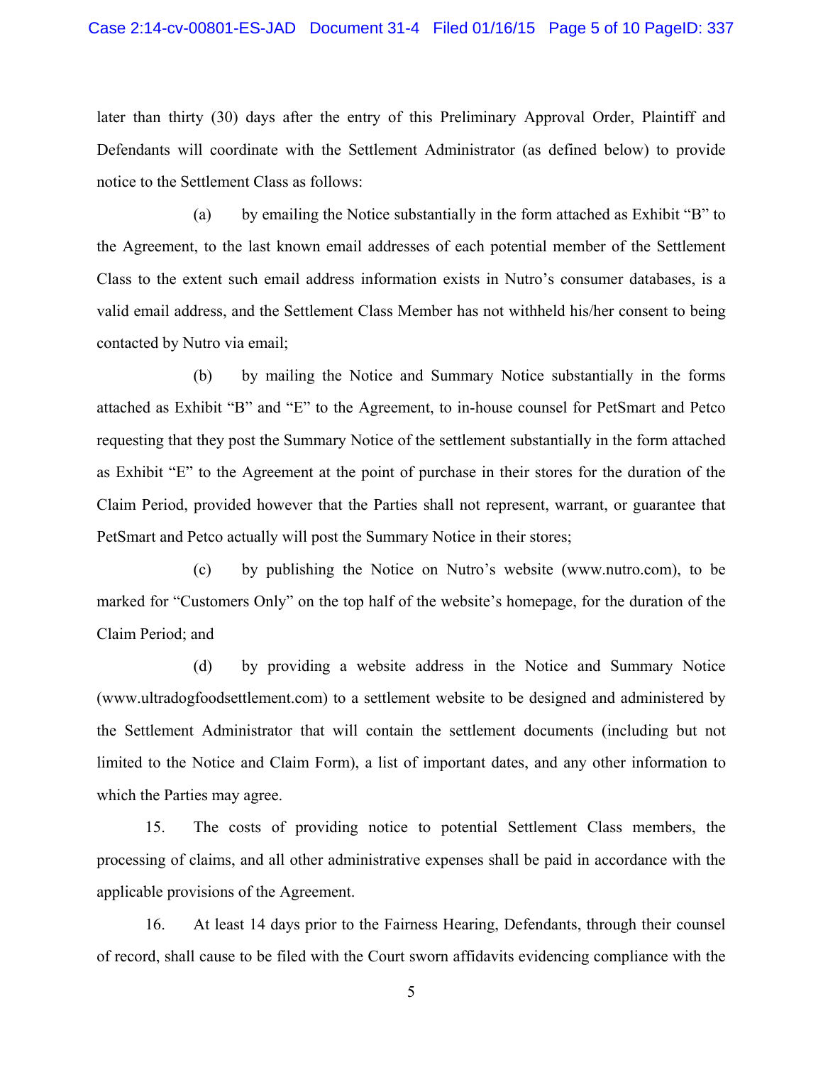later than thirty (30) days after the entry of this Preliminary Approval Order, Plaintiff and Defendants will coordinate with the Settlement Administrator (as defined below) to provide notice to the Settlement Class as follows:

(a) by emailing the Notice substantially in the form attached as Exhibit "B" to the Agreement, to the last known email addresses of each potential member of the Settlement Class to the extent such email address information exists in Nutro's consumer databases, is a valid email address, and the Settlement Class Member has not withheld his/her consent to being contacted by Nutro via email;

(b) by mailing the Notice and Summary Notice substantially in the forms attached as Exhibit "B" and "E" to the Agreement, to in-house counsel for PetSmart and Petco requesting that they post the Summary Notice of the settlement substantially in the form attached as Exhibit "E" to the Agreement at the point of purchase in their stores for the duration of the Claim Period, provided however that the Parties shall not represent, warrant, or guarantee that PetSmart and Petco actually will post the Summary Notice in their stores;

(c) by publishing the Notice on Nutro's website (www.nutro.com), to be marked for "Customers Only" on the top half of the website's homepage, for the duration of the Claim Period; and

(d) by providing a website address in the Notice and Summary Notice (www.ultradogfoodsettlement.com) to a settlement website to be designed and administered by the Settlement Administrator that will contain the settlement documents (including but not limited to the Notice and Claim Form), a list of important dates, and any other information to which the Parties may agree.

15. The costs of providing notice to potential Settlement Class members, the processing of claims, and all other administrative expenses shall be paid in accordance with the applicable provisions of the Agreement.

16. At least 14 days prior to the Fairness Hearing, Defendants, through their counsel of record, shall cause to be filed with the Court sworn affidavits evidencing compliance with the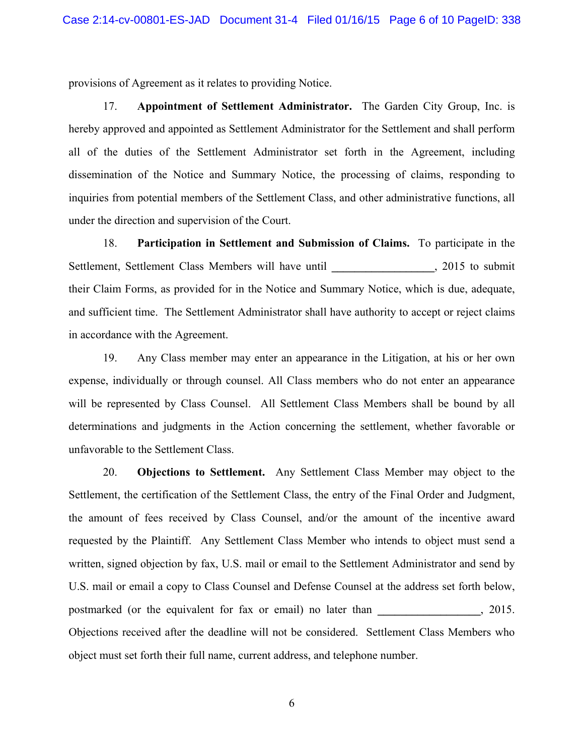provisions of Agreement as it relates to providing Notice.

17. **Appointment of Settlement Administrator.** The Garden City Group, Inc. is hereby approved and appointed as Settlement Administrator for the Settlement and shall perform all of the duties of the Settlement Administrator set forth in the Agreement, including dissemination of the Notice and Summary Notice, the processing of claims, responding to inquiries from potential members of the Settlement Class, and other administrative functions, all under the direction and supervision of the Court.

18. **Participation in Settlement and Submission of Claims.** To participate in the Settlement, Settlement Class Members will have until ______________, 2015 to submit their Claim Forms, as provided for in the Notice and Summary Notice, which is due, adequate, and sufficient time. The Settlement Administrator shall have authority to accept or reject claims in accordance with the Agreement.

19. Any Class member may enter an appearance in the Litigation, at his or her own expense, individually or through counsel. All Class members who do not enter an appearance will be represented by Class Counsel. All Settlement Class Members shall be bound by all determinations and judgments in the Action concerning the settlement, whether favorable or unfavorable to the Settlement Class.

20. **Objections to Settlement.** Any Settlement Class Member may object to the Settlement, the certification of the Settlement Class, the entry of the Final Order and Judgment, the amount of fees received by Class Counsel, and/or the amount of the incentive award requested by the Plaintiff. Any Settlement Class Member who intends to object must send a written, signed objection by fax, U.S. mail or email to the Settlement Administrator and send by U.S. mail or email a copy to Class Counsel and Defense Counsel at the address set forth below, postmarked (or the equivalent for fax or email) no later than ______________, 2015. Objections received after the deadline will not be considered. Settlement Class Members who object must set forth their full name, current address, and telephone number.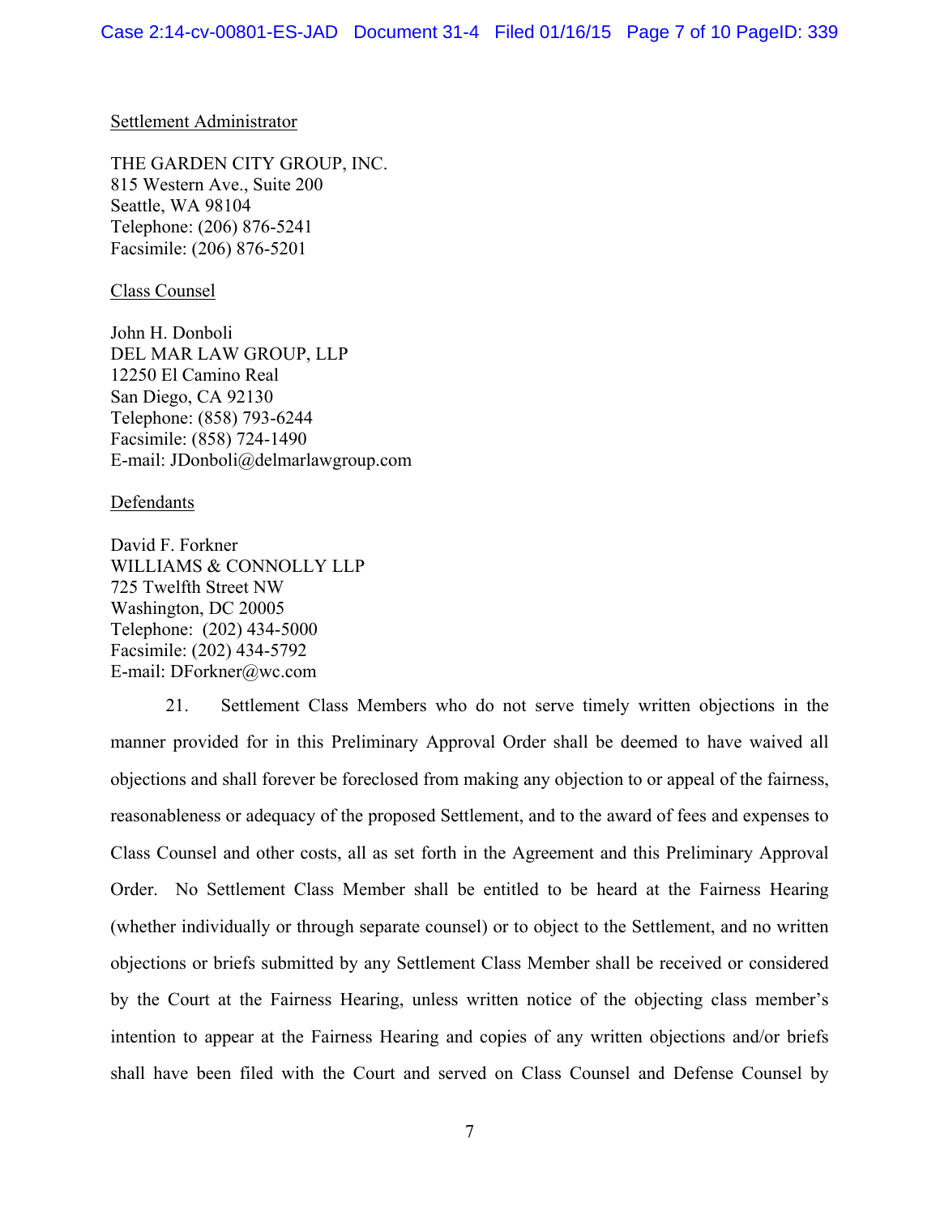<u>Settlement Administrator</u>

THE GARDEN CITY GROUP, INC.
815 Western Ave., Suite 200
Seattle, WA 98104
Telephone: (206) 876-5241
Facsimile: (206) 876-5201

<u>Class Counsel</u>

John H. Donboli
DEL MAR LAW GROUP, LLP
12250 El Camino Real
San Diego, CA 92130
Telephone: (858) 793-6244
Facsimile: (858) 724-1490
E-mail: JDonboli@delmarlawgroup.com

<u>Defendants</u>

David F. Forkner
WILLIAMS & CONNOLLY LLP
725 Twelfth Street NW
Washington, DC 20005
Telephone: (202) 434-5000
Facsimile: (202) 434-5792
E-mail: DForkner@wc.com

21. Settlement Class Members who do not serve timely written objections in the manner provided for in this Preliminary Approval Order shall be deemed to have waived all objections and shall forever be foreclosed from making any objection to or appeal of the fairness, reasonableness or adequacy of the proposed Settlement, and to the award of fees and expenses to Class Counsel and other costs, all as set forth in the Agreement and this Preliminary Approval Order. No Settlement Class Member shall be entitled to be heard at the Fairness Hearing (whether individually or through separate counsel) or to object to the Settlement, and no written objections or briefs submitted by any Settlement Class Member shall be received or considered by the Court at the Fairness Hearing, unless written notice of the objecting class member's intention to appear at the Fairness Hearing and copies of any written objections and/or briefs shall have been filed with the Court and served on Class Counsel and Defense Counsel by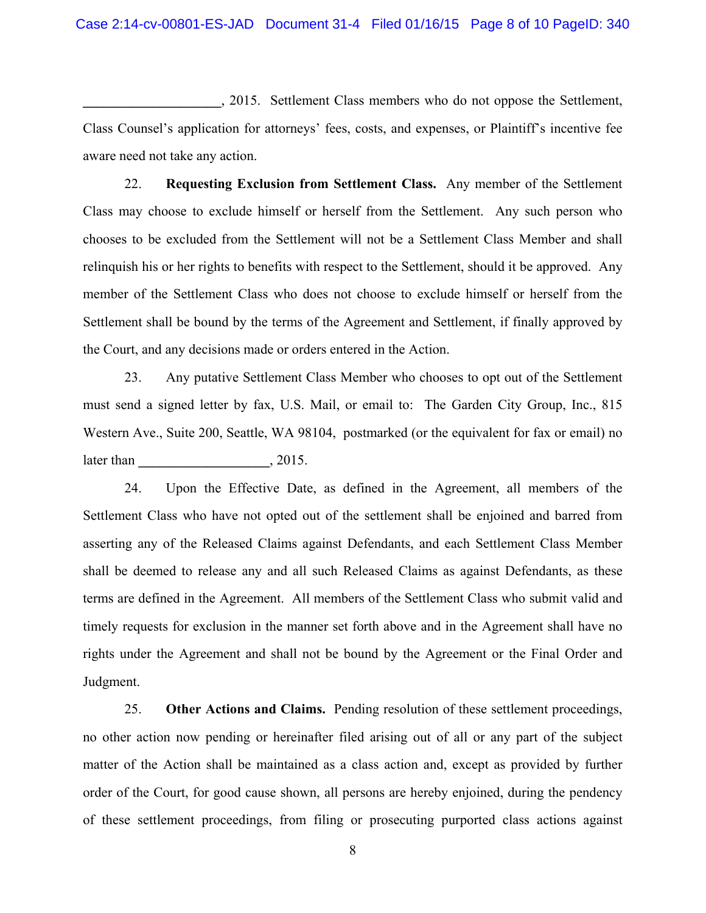____________________, 2015. Settlement Class members who do not oppose the Settlement, Class Counsel's application for attorneys' fees, costs, and expenses, or Plaintiff's incentive fee aware need not take any action.

22. **Requesting Exclusion from Settlement Class.** Any member of the Settlement Class may choose to exclude himself or herself from the Settlement. Any such person who chooses to be excluded from the Settlement will not be a Settlement Class Member and shall relinquish his or her rights to benefits with respect to the Settlement, should it be approved. Any member of the Settlement Class who does not choose to exclude himself or herself from the Settlement shall be bound by the terms of the Agreement and Settlement, if finally approved by the Court, and any decisions made or orders entered in the Action.

23. Any putative Settlement Class Member who chooses to opt out of the Settlement must send a signed letter by fax, U.S. Mail, or email to: The Garden City Group, Inc., 815 Western Ave., Suite 200, Seattle, WA 98104, postmarked (or the equivalent for fax or email) no later than ____________________, 2015.

24. Upon the Effective Date, as defined in the Agreement, all members of the Settlement Class who have not opted out of the settlement shall be enjoined and barred from asserting any of the Released Claims against Defendants, and each Settlement Class Member shall be deemed to release any and all such Released Claims as against Defendants, as these terms are defined in the Agreement. All members of the Settlement Class who submit valid and timely requests for exclusion in the manner set forth above and in the Agreement shall have no rights under the Agreement and shall not be bound by the Agreement or the Final Order and Judgment.

25. **Other Actions and Claims.** Pending resolution of these settlement proceedings, no other action now pending or hereinafter filed arising out of all or any part of the subject matter of the Action shall be maintained as a class action and, except as provided by further order of the Court, for good cause shown, all persons are hereby enjoined, during the pendency of these settlement proceedings, from filing or prosecuting purported class actions against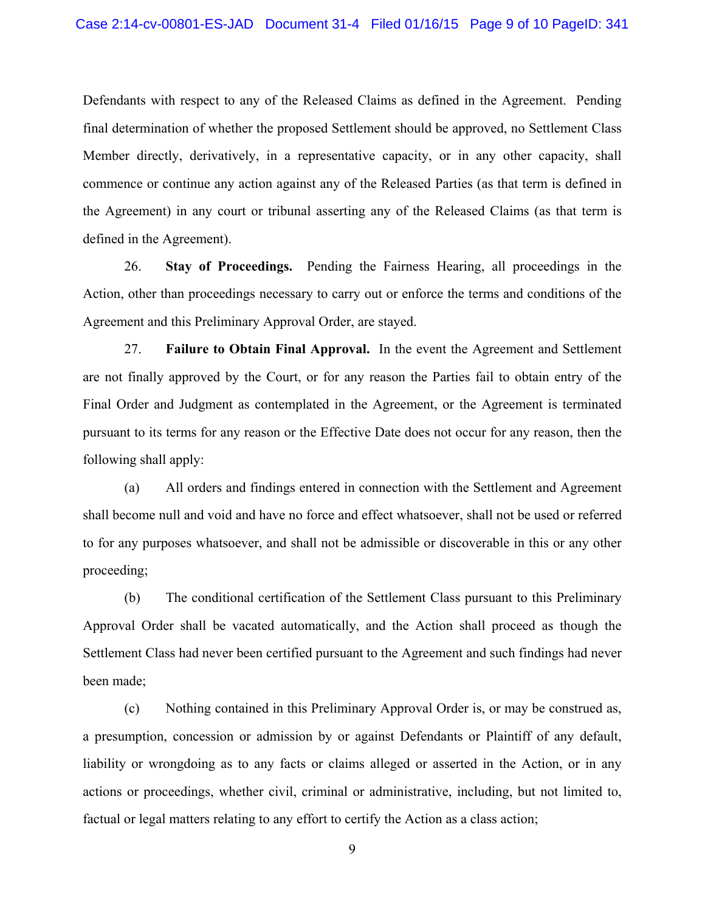Defendants with respect to any of the Released Claims as defined in the Agreement. Pending final determination of whether the proposed Settlement should be approved, no Settlement Class Member directly, derivatively, in a representative capacity, or in any other capacity, shall commence or continue any action against any of the Released Parties (as that term is defined in the Agreement) in any court or tribunal asserting any of the Released Claims (as that term is defined in the Agreement).

26. **Stay of Proceedings.** Pending the Fairness Hearing, all proceedings in the Action, other than proceedings necessary to carry out or enforce the terms and conditions of the Agreement and this Preliminary Approval Order, are stayed.

27. **Failure to Obtain Final Approval.** In the event the Agreement and Settlement are not finally approved by the Court, or for any reason the Parties fail to obtain entry of the Final Order and Judgment as contemplated in the Agreement, or the Agreement is terminated pursuant to its terms for any reason or the Effective Date does not occur for any reason, then the following shall apply:

(a) All orders and findings entered in connection with the Settlement and Agreement shall become null and void and have no force and effect whatsoever, shall not be used or referred to for any purposes whatsoever, and shall not be admissible or discoverable in this or any other proceeding;

(b) The conditional certification of the Settlement Class pursuant to this Preliminary Approval Order shall be vacated automatically, and the Action shall proceed as though the Settlement Class had never been certified pursuant to the Agreement and such findings had never been made;

(c) Nothing contained in this Preliminary Approval Order is, or may be construed as, a presumption, concession or admission by or against Defendants or Plaintiff of any default, liability or wrongdoing as to any facts or claims alleged or asserted in the Action, or in any actions or proceedings, whether civil, criminal or administrative, including, but not limited to, factual or legal matters relating to any effort to certify the Action as a class action;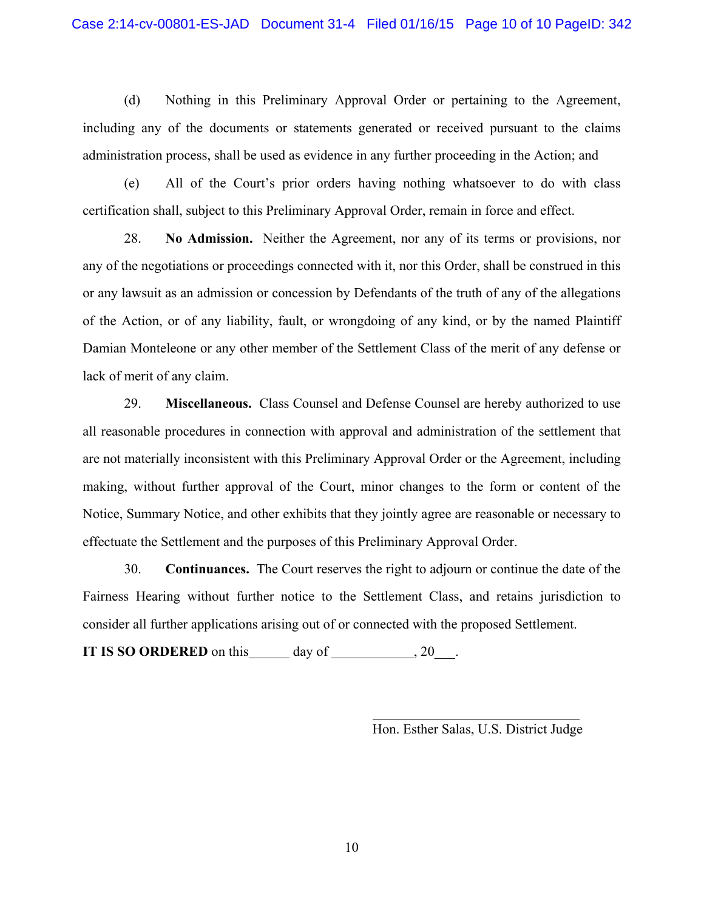(d) Nothing in this Preliminary Approval Order or pertaining to the Agreement, including any of the documents or statements generated or received pursuant to the claims administration process, shall be used as evidence in any further proceeding in the Action; and

(e) All of the Court's prior orders having nothing whatsoever to do with class certification shall, subject to this Preliminary Approval Order, remain in force and effect.

28. **No Admission.** Neither the Agreement, nor any of its terms or provisions, nor any of the negotiations or proceedings connected with it, nor this Order, shall be construed in this or any lawsuit as an admission or concession by Defendants of the truth of any of the allegations of the Action, or of any liability, fault, or wrongdoing of any kind, or by the named Plaintiff Damian Monteleone or any other member of the Settlement Class of the merit of any defense or lack of merit of any claim.

29. **Miscellaneous.** Class Counsel and Defense Counsel are hereby authorized to use all reasonable procedures in connection with approval and administration of the settlement that are not materially inconsistent with this Preliminary Approval Order or the Agreement, including making, without further approval of the Court, minor changes to the form or content of the Notice, Summary Notice, and other exhibits that they jointly agree are reasonable or necessary to effectuate the Settlement and the purposes of this Preliminary Approval Order.

30. **Continuances.** The Court reserves the right to adjourn or continue the date of the Fairness Hearing without further notice to the Settlement Class, and retains jurisdiction to consider all further applications arising out of or connected with the proposed Settlement.

**IT IS SO ORDERED** on this______ day of ____________, 20___.

\_\_\_\_\_\_\_\_\_\_\_\_\_\_\_\_\_\_\_\_\_\_\_\_\_\_\_\_\_\_

Hon. Esther Salas, U.S. District Judge